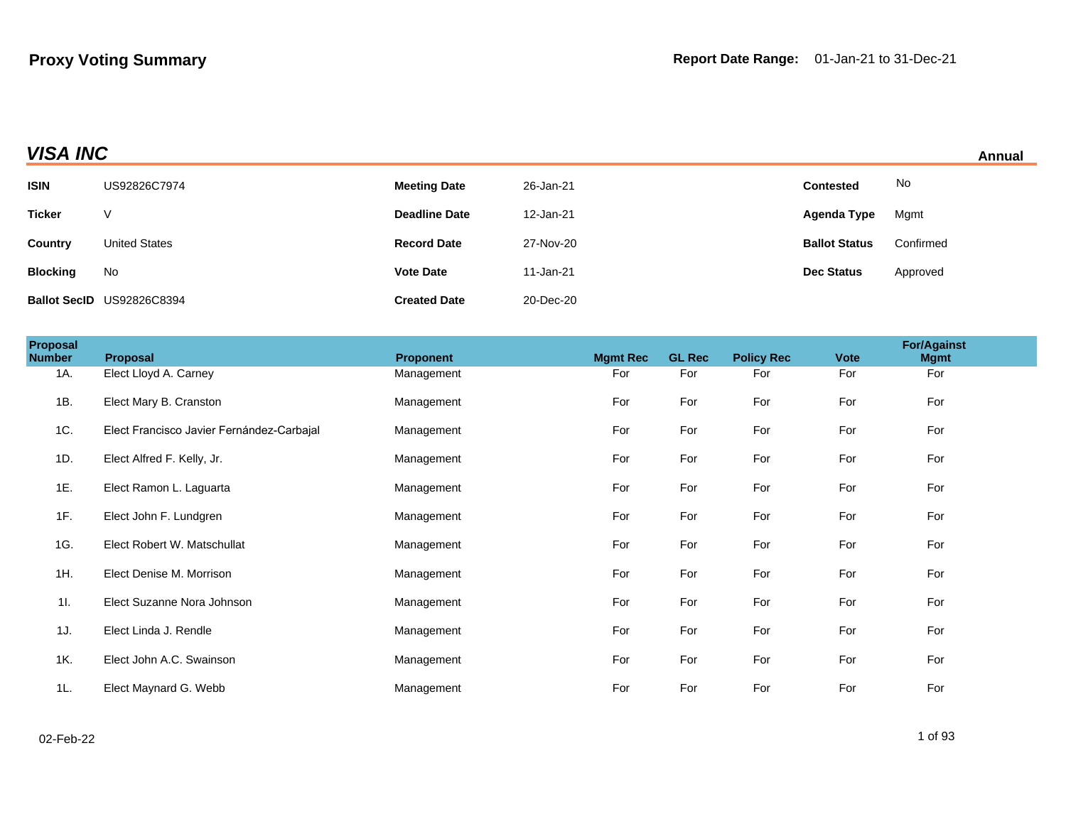# Proxy Voting Summary

**Report Date Range:** 01-Jan-21 to 31-Dec-21

## *VISA INC*

**Annual**

| | | | | | |
|---|---|---|---|---|---|
| **ISIN** | US92826C7974 | **Meeting Date** | 26-Jan-21 | **Contested** | No |
| **Ticker** | V | **Deadline Date** | 12-Jan-21 | **Agenda Type** | Mgmt |
| **Country** | United States | **Record Date** | 27-Nov-20 | **Ballot Status** | Confirmed |
| **Blocking** | No | **Vote Date** | 11-Jan-21 | **Dec Status** | Approved |
| **Ballot SecID** | US92826C8394 | **Created Date** | 20-Dec-20 | | |

| Proposal Number | Proposal | Proponent | Mgmt Rec | GL Rec | Policy Rec | Vote | For/Against Mgmt |
|---|---|---|---|---|---|---|---|
| 1A. | Elect Lloyd A. Carney | Management | For | For | For | For | For |
| 1B. | Elect Mary B. Cranston | Management | For | For | For | For | For |
| 1C. | Elect Francisco Javier Fernández-Carbajal | Management | For | For | For | For | For |
| 1D. | Elect Alfred F. Kelly, Jr. | Management | For | For | For | For | For |
| 1E. | Elect Ramon L. Laguarta | Management | For | For | For | For | For |
| 1F. | Elect John F. Lundgren | Management | For | For | For | For | For |
| 1G. | Elect Robert W. Matschullat | Management | For | For | For | For | For |
| 1H. | Elect Denise M. Morrison | Management | For | For | For | For | For |
| 1I. | Elect Suzanne Nora Johnson | Management | For | For | For | For | For |
| 1J. | Elect Linda J. Rendle | Management | For | For | For | For | For |
| 1K. | Elect John A.C. Swainson | Management | For | For | For | For | For |
| 1L. | Elect Maynard G. Webb | Management | For | For | For | For | For |

02-Feb-22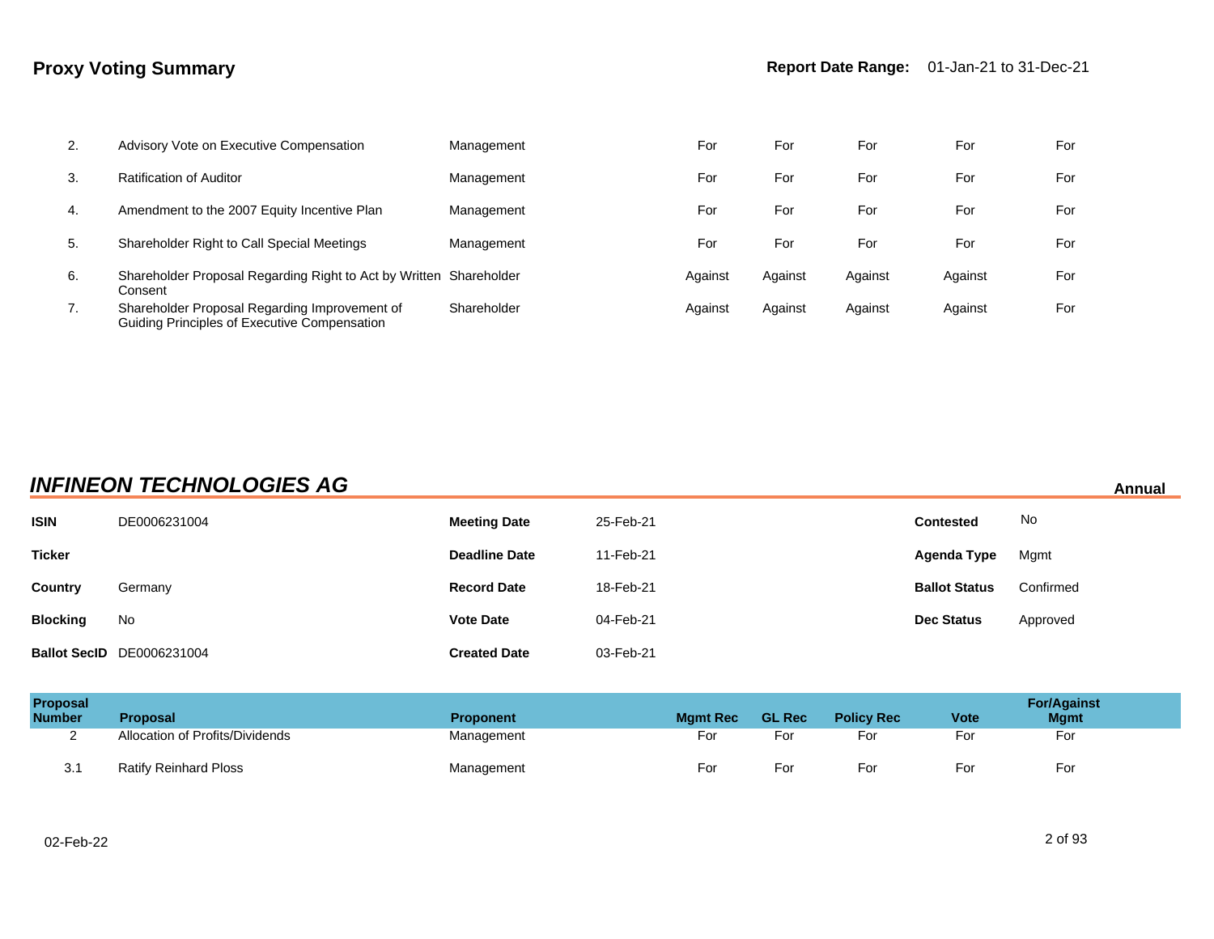## Proxy Voting Summary

**Report Date Range:** 01-Jan-21 to 31-Dec-21

| Proposal Number | Proposal | Proponent | Mgmt Rec | GL Rec | Policy Rec | Vote | For/Against Mgmt |
|---|---|---|---|---|---|---|---|
| 2. | Advisory Vote on Executive Compensation | Management | For | For | For | For | For |
| 3. | Ratification of Auditor | Management | For | For | For | For | For |
| 4. | Amendment to the 2007 Equity Incentive Plan | Management | For | For | For | For | For |
| 5. | Shareholder Right to Call Special Meetings | Management | For | For | For | For | For |
| 6. | Shareholder Proposal Regarding Right to Act by Written Consent | Shareholder | Against | Against | Against | Against | For |
| 7. | Shareholder Proposal Regarding Improvement of Guiding Principles of Executive Compensation | Shareholder | Against | Against | Against | Against | For |

## *INFINEON TECHNOLOGIES AG*

**Annual**

| | | | | | |
|---|---|---|---|---|---|
| **ISIN** | DE0006231004 | **Meeting Date** | 25-Feb-21 | **Contested** | No |
| **Ticker** | | **Deadline Date** | 11-Feb-21 | **Agenda Type** | Mgmt |
| **Country** | Germany | **Record Date** | 18-Feb-21 | **Ballot Status** | Confirmed |
| **Blocking** | No | **Vote Date** | 04-Feb-21 | **Dec Status** | Approved |
| **Ballot SecID** | DE0006231004 | **Created Date** | 03-Feb-21 | | |

| Proposal Number | Proposal | Proponent | Mgmt Rec | GL Rec | Policy Rec | Vote | For/Against Mgmt |
|---|---|---|---|---|---|---|---|
| 2 | Allocation of Profits/Dividends | Management | For | For | For | For | For |
| 3.1 | Ratify Reinhard Ploss | Management | For | For | For | For | For |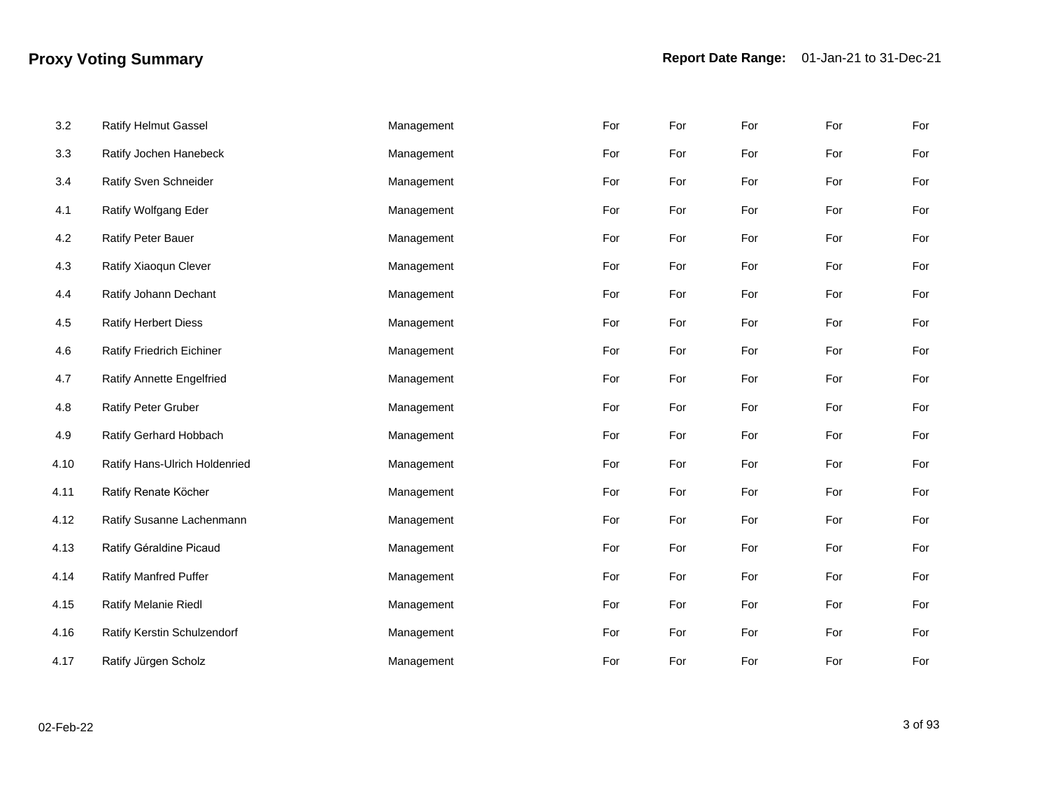| | | | | | | | |
|---|---|---|---|---|---|---|---|
| 3.2 | Ratify Helmut Gassel | Management | For | For | For | For | For |
| 3.3 | Ratify Jochen Hanebeck | Management | For | For | For | For | For |
| 3.4 | Ratify Sven Schneider | Management | For | For | For | For | For |
| 4.1 | Ratify Wolfgang Eder | Management | For | For | For | For | For |
| 4.2 | Ratify Peter Bauer | Management | For | For | For | For | For |
| 4.3 | Ratify Xiaoqun Clever | Management | For | For | For | For | For |
| 4.4 | Ratify Johann Dechant | Management | For | For | For | For | For |
| 4.5 | Ratify Herbert Diess | Management | For | For | For | For | For |
| 4.6 | Ratify Friedrich Eichiner | Management | For | For | For | For | For |
| 4.7 | Ratify Annette Engelfried | Management | For | For | For | For | For |
| 4.8 | Ratify Peter Gruber | Management | For | For | For | For | For |
| 4.9 | Ratify Gerhard Hobbach | Management | For | For | For | For | For |
| 4.10 | Ratify Hans-Ulrich Holdenried | Management | For | For | For | For | For |
| 4.11 | Ratify Renate Köcher | Management | For | For | For | For | For |
| 4.12 | Ratify Susanne Lachenmann | Management | For | For | For | For | For |
| 4.13 | Ratify Géraldine Picaud | Management | For | For | For | For | For |
| 4.14 | Ratify Manfred Puffer | Management | For | For | For | For | For |
| 4.15 | Ratify Melanie Riedl | Management | For | For | For | For | For |
| 4.16 | Ratify Kerstin Schulzendorf | Management | For | For | For | For | For |
| 4.17 | Ratify Jürgen Scholz | Management | For | For | For | For | For |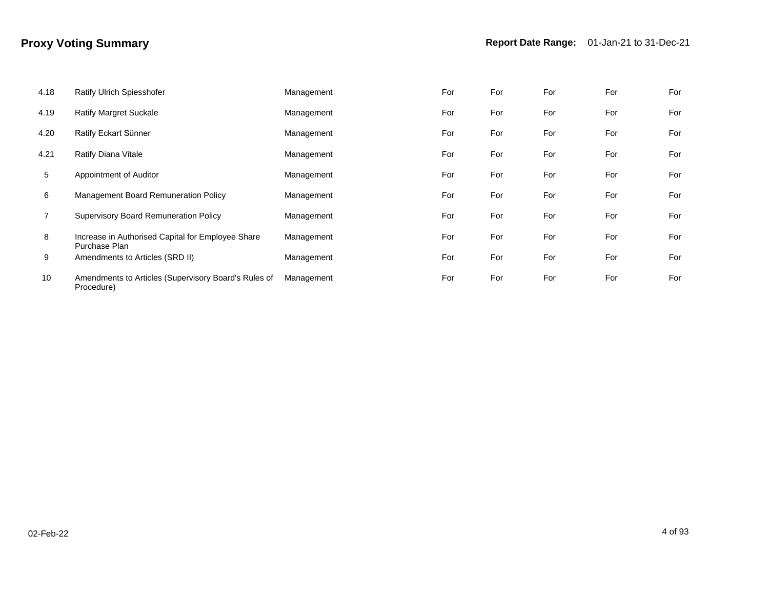| | | | | | | | |
|---|---|---|---|---|---|---|---|
| 4.18 | Ratify Ulrich Spiesshofer | Management | For | For | For | For | For |
| 4.19 | Ratify Margret Suckale | Management | For | For | For | For | For |
| 4.20 | Ratify Eckart Sünner | Management | For | For | For | For | For |
| 4.21 | Ratify Diana Vitale | Management | For | For | For | For | For |
| 5 | Appointment of Auditor | Management | For | For | For | For | For |
| 6 | Management Board Remuneration Policy | Management | For | For | For | For | For |
| 7 | Supervisory Board Remuneration Policy | Management | For | For | For | For | For |
| 8 | Increase in Authorised Capital for Employee Share Purchase Plan | Management | For | For | For | For | For |
| 9 | Amendments to Articles (SRD II) | Management | For | For | For | For | For |
| 10 | Amendments to Articles (Supervisory Board's Rules of Procedure) | Management | For | For | For | For | For |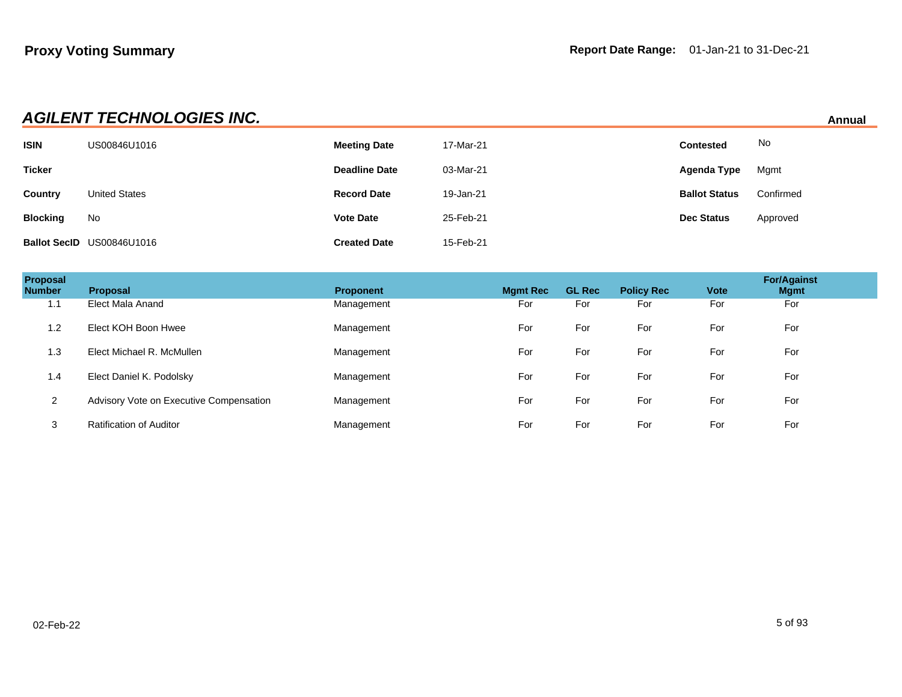**Proxy Voting Summary**

**Report Date Range:** 01-Jan-21 to 31-Dec-21

## *AGILENT TECHNOLOGIES INC.*

**Annual**

| | | | | | |
|---|---|---|---|---|---|
| **ISIN** | US00846U1016 | **Meeting Date** | 17-Mar-21 | **Contested** | No |
| **Ticker** | | **Deadline Date** | 03-Mar-21 | **Agenda Type** | Mgmt |
| **Country** | United States | **Record Date** | 19-Jan-21 | **Ballot Status** | Confirmed |
| **Blocking** | No | **Vote Date** | 25-Feb-21 | **Dec Status** | Approved |
| **Ballot SecID** | US00846U1016 | **Created Date** | 15-Feb-21 | | |

| Proposal Number | Proposal | Proponent | Mgmt Rec | GL Rec | Policy Rec | Vote | For/Against Mgmt |
|---|---|---|---|---|---|---|---|
| 1.1 | Elect Mala Anand | Management | For | For | For | For | For |
| 1.2 | Elect KOH Boon Hwee | Management | For | For | For | For | For |
| 1.3 | Elect Michael R. McMullen | Management | For | For | For | For | For |
| 1.4 | Elect Daniel K. Podolsky | Management | For | For | For | For | For |
| 2 | Advisory Vote on Executive Compensation | Management | For | For | For | For | For |
| 3 | Ratification of Auditor | Management | For | For | For | For | For |

02-Feb-22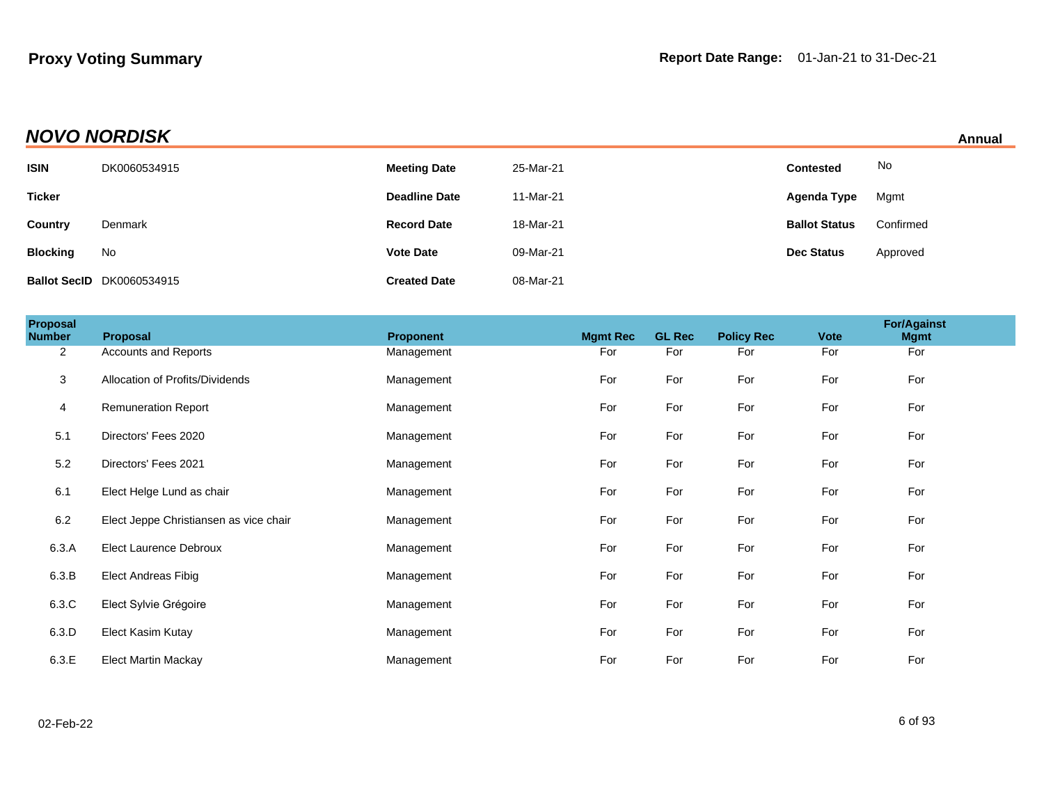**Proxy Voting Summary**

**Report Date Range:** 01-Jan-21 to 31-Dec-21

## *NOVO NORDISK*

**Annual**

| | | | | | |
|---|---|---|---|---|---|
| **ISIN** | DK0060534915 | **Meeting Date** | 25-Mar-21 | **Contested** | No |
| **Ticker** | | **Deadline Date** | 11-Mar-21 | **Agenda Type** | Mgmt |
| **Country** | Denmark | **Record Date** | 18-Mar-21 | **Ballot Status** | Confirmed |
| **Blocking** | No | **Vote Date** | 09-Mar-21 | **Dec Status** | Approved |
| **Ballot SecID** | DK0060534915 | **Created Date** | 08-Mar-21 | | |

| Proposal Number | Proposal | Proponent | Mgmt Rec | GL Rec | Policy Rec | Vote | For/Against Mgmt |
|---|---|---|---|---|---|---|---|
| 2 | Accounts and Reports | Management | For | For | For | For | For |
| 3 | Allocation of Profits/Dividends | Management | For | For | For | For | For |
| 4 | Remuneration Report | Management | For | For | For | For | For |
| 5.1 | Directors' Fees 2020 | Management | For | For | For | For | For |
| 5.2 | Directors' Fees 2021 | Management | For | For | For | For | For |
| 6.1 | Elect Helge Lund as chair | Management | For | For | For | For | For |
| 6.2 | Elect Jeppe Christiansen as vice chair | Management | For | For | For | For | For |
| 6.3.A | Elect Laurence Debroux | Management | For | For | For | For | For |
| 6.3.B | Elect Andreas Fibig | Management | For | For | For | For | For |
| 6.3.C | Elect Sylvie Grégoire | Management | For | For | For | For | For |
| 6.3.D | Elect Kasim Kutay | Management | For | For | For | For | For |
| 6.3.E | Elect Martin Mackay | Management | For | For | For | For | For |

02-Feb-22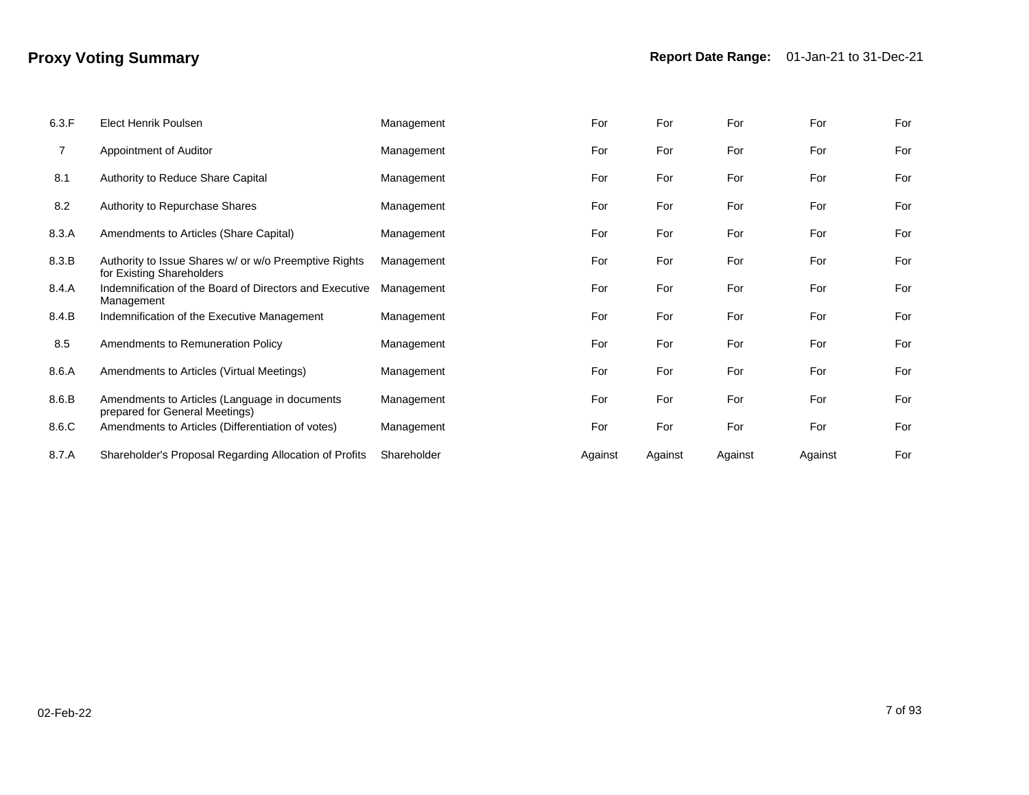## Proxy Voting Summary

**Report Date Range:** 01-Jan-21 to 31-Dec-21

| | | | | | | | |
|---|---|---|---|---|---|---|---|
| 6.3.F | Elect Henrik Poulsen | Management | For | For | For | For | For |
| 7 | Appointment of Auditor | Management | For | For | For | For | For |
| 8.1 | Authority to Reduce Share Capital | Management | For | For | For | For | For |
| 8.2 | Authority to Repurchase Shares | Management | For | For | For | For | For |
| 8.3.A | Amendments to Articles (Share Capital) | Management | For | For | For | For | For |
| 8.3.B | Authority to Issue Shares w/ or w/o Preemptive Rights for Existing Shareholders | Management | For | For | For | For | For |
| 8.4.A | Indemnification of the Board of Directors and Executive Management | Management | For | For | For | For | For |
| 8.4.B | Indemnification of the Executive Management | Management | For | For | For | For | For |
| 8.5 | Amendments to Remuneration Policy | Management | For | For | For | For | For |
| 8.6.A | Amendments to Articles (Virtual Meetings) | Management | For | For | For | For | For |
| 8.6.B | Amendments to Articles (Language in documents prepared for General Meetings) | Management | For | For | For | For | For |
| 8.6.C | Amendments to Articles (Differentiation of votes) | Management | For | For | For | For | For |
| 8.7.A | Shareholder's Proposal Regarding Allocation of Profits | Shareholder | Against | Against | Against | Against | For |

02-Feb-22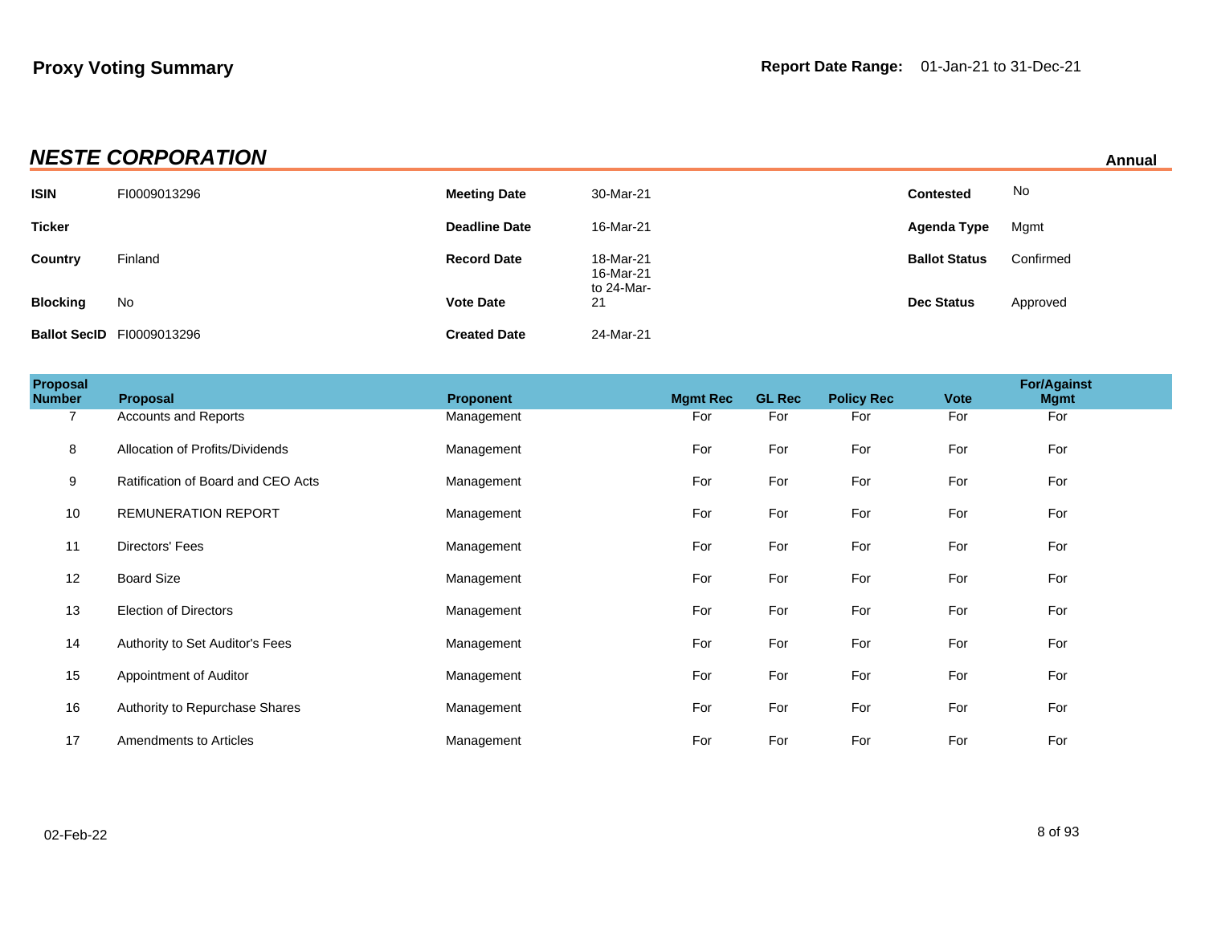**Proxy Voting Summary**

**Report Date Range:** 01-Jan-21 to 31-Dec-21

## *NESTE CORPORATION*

**Annual**

| | | | | | |
|---|---|---|---|---|---|
| **ISIN** | FI0009013296 | **Meeting Date** | 30-Mar-21 | **Contested** | No |
| **Ticker** | | **Deadline Date** | 16-Mar-21 | **Agenda Type** | Mgmt |
| **Country** | Finland | **Record Date** | 18-Mar-21 | **Ballot Status** | Confirmed |
| **Blocking** | No | **Vote Date** | 16-Mar-21 to 24-Mar-21 | **Dec Status** | Approved |
| **Ballot SecID** | FI0009013296 | **Created Date** | 24-Mar-21 | | |

| Proposal Number | Proposal | Proponent | Mgmt Rec | GL Rec | Policy Rec | Vote | For/Against Mgmt |
|---|---|---|---|---|---|---|---|
| 7 | Accounts and Reports | Management | For | For | For | For | For |
| 8 | Allocation of Profits/Dividends | Management | For | For | For | For | For |
| 9 | Ratification of Board and CEO Acts | Management | For | For | For | For | For |
| 10 | REMUNERATION REPORT | Management | For | For | For | For | For |
| 11 | Directors' Fees | Management | For | For | For | For | For |
| 12 | Board Size | Management | For | For | For | For | For |
| 13 | Election of Directors | Management | For | For | For | For | For |
| 14 | Authority to Set Auditor's Fees | Management | For | For | For | For | For |
| 15 | Appointment of Auditor | Management | For | For | For | For | For |
| 16 | Authority to Repurchase Shares | Management | For | For | For | For | For |
| 17 | Amendments to Articles | Management | For | For | For | For | For |

02-Feb-22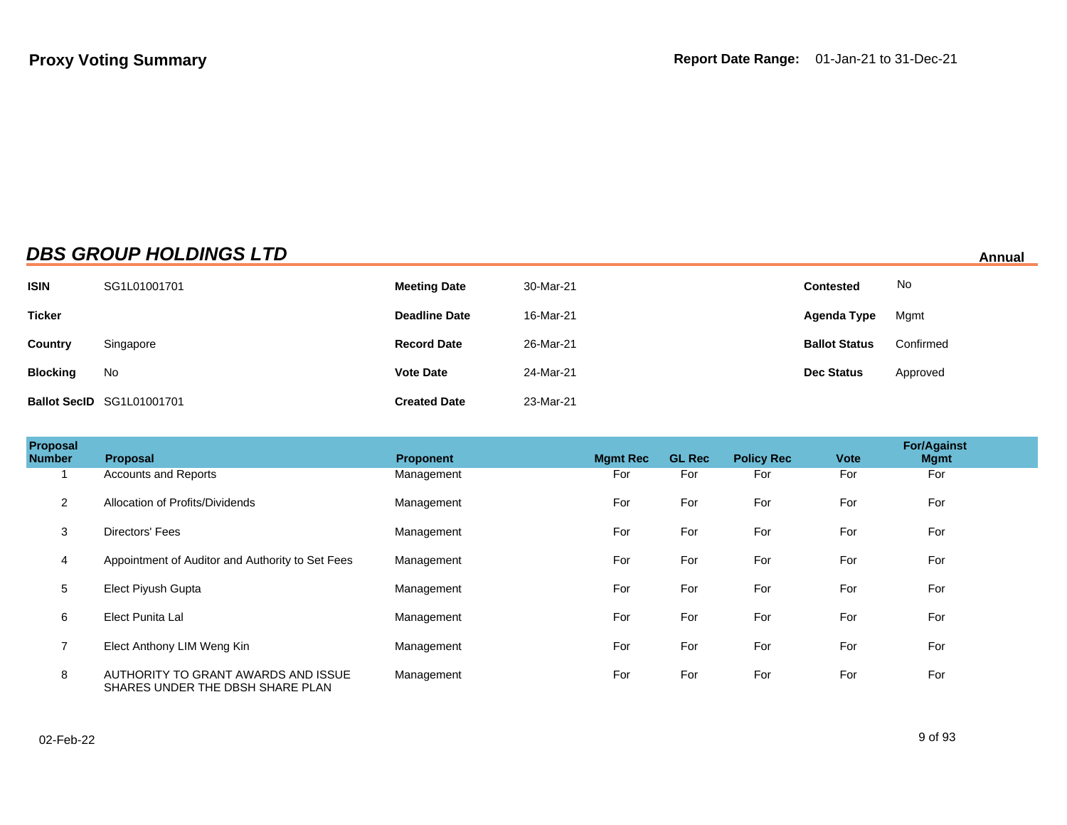**Proxy Voting Summary**

**Report Date Range:** 01-Jan-21 to 31-Dec-21

## *DBS GROUP HOLDINGS LTD*

**Annual**

| | | | | | |
|---|---|---|---|---|---|
| **ISIN** | SG1L01001701 | **Meeting Date** | 30-Mar-21 | **Contested** | No |
| **Ticker** | | **Deadline Date** | 16-Mar-21 | **Agenda Type** | Mgmt |
| **Country** | Singapore | **Record Date** | 26-Mar-21 | **Ballot Status** | Confirmed |
| **Blocking** | No | **Vote Date** | 24-Mar-21 | **Dec Status** | Approved |
| **Ballot SecID** | SG1L01001701 | **Created Date** | 23-Mar-21 | | |

| Proposal Number | Proposal | Proponent | Mgmt Rec | GL Rec | Policy Rec | Vote | For/Against Mgmt |
|---|---|---|---|---|---|---|---|
| 1 | Accounts and Reports | Management | For | For | For | For | For |
| 2 | Allocation of Profits/Dividends | Management | For | For | For | For | For |
| 3 | Directors' Fees | Management | For | For | For | For | For |
| 4 | Appointment of Auditor and Authority to Set Fees | Management | For | For | For | For | For |
| 5 | Elect Piyush Gupta | Management | For | For | For | For | For |
| 6 | Elect Punita Lal | Management | For | For | For | For | For |
| 7 | Elect Anthony LIM Weng Kin | Management | For | For | For | For | For |
| 8 | AUTHORITY TO GRANT AWARDS AND ISSUE SHARES UNDER THE DBSH SHARE PLAN | Management | For | For | For | For | For |

02-Feb-22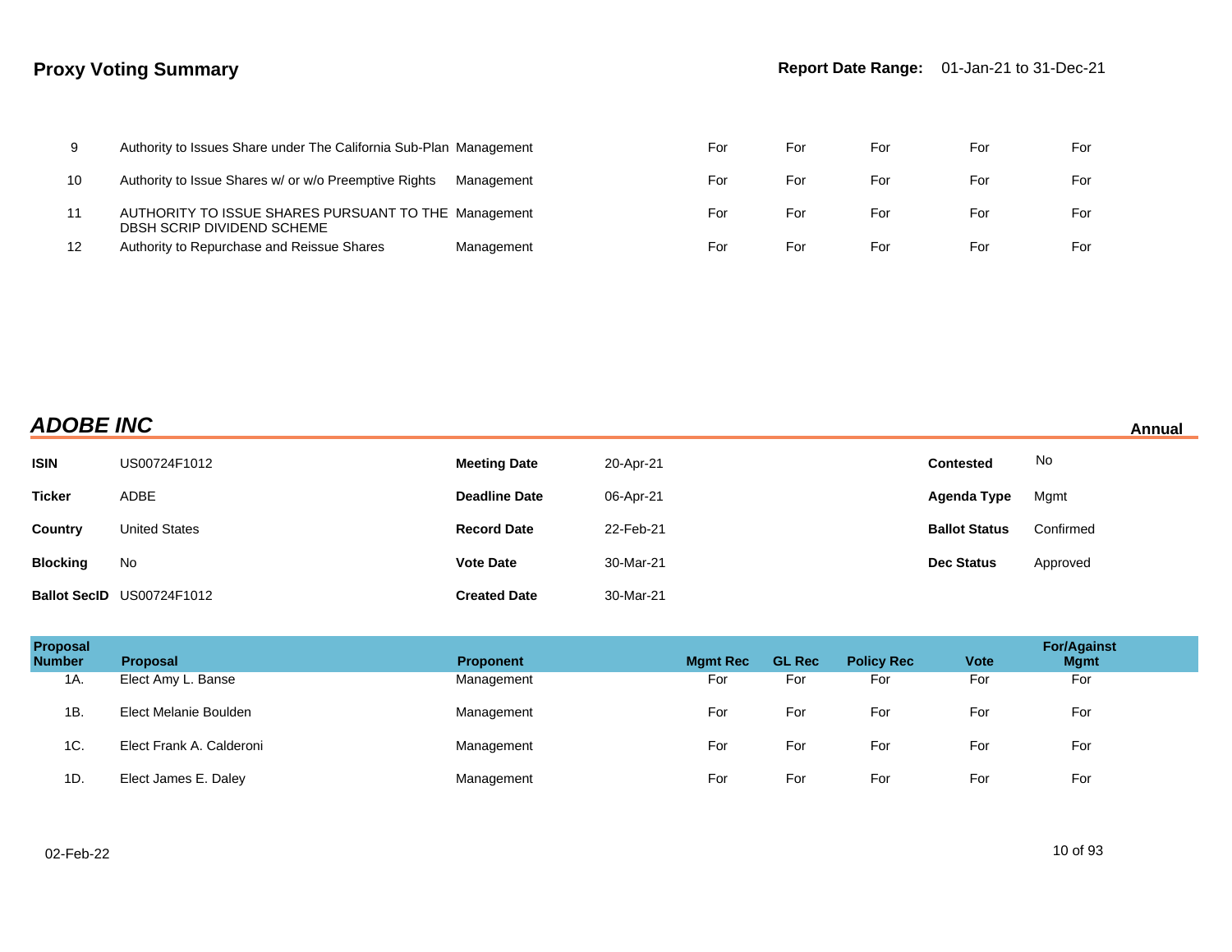| Proposal Number | Proposal | Proponent | Mgmt Rec | GL Rec | Policy Rec | Vote | For/Against Mgmt |
|---|---|---|---|---|---|---|---|
| 9 | Authority to Issues Share under The California Sub-Plan | Management | For | For | For | For | For |
| 10 | Authority to Issue Shares w/ or w/o Preemptive Rights | Management | For | For | For | For | For |
| 11 | AUTHORITY TO ISSUE SHARES PURSUANT TO THE DBSH SCRIP DIVIDEND SCHEME | Management | For | For | For | For | For |
| 12 | Authority to Repurchase and Reissue Shares | Management | For | For | For | For | For |

## *ADOBE INC*

**Annual**

| | | | | | |
|---|---|---|---|---|---|
| **ISIN** | US00724F1012 | **Meeting Date** | 20-Apr-21 | **Contested** | No |
| **Ticker** | ADBE | **Deadline Date** | 06-Apr-21 | **Agenda Type** | Mgmt |
| **Country** | United States | **Record Date** | 22-Feb-21 | **Ballot Status** | Confirmed |
| **Blocking** | No | **Vote Date** | 30-Mar-21 | **Dec Status** | Approved |
| **Ballot SecID** | US00724F1012 | **Created Date** | 30-Mar-21 | | |

| Proposal Number | Proposal | Proponent | Mgmt Rec | GL Rec | Policy Rec | Vote | For/Against Mgmt |
|---|---|---|---|---|---|---|---|
| 1A. | Elect Amy L. Banse | Management | For | For | For | For | For |
| 1B. | Elect Melanie Boulden | Management | For | For | For | For | For |
| 1C. | Elect Frank A. Calderoni | Management | For | For | For | For | For |
| 1D. | Elect James E. Daley | Management | For | For | For | For | For |

02-Feb-22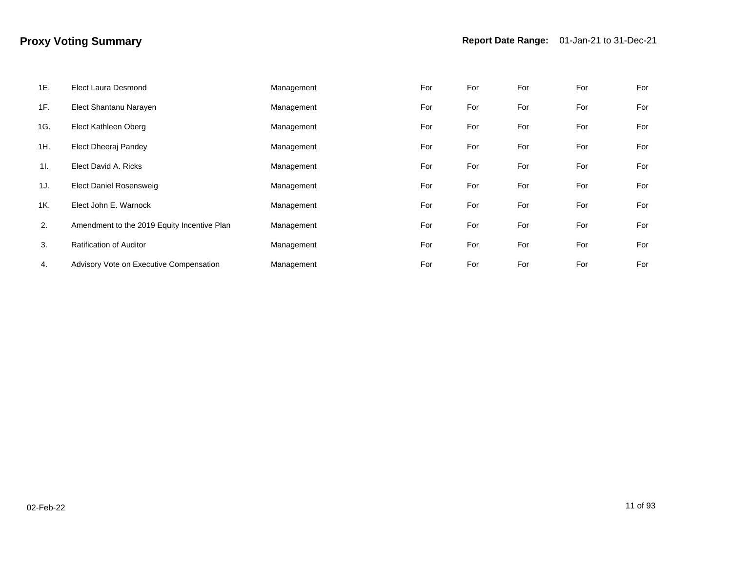## Proxy Voting Summary

**Report Date Range:** 01-Jan-21 to 31-Dec-21

| | | | | | | | |
|---|---|---|---|---|---|---|---|
| 1E. | Elect Laura Desmond | Management | For | For | For | For | For |
| 1F. | Elect Shantanu Narayen | Management | For | For | For | For | For |
| 1G. | Elect Kathleen Oberg | Management | For | For | For | For | For |
| 1H. | Elect Dheeraj Pandey | Management | For | For | For | For | For |
| 1I. | Elect David A. Ricks | Management | For | For | For | For | For |
| 1J. | Elect Daniel Rosensweig | Management | For | For | For | For | For |
| 1K. | Elect John E. Warnock | Management | For | For | For | For | For |
| 2. | Amendment to the 2019 Equity Incentive Plan | Management | For | For | For | For | For |
| 3. | Ratification of Auditor | Management | For | For | For | For | For |
| 4. | Advisory Vote on Executive Compensation | Management | For | For | For | For | For |

02-Feb-22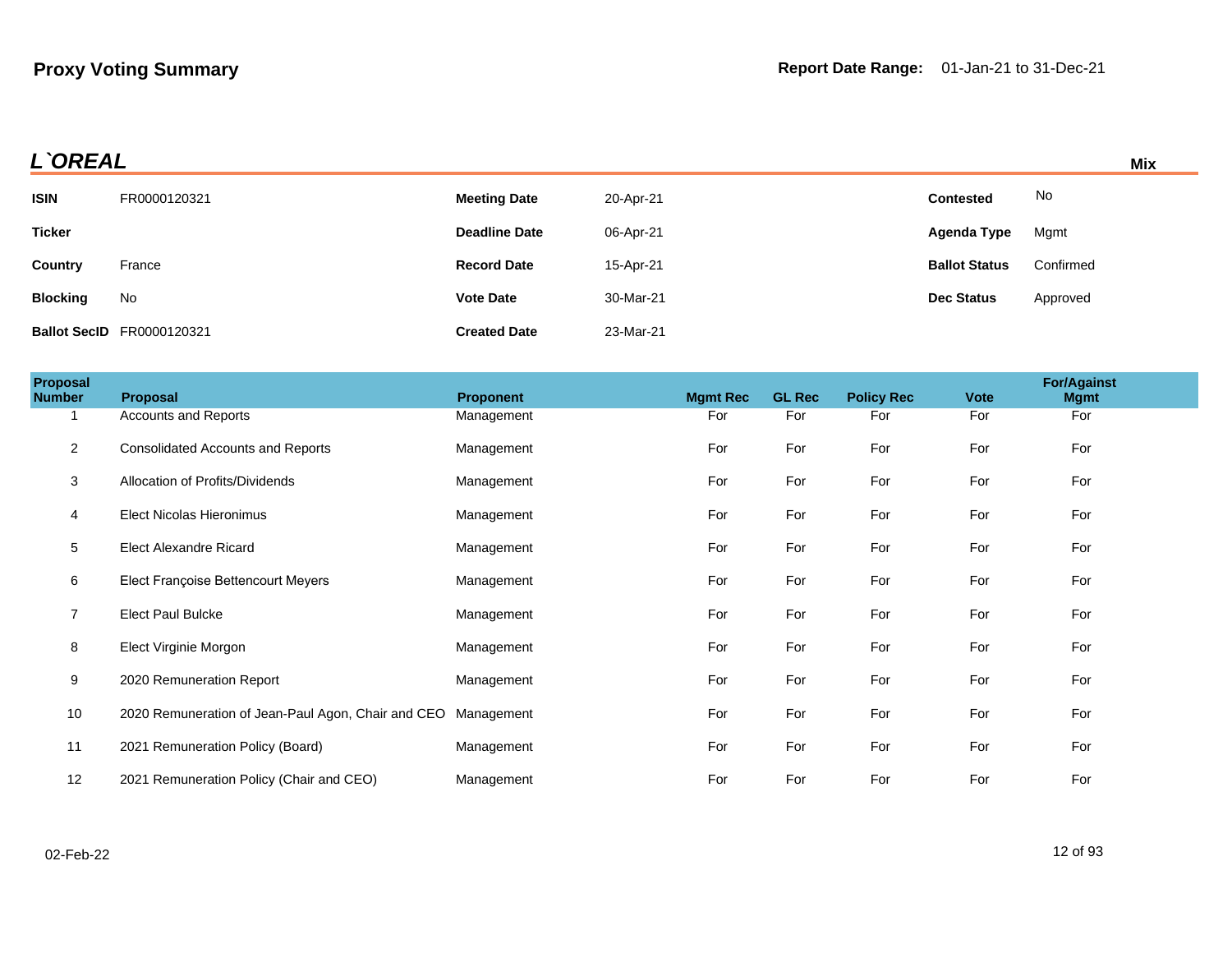**Proxy Voting Summary**

**Report Date Range:** 01-Jan-21 to 31-Dec-21

## *L`OREAL*

**Mix**

| | | | | | |
|---|---|---|---|---|---|
| **ISIN** | FR0000120321 | **Meeting Date** | 20-Apr-21 | **Contested** | No |
| **Ticker** | | **Deadline Date** | 06-Apr-21 | **Agenda Type** | Mgmt |
| **Country** | France | **Record Date** | 15-Apr-21 | **Ballot Status** | Confirmed |
| **Blocking** | No | **Vote Date** | 30-Mar-21 | **Dec Status** | Approved |
| **Ballot SecID** | FR0000120321 | **Created Date** | 23-Mar-21 | | |

| Proposal Number | Proposal | Proponent | Mgmt Rec | GL Rec | Policy Rec | Vote | For/Against Mgmt |
|---|---|---|---|---|---|---|---|
| 1 | Accounts and Reports | Management | For | For | For | For | For |
| 2 | Consolidated Accounts and Reports | Management | For | For | For | For | For |
| 3 | Allocation of Profits/Dividends | Management | For | For | For | For | For |
| 4 | Elect Nicolas Hieronimus | Management | For | For | For | For | For |
| 5 | Elect Alexandre Ricard | Management | For | For | For | For | For |
| 6 | Elect Françoise Bettencourt Meyers | Management | For | For | For | For | For |
| 7 | Elect Paul Bulcke | Management | For | For | For | For | For |
| 8 | Elect Virginie Morgon | Management | For | For | For | For | For |
| 9 | 2020 Remuneration Report | Management | For | For | For | For | For |
| 10 | 2020 Remuneration of Jean-Paul Agon, Chair and CEO | Management | For | For | For | For | For |
| 11 | 2021 Remuneration Policy (Board) | Management | For | For | For | For | For |
| 12 | 2021 Remuneration Policy (Chair and CEO) | Management | For | For | For | For | For |

02-Feb-22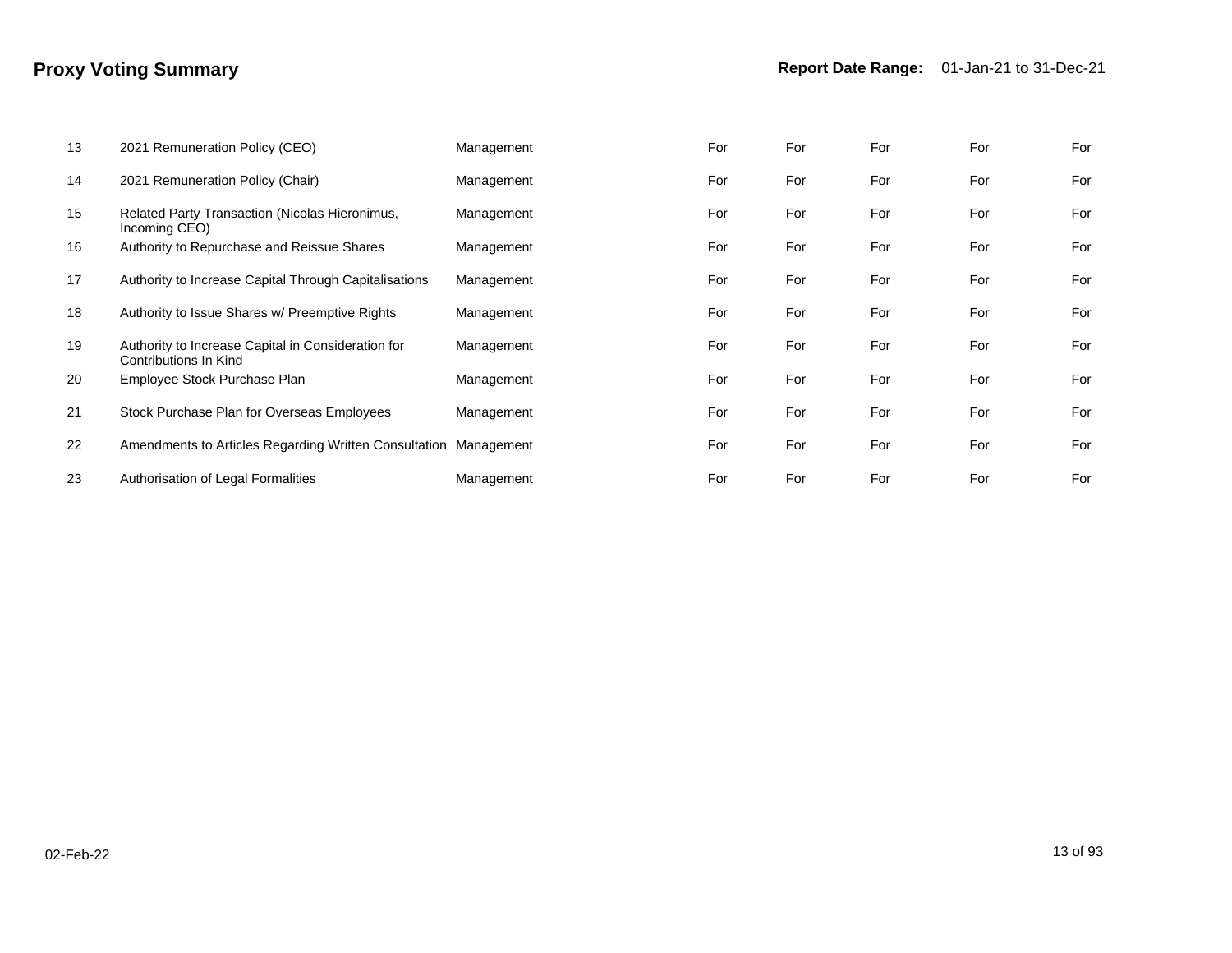# Proxy Voting Summary

**Report Date Range:** 01-Jan-21 to 31-Dec-21

| | | | | | | | |
|---|---|---|---|---|---|---|---|
| 13 | 2021 Remuneration Policy (CEO) | Management | For | For | For | For | For |
| 14 | 2021 Remuneration Policy (Chair) | Management | For | For | For | For | For |
| 15 | Related Party Transaction (Nicolas Hieronimus, Incoming CEO) | Management | For | For | For | For | For |
| 16 | Authority to Repurchase and Reissue Shares | Management | For | For | For | For | For |
| 17 | Authority to Increase Capital Through Capitalisations | Management | For | For | For | For | For |
| 18 | Authority to Issue Shares w/ Preemptive Rights | Management | For | For | For | For | For |
| 19 | Authority to Increase Capital in Consideration for Contributions In Kind | Management | For | For | For | For | For |
| 20 | Employee Stock Purchase Plan | Management | For | For | For | For | For |
| 21 | Stock Purchase Plan for Overseas Employees | Management | For | For | For | For | For |
| 22 | Amendments to Articles Regarding Written Consultation | Management | For | For | For | For | For |
| 23 | Authorisation of Legal Formalities | Management | For | For | For | For | For |

02-Feb-22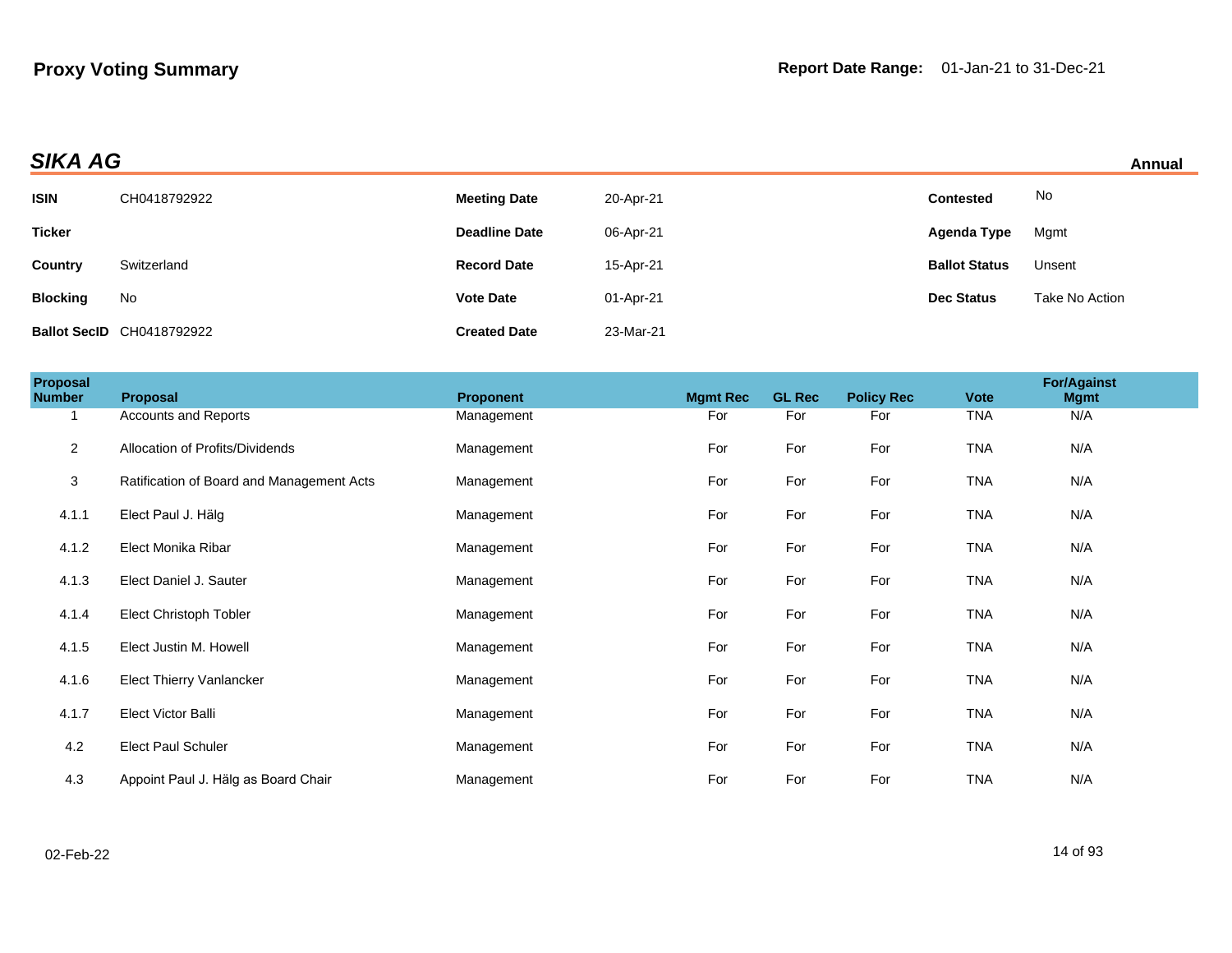**Proxy Voting Summary**

**Report Date Range:** 01-Jan-21 to 31-Dec-21

## *SIKA AG*

**Annual**

| | | | | | |
|---|---|---|---|---|---|
| **ISIN** | CH0418792922 | **Meeting Date** | 20-Apr-21 | **Contested** | No |
| **Ticker** | | **Deadline Date** | 06-Apr-21 | **Agenda Type** | Mgmt |
| **Country** | Switzerland | **Record Date** | 15-Apr-21 | **Ballot Status** | Unsent |
| **Blocking** | No | **Vote Date** | 01-Apr-21 | **Dec Status** | Take No Action |
| **Ballot SecID** | CH0418792922 | **Created Date** | 23-Mar-21 | | |

| Proposal Number | Proposal | Proponent | Mgmt Rec | GL Rec | Policy Rec | Vote | For/Against Mgmt |
|---|---|---|---|---|---|---|---|
| 1 | Accounts and Reports | Management | For | For | For | TNA | N/A |
| 2 | Allocation of Profits/Dividends | Management | For | For | For | TNA | N/A |
| 3 | Ratification of Board and Management Acts | Management | For | For | For | TNA | N/A |
| 4.1.1 | Elect Paul J. Hälg | Management | For | For | For | TNA | N/A |
| 4.1.2 | Elect Monika Ribar | Management | For | For | For | TNA | N/A |
| 4.1.3 | Elect Daniel J. Sauter | Management | For | For | For | TNA | N/A |
| 4.1.4 | Elect Christoph Tobler | Management | For | For | For | TNA | N/A |
| 4.1.5 | Elect Justin M. Howell | Management | For | For | For | TNA | N/A |
| 4.1.6 | Elect Thierry Vanlancker | Management | For | For | For | TNA | N/A |
| 4.1.7 | Elect Victor Balli | Management | For | For | For | TNA | N/A |
| 4.2 | Elect Paul Schuler | Management | For | For | For | TNA | N/A |
| 4.3 | Appoint Paul J. Hälg as Board Chair | Management | For | For | For | TNA | N/A |

02-Feb-22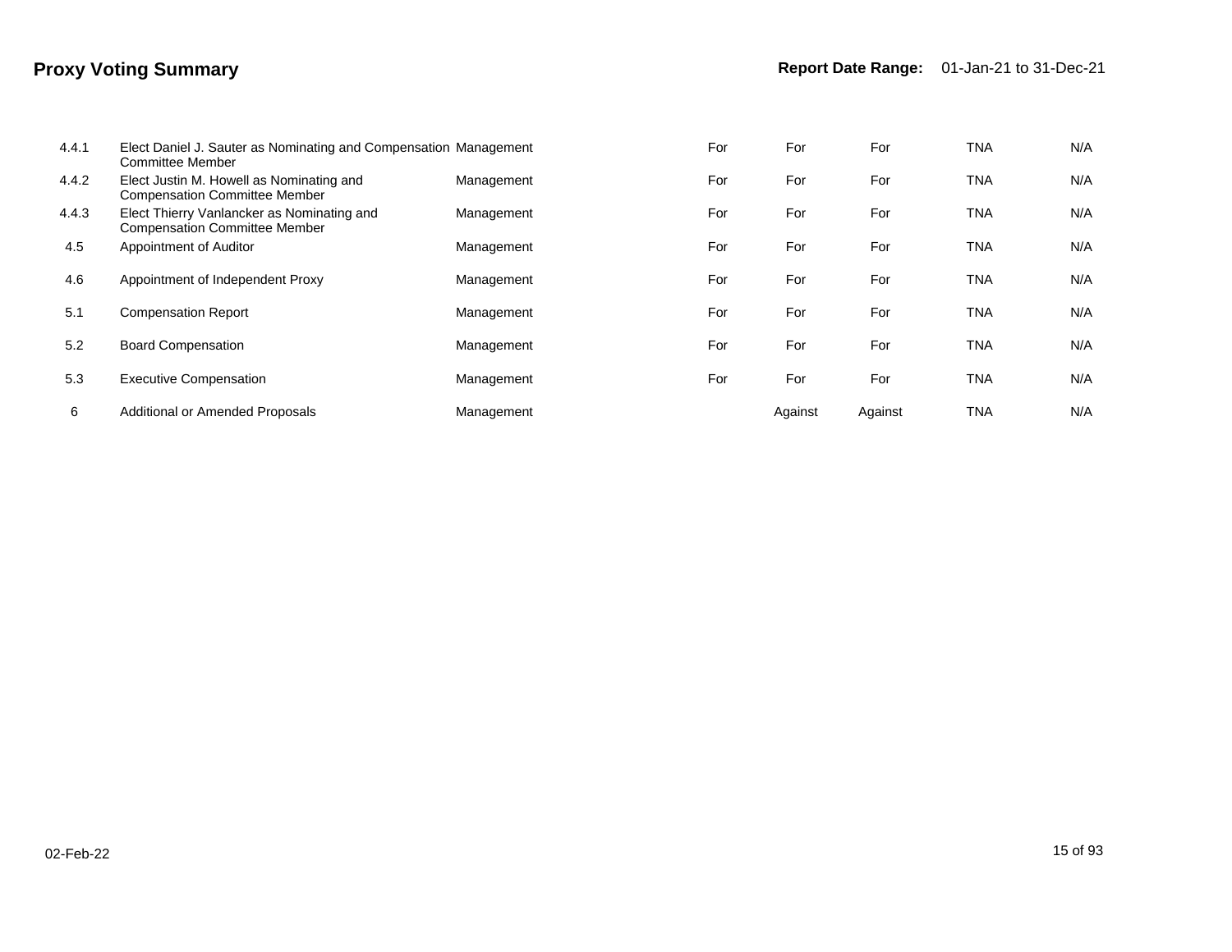## Proxy Voting Summary

**Report Date Range:** 01-Jan-21 to 31-Dec-21

| | | | | | | | |
|---|---|---|---|---|---|---|---|
| 4.4.1 | Elect Daniel J. Sauter as Nominating and Compensation Committee Member | Management | For | For | For | TNA | N/A |
| 4.4.2 | Elect Justin M. Howell as Nominating and Compensation Committee Member | Management | For | For | For | TNA | N/A |
| 4.4.3 | Elect Thierry Vanlancker as Nominating and Compensation Committee Member | Management | For | For | For | TNA | N/A |
| 4.5 | Appointment of Auditor | Management | For | For | For | TNA | N/A |
| 4.6 | Appointment of Independent Proxy | Management | For | For | For | TNA | N/A |
| 5.1 | Compensation Report | Management | For | For | For | TNA | N/A |
| 5.2 | Board Compensation | Management | For | For | For | TNA | N/A |
| 5.3 | Executive Compensation | Management | For | For | For | TNA | N/A |
| 6 | Additional or Amended Proposals | Management | | Against | Against | TNA | N/A |

02-Feb-22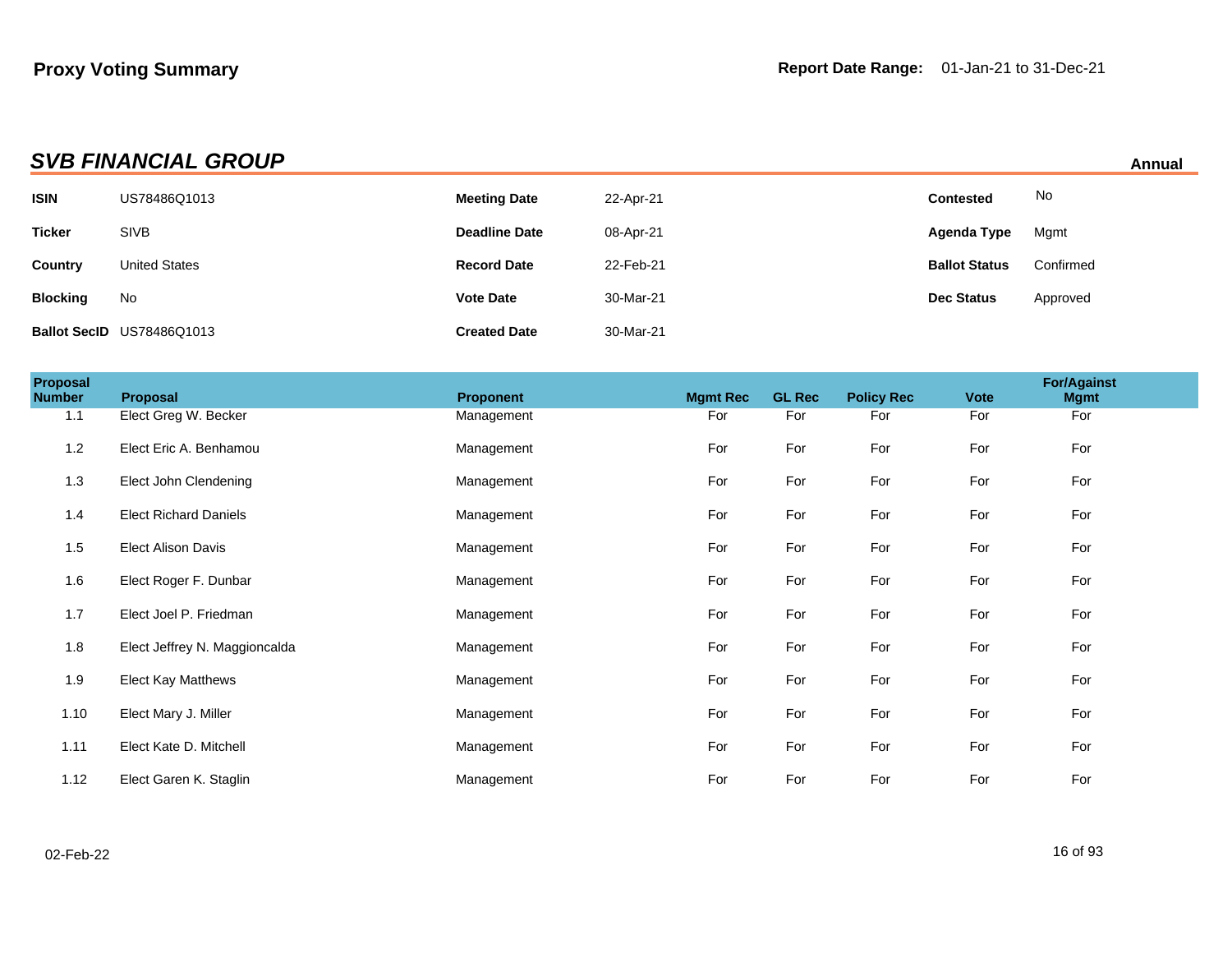**Proxy Voting Summary**

**Report Date Range:** 01-Jan-21 to 31-Dec-21

## *SVB FINANCIAL GROUP*

**Annual**

| | | | | | |
|---|---|---|---|---|---|
| **ISIN** | US78486Q1013 | **Meeting Date** | 22-Apr-21 | **Contested** | No |
| **Ticker** | SIVB | **Deadline Date** | 08-Apr-21 | **Agenda Type** | Mgmt |
| **Country** | United States | **Record Date** | 22-Feb-21 | **Ballot Status** | Confirmed |
| **Blocking** | No | **Vote Date** | 30-Mar-21 | **Dec Status** | Approved |
| **Ballot SecID** | US78486Q1013 | **Created Date** | 30-Mar-21 | | |

| Proposal Number | Proposal | Proponent | Mgmt Rec | GL Rec | Policy Rec | Vote | For/Against Mgmt |
|---|---|---|---|---|---|---|---|
| 1.1 | Elect Greg W. Becker | Management | For | For | For | For | For |
| 1.2 | Elect Eric A. Benhamou | Management | For | For | For | For | For |
| 1.3 | Elect John Clendening | Management | For | For | For | For | For |
| 1.4 | Elect Richard Daniels | Management | For | For | For | For | For |
| 1.5 | Elect Alison Davis | Management | For | For | For | For | For |
| 1.6 | Elect Roger F. Dunbar | Management | For | For | For | For | For |
| 1.7 | Elect Joel P. Friedman | Management | For | For | For | For | For |
| 1.8 | Elect Jeffrey N. Maggioncalda | Management | For | For | For | For | For |
| 1.9 | Elect Kay Matthews | Management | For | For | For | For | For |
| 1.10 | Elect Mary J. Miller | Management | For | For | For | For | For |
| 1.11 | Elect Kate D. Mitchell | Management | For | For | For | For | For |
| 1.12 | Elect Garen K. Staglin | Management | For | For | For | For | For |

02-Feb-22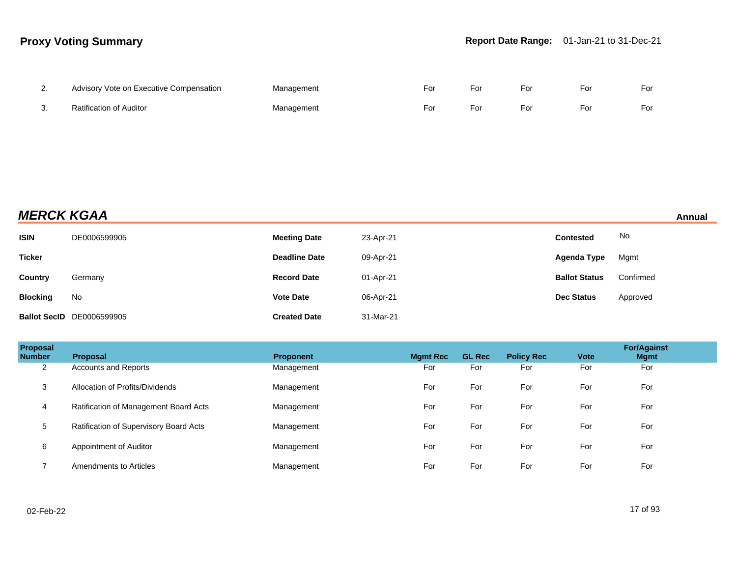| 2. | Advisory Vote on Executive Compensation | Management | For | For | For | For | For |
|---|---|---|---|---|---|---|---|
| 3. | Ratification of Auditor | Management | For | For | For | For | For |

## ***MERCK KGAA***

**Annual**

| | | | | | |
|---|---|---|---|---|---|
| **ISIN** | DE0006599905 | **Meeting Date** | 23-Apr-21 | **Contested** | No |
| **Ticker** | | **Deadline Date** | 09-Apr-21 | **Agenda Type** | Mgmt |
| **Country** | Germany | **Record Date** | 01-Apr-21 | **Ballot Status** | Confirmed |
| **Blocking** | No | **Vote Date** | 06-Apr-21 | **Dec Status** | Approved |
| **Ballot SecID** | DE0006599905 | **Created Date** | 31-Mar-21 | | |

| Proposal Number | Proposal | Proponent | Mgmt Rec | GL Rec | Policy Rec | Vote | For/Against Mgmt |
|---|---|---|---|---|---|---|---|
| 2 | Accounts and Reports | Management | For | For | For | For | For |
| 3 | Allocation of Profits/Dividends | Management | For | For | For | For | For |
| 4 | Ratification of Management Board Acts | Management | For | For | For | For | For |
| 5 | Ratification of Supervisory Board Acts | Management | For | For | For | For | For |
| 6 | Appointment of Auditor | Management | For | For | For | For | For |
| 7 | Amendments to Articles | Management | For | For | For | For | For |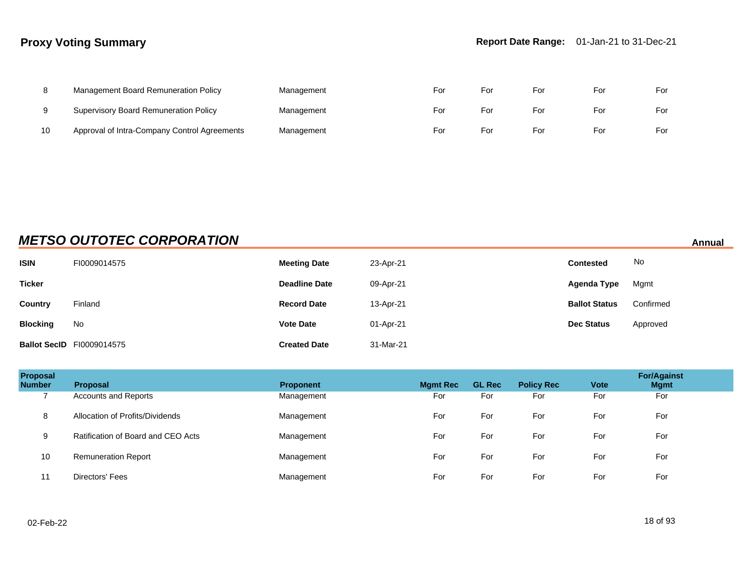| | | | | | | | |
|---|---|---|---|---|---|---|---|
| 8 | Management Board Remuneration Policy | Management | For | For | For | For | For |
| 9 | Supervisory Board Remuneration Policy | Management | For | For | For | For | For |
| 10 | Approval of Intra-Company Control Agreements | Management | For | For | For | For | For |

## *METSO OUTOTEC CORPORATION*

**Annual**

| | | | | | |
|---|---|---|---|---|---|
| **ISIN** | FI0009014575 | **Meeting Date** | 23-Apr-21 | **Contested** | No |
| **Ticker** | | **Deadline Date** | 09-Apr-21 | **Agenda Type** | Mgmt |
| **Country** | Finland | **Record Date** | 13-Apr-21 | **Ballot Status** | Confirmed |
| **Blocking** | No | **Vote Date** | 01-Apr-21 | **Dec Status** | Approved |
| **Ballot SecID** | FI0009014575 | **Created Date** | 31-Mar-21 | | |

| Proposal Number | Proposal | Proponent | Mgmt Rec | GL Rec | Policy Rec | Vote | For/Against Mgmt |
|---|---|---|---|---|---|---|---|
| 7 | Accounts and Reports | Management | For | For | For | For | For |
| 8 | Allocation of Profits/Dividends | Management | For | For | For | For | For |
| 9 | Ratification of Board and CEO Acts | Management | For | For | For | For | For |
| 10 | Remuneration Report | Management | For | For | For | For | For |
| 11 | Directors' Fees | Management | For | For | For | For | For |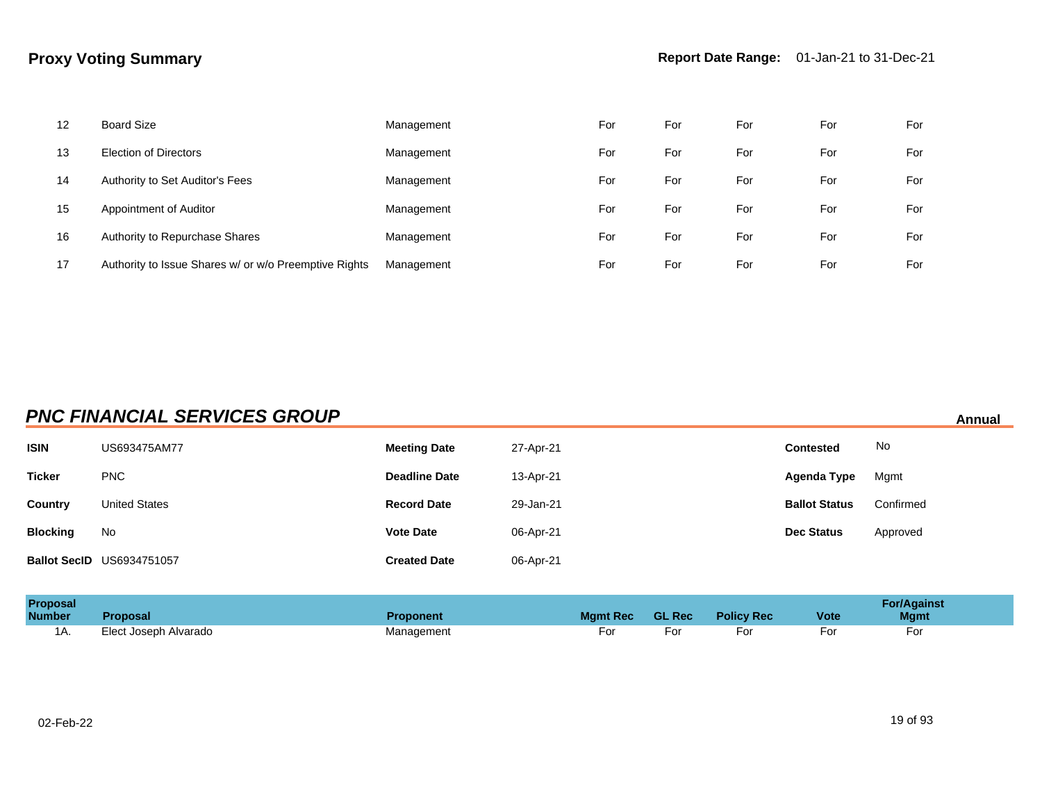| Proposal Number | Proposal | Proponent | Mgmt Rec | GL Rec | Policy Rec | Vote | For/Against Mgmt |
|---|---|---|---|---|---|---|---|
| 12 | Board Size | Management | For | For | For | For | For |
| 13 | Election of Directors | Management | For | For | For | For | For |
| 14 | Authority to Set Auditor's Fees | Management | For | For | For | For | For |
| 15 | Appointment of Auditor | Management | For | For | For | For | For |
| 16 | Authority to Repurchase Shares | Management | For | For | For | For | For |
| 17 | Authority to Issue Shares w/ or w/o Preemptive Rights | Management | For | For | For | For | For |

## *PNC FINANCIAL SERVICES GROUP*

**Annual**

| | | | | | |
|---|---|---|---|---|---|
| **ISIN** | US693475AM77 | **Meeting Date** | 27-Apr-21 | **Contested** | No |
| **Ticker** | PNC | **Deadline Date** | 13-Apr-21 | **Agenda Type** | Mgmt |
| **Country** | United States | **Record Date** | 29-Jan-21 | **Ballot Status** | Confirmed |
| **Blocking** | No | **Vote Date** | 06-Apr-21 | **Dec Status** | Approved |
| **Ballot SecID** | US6934751057 | **Created Date** | 06-Apr-21 | | |

| Proposal Number | Proposal | Proponent | Mgmt Rec | GL Rec | Policy Rec | Vote | For/Against Mgmt |
|---|---|---|---|---|---|---|---|
| 1A. | Elect Joseph Alvarado | Management | For | For | For | For | For |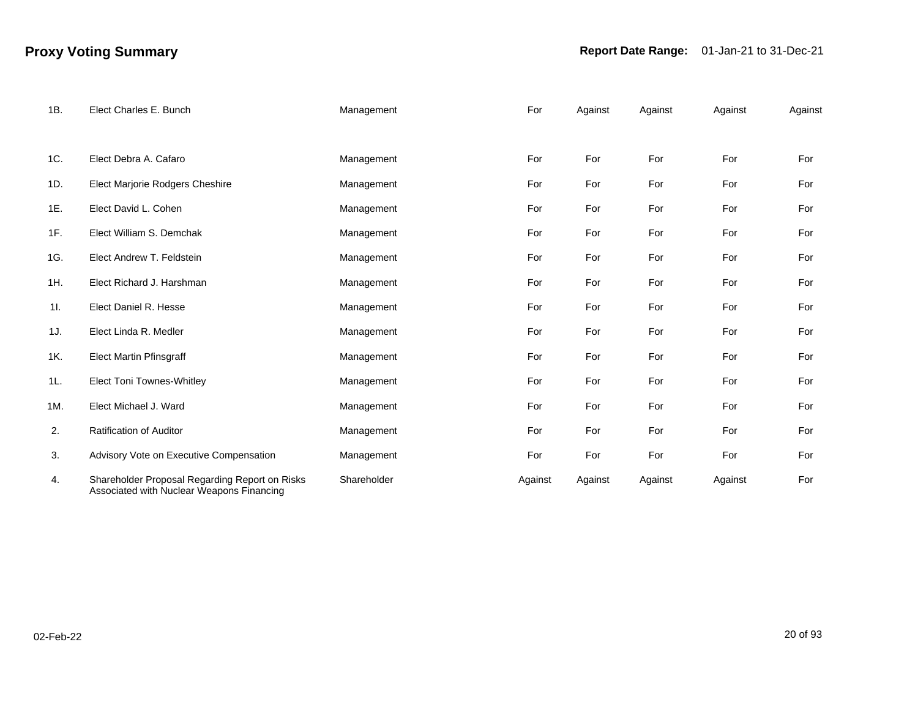# Proxy Voting Summary

**Report Date Range:** 01-Jan-21 to 31-Dec-21

| | | | | | | | |
|---|---|---|---|---|---|---|---|
| 1B. | Elect Charles E. Bunch | Management | For | Against | Against | Against | Against |
| 1C. | Elect Debra A. Cafaro | Management | For | For | For | For | For |
| 1D. | Elect Marjorie Rodgers Cheshire | Management | For | For | For | For | For |
| 1E. | Elect David L. Cohen | Management | For | For | For | For | For |
| 1F. | Elect William S. Demchak | Management | For | For | For | For | For |
| 1G. | Elect Andrew T. Feldstein | Management | For | For | For | For | For |
| 1H. | Elect Richard J. Harshman | Management | For | For | For | For | For |
| 1I. | Elect Daniel R. Hesse | Management | For | For | For | For | For |
| 1J. | Elect Linda R. Medler | Management | For | For | For | For | For |
| 1K. | Elect Martin Pfinsgraff | Management | For | For | For | For | For |
| 1L. | Elect Toni Townes-Whitley | Management | For | For | For | For | For |
| 1M. | Elect Michael J. Ward | Management | For | For | For | For | For |
| 2. | Ratification of Auditor | Management | For | For | For | For | For |
| 3. | Advisory Vote on Executive Compensation | Management | For | For | For | For | For |
| 4. | Shareholder Proposal Regarding Report on Risks Associated with Nuclear Weapons Financing | Shareholder | Against | Against | Against | Against | For |

02-Feb-22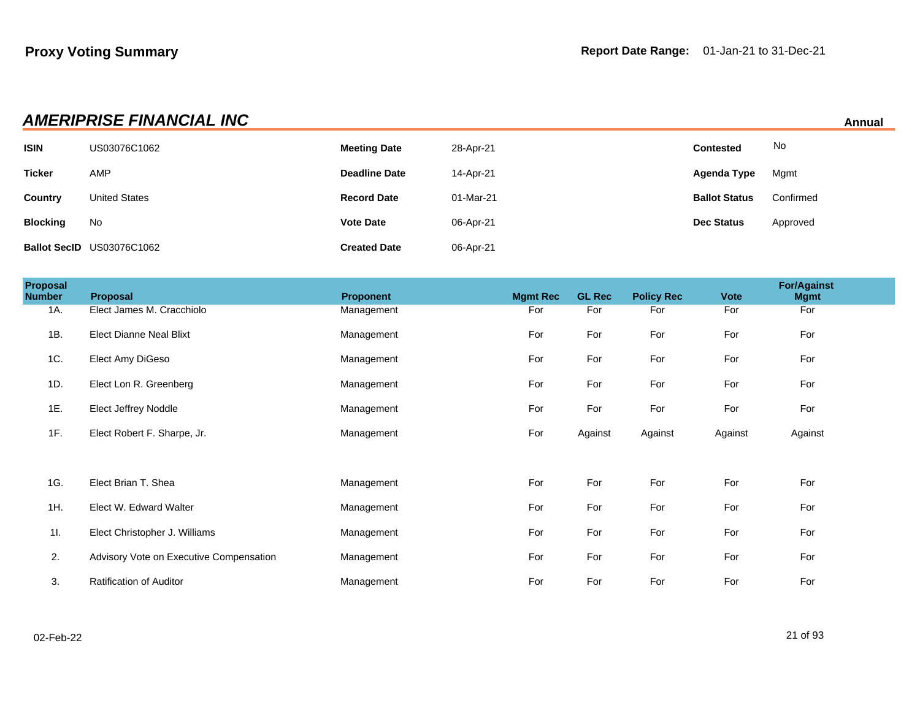**Proxy Voting Summary**

**Report Date Range:** 01-Jan-21 to 31-Dec-21

## *AMERIPRISE FINANCIAL INC*

**Annual**

| | | | | | |
|---|---|---|---|---|---|
| **ISIN** | US03076C1062 | **Meeting Date** | 28-Apr-21 | **Contested** | No |
| **Ticker** | AMP | **Deadline Date** | 14-Apr-21 | **Agenda Type** | Mgmt |
| **Country** | United States | **Record Date** | 01-Mar-21 | **Ballot Status** | Confirmed |
| **Blocking** | No | **Vote Date** | 06-Apr-21 | **Dec Status** | Approved |
| **Ballot SecID** | US03076C1062 | **Created Date** | 06-Apr-21 | | |

| Proposal Number | Proposal | Proponent | Mgmt Rec | GL Rec | Policy Rec | Vote | For/Against Mgmt |
|---|---|---|---|---|---|---|---|
| 1A. | Elect James M. Cracchiolo | Management | For | For | For | For | For |
| 1B. | Elect Dianne Neal Blixt | Management | For | For | For | For | For |
| 1C. | Elect Amy DiGeso | Management | For | For | For | For | For |
| 1D. | Elect Lon R. Greenberg | Management | For | For | For | For | For |
| 1E. | Elect Jeffrey Noddle | Management | For | For | For | For | For |
| 1F. | Elect Robert F. Sharpe, Jr. | Management | For | Against | Against | Against | Against |
| 1G. | Elect Brian T. Shea | Management | For | For | For | For | For |
| 1H. | Elect W. Edward Walter | Management | For | For | For | For | For |
| 1I. | Elect Christopher J. Williams | Management | For | For | For | For | For |
| 2. | Advisory Vote on Executive Compensation | Management | For | For | For | For | For |
| 3. | Ratification of Auditor | Management | For | For | For | For | For |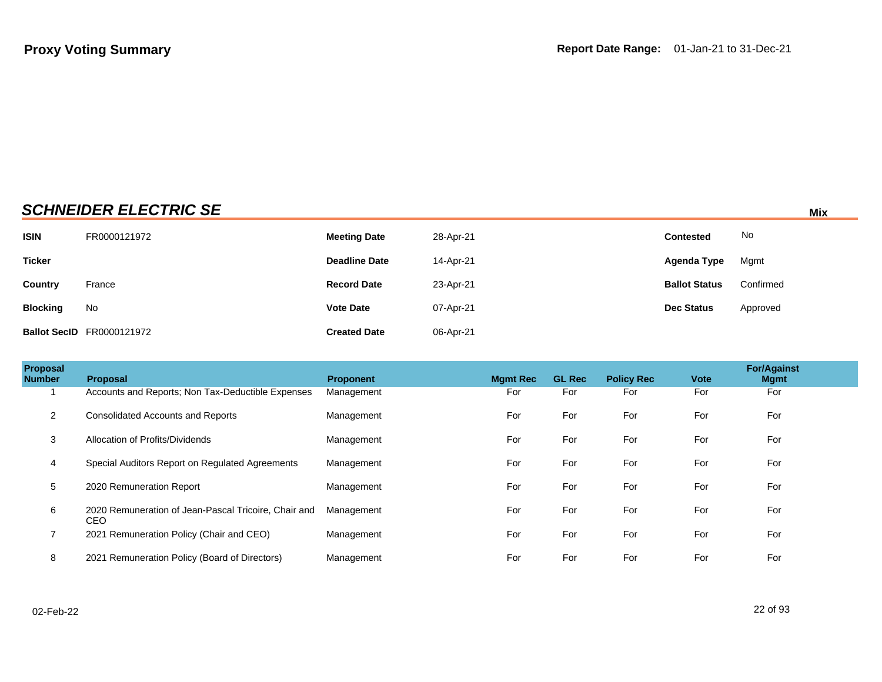**Proxy Voting Summary** **Report Date Range:** 01-Jan-21 to 31-Dec-21

## *SCHNEIDER ELECTRIC SE*

**Mix**

| | | | | | |
|---|---|---|---|---|---|
| **ISIN** | FR0000121972 | **Meeting Date** | 28-Apr-21 | **Contested** | No |
| **Ticker** | | **Deadline Date** | 14-Apr-21 | **Agenda Type** | Mgmt |
| **Country** | France | **Record Date** | 23-Apr-21 | **Ballot Status** | Confirmed |
| **Blocking** | No | **Vote Date** | 07-Apr-21 | **Dec Status** | Approved |
| **Ballot SecID** | FR0000121972 | **Created Date** | 06-Apr-21 | | |

| Proposal Number | Proposal | Proponent | Mgmt Rec | GL Rec | Policy Rec | Vote | For/Against Mgmt |
|---|---|---|---|---|---|---|---|
| 1 | Accounts and Reports; Non Tax-Deductible Expenses | Management | For | For | For | For | For |
| 2 | Consolidated Accounts and Reports | Management | For | For | For | For | For |
| 3 | Allocation of Profits/Dividends | Management | For | For | For | For | For |
| 4 | Special Auditors Report on Regulated Agreements | Management | For | For | For | For | For |
| 5 | 2020 Remuneration Report | Management | For | For | For | For | For |
| 6 | 2020 Remuneration of Jean-Pascal Tricoire, Chair and CEO | Management | For | For | For | For | For |
| 7 | 2021 Remuneration Policy (Chair and CEO) | Management | For | For | For | For | For |
| 8 | 2021 Remuneration Policy (Board of Directors) | Management | For | For | For | For | For |

02-Feb-22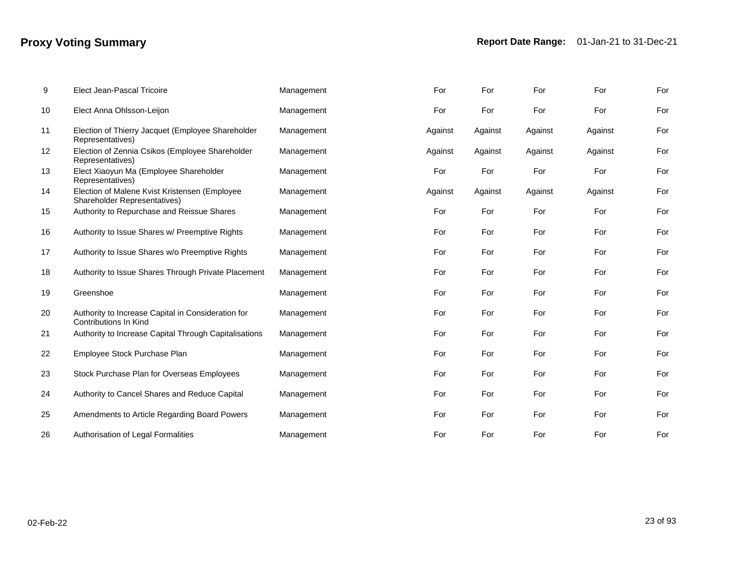# Proxy Voting Summary

**Report Date Range:** 01-Jan-21 to 31-Dec-21

| | | | | | | | |
|---|---|---|---|---|---|---|---|
| 9 | Elect Jean-Pascal Tricoire | Management | For | For | For | For | For |
| 10 | Elect Anna Ohlsson-Leijon | Management | For | For | For | For | For |
| 11 | Election of Thierry Jacquet (Employee Shareholder Representatives) | Management | Against | Against | Against | Against | For |
| 12 | Election of Zennia Csikos (Employee Shareholder Representatives) | Management | Against | Against | Against | Against | For |
| 13 | Elect Xiaoyun Ma (Employee Shareholder Representatives) | Management | For | For | For | For | For |
| 14 | Election of Malene Kvist Kristensen (Employee Shareholder Representatives) | Management | Against | Against | Against | Against | For |
| 15 | Authority to Repurchase and Reissue Shares | Management | For | For | For | For | For |
| 16 | Authority to Issue Shares w/ Preemptive Rights | Management | For | For | For | For | For |
| 17 | Authority to Issue Shares w/o Preemptive Rights | Management | For | For | For | For | For |
| 18 | Authority to Issue Shares Through Private Placement | Management | For | For | For | For | For |
| 19 | Greenshoe | Management | For | For | For | For | For |
| 20 | Authority to Increase Capital in Consideration for Contributions In Kind | Management | For | For | For | For | For |
| 21 | Authority to Increase Capital Through Capitalisations | Management | For | For | For | For | For |
| 22 | Employee Stock Purchase Plan | Management | For | For | For | For | For |
| 23 | Stock Purchase Plan for Overseas Employees | Management | For | For | For | For | For |
| 24 | Authority to Cancel Shares and Reduce Capital | Management | For | For | For | For | For |
| 25 | Amendments to Article Regarding Board Powers | Management | For | For | For | For | For |
| 26 | Authorisation of Legal Formalities | Management | For | For | For | For | For |

02-Feb-22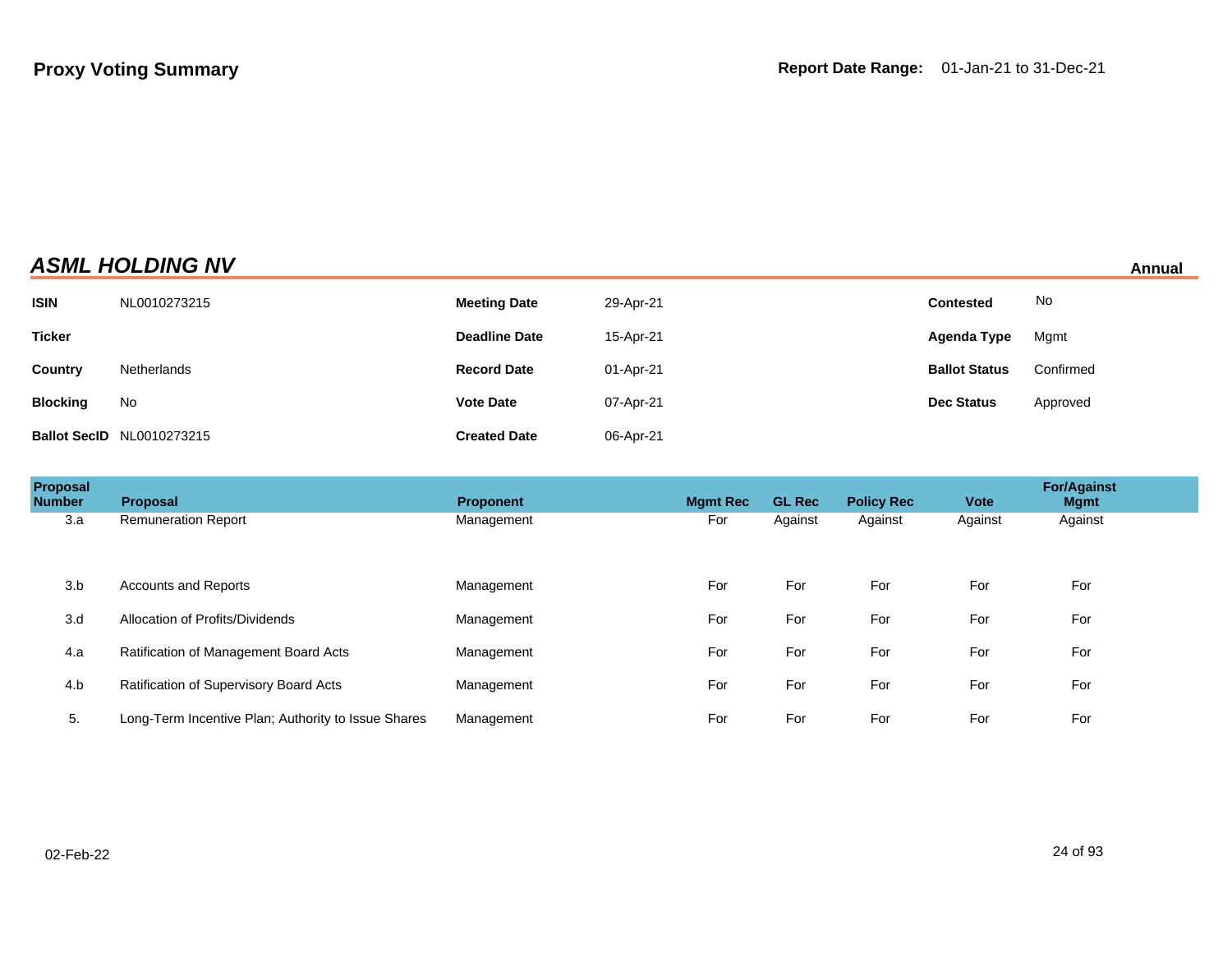**Proxy Voting Summary**

**Report Date Range:** 01-Jan-21 to 31-Dec-21

## *ASML HOLDING NV*

**Annual**

| | | | | | |
|---|---|---|---|---|---|
| **ISIN** | NL0010273215 | **Meeting Date** | 29-Apr-21 | **Contested** | No |
| **Ticker** | | **Deadline Date** | 15-Apr-21 | **Agenda Type** | Mgmt |
| **Country** | Netherlands | **Record Date** | 01-Apr-21 | **Ballot Status** | Confirmed |
| **Blocking** | No | **Vote Date** | 07-Apr-21 | **Dec Status** | Approved |
| **Ballot SecID** | NL0010273215 | **Created Date** | 06-Apr-21 | | |

| Proposal Number | Proposal | Proponent | Mgmt Rec | GL Rec | Policy Rec | Vote | For/Against Mgmt |
|---|---|---|---|---|---|---|---|
| 3.a | Remuneration Report | Management | For | Against | Against | Against | Against |
| 3.b | Accounts and Reports | Management | For | For | For | For | For |
| 3.d | Allocation of Profits/Dividends | Management | For | For | For | For | For |
| 4.a | Ratification of Management Board Acts | Management | For | For | For | For | For |
| 4.b | Ratification of Supervisory Board Acts | Management | For | For | For | For | For |
| 5. | Long-Term Incentive Plan; Authority to Issue Shares | Management | For | For | For | For | For |

02-Feb-22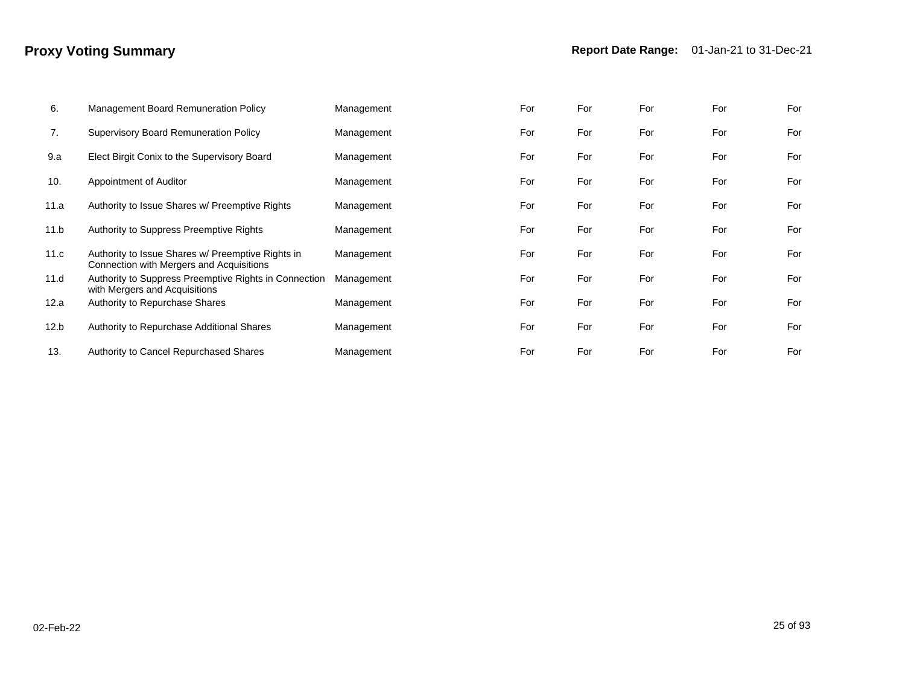## Proxy Voting Summary

**Report Date Range:** 01-Jan-21 to 31-Dec-21

| | | | | | | | |
|---|---|---|---|---|---|---|---|
| 6. | Management Board Remuneration Policy | Management | For | For | For | For | For |
| 7. | Supervisory Board Remuneration Policy | Management | For | For | For | For | For |
| 9.a | Elect Birgit Conix to the Supervisory Board | Management | For | For | For | For | For |
| 10. | Appointment of Auditor | Management | For | For | For | For | For |
| 11.a | Authority to Issue Shares w/ Preemptive Rights | Management | For | For | For | For | For |
| 11.b | Authority to Suppress Preemptive Rights | Management | For | For | For | For | For |
| 11.c | Authority to Issue Shares w/ Preemptive Rights in Connection with Mergers and Acquisitions | Management | For | For | For | For | For |
| 11.d | Authority to Suppress Preemptive Rights in Connection with Mergers and Acquisitions | Management | For | For | For | For | For |
| 12.a | Authority to Repurchase Shares | Management | For | For | For | For | For |
| 12.b | Authority to Repurchase Additional Shares | Management | For | For | For | For | For |
| 13. | Authority to Cancel Repurchased Shares | Management | For | For | For | For | For |

02-Feb-22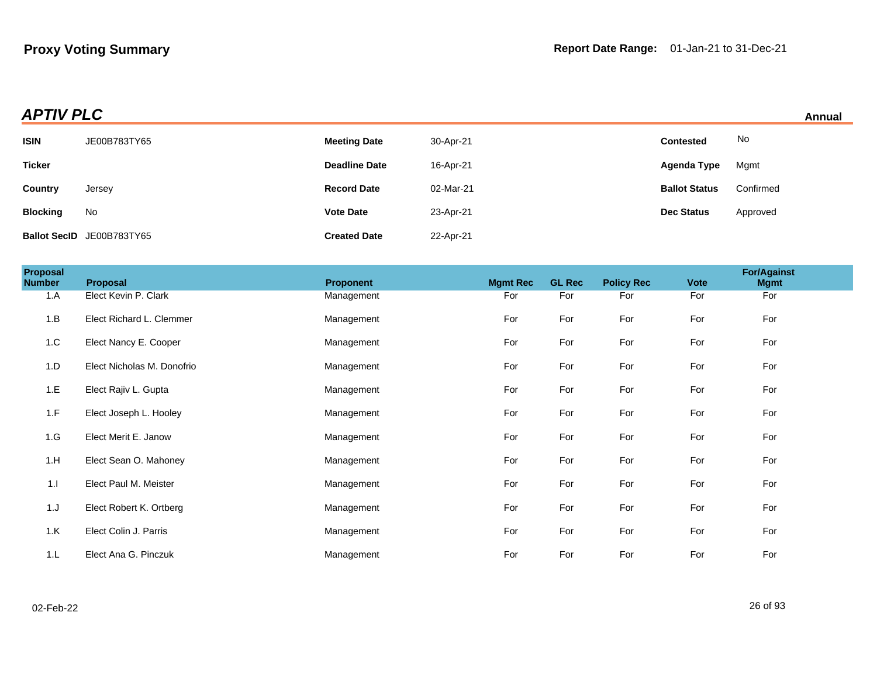# Proxy Voting Summary

**Report Date Range:** 01-Jan-21 to 31-Dec-21

## *APTIV PLC*

**Annual**

| | | | | | |
|---|---|---|---|---|---|
| **ISIN** | JE00B783TY65 | **Meeting Date** | 30-Apr-21 | **Contested** | No |
| **Ticker** | | **Deadline Date** | 16-Apr-21 | **Agenda Type** | Mgmt |
| **Country** | Jersey | **Record Date** | 02-Mar-21 | **Ballot Status** | Confirmed |
| **Blocking** | No | **Vote Date** | 23-Apr-21 | **Dec Status** | Approved |
| **Ballot SecID** | JE00B783TY65 | **Created Date** | 22-Apr-21 | | |

| Proposal Number | Proposal | Proponent | Mgmt Rec | GL Rec | Policy Rec | Vote | For/Against Mgmt |
|---|---|---|---|---|---|---|---|
| 1.A | Elect Kevin P. Clark | Management | For | For | For | For | For |
| 1.B | Elect Richard L. Clemmer | Management | For | For | For | For | For |
| 1.C | Elect Nancy E. Cooper | Management | For | For | For | For | For |
| 1.D | Elect Nicholas M. Donofrio | Management | For | For | For | For | For |
| 1.E | Elect Rajiv L. Gupta | Management | For | For | For | For | For |
| 1.F | Elect Joseph L. Hooley | Management | For | For | For | For | For |
| 1.G | Elect Merit E. Janow | Management | For | For | For | For | For |
| 1.H | Elect Sean O. Mahoney | Management | For | For | For | For | For |
| 1.I | Elect Paul M. Meister | Management | For | For | For | For | For |
| 1.J | Elect Robert K. Ortberg | Management | For | For | For | For | For |
| 1.K | Elect Colin J. Parris | Management | For | For | For | For | For |
| 1.L | Elect Ana G. Pinczuk | Management | For | For | For | For | For |

02-Feb-22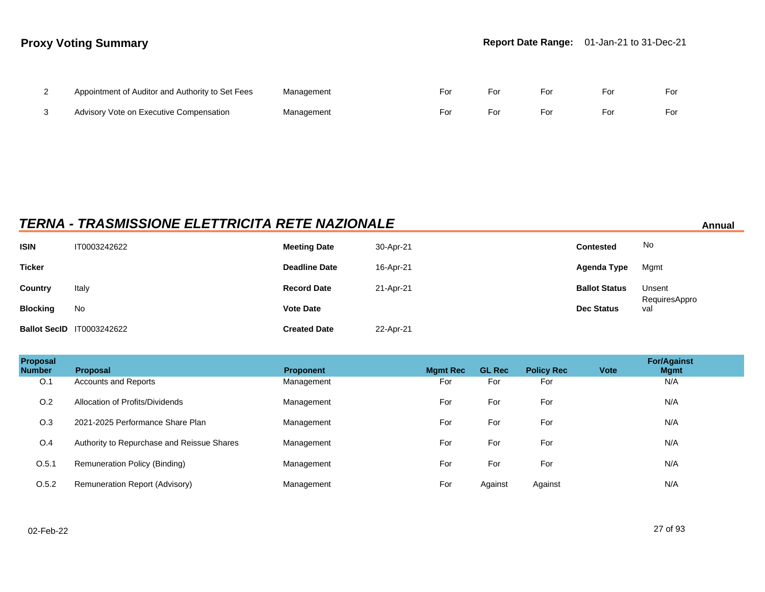## Proxy Voting Summary

**Report Date Range:** 01-Jan-21 to 31-Dec-21

| | | | | | | | |
|---|---|---|---|---|---|---|---|
| 2 | Appointment of Auditor and Authority to Set Fees | Management | For | For | For | For | For |
| 3 | Advisory Vote on Executive Compensation | Management | For | For | For | For | For |

## *TERNA - TRASMISSIONE ELETTRICITA RETE NAZIONALE*

**Annual**

| | | | | | |
|---|---|---|---|---|---|
| **ISIN** | IT0003242622 | **Meeting Date** | 30-Apr-21 | **Contested** | No |
| **Ticker** | | **Deadline Date** | 16-Apr-21 | **Agenda Type** | Mgmt |
| **Country** | Italy | **Record Date** | 21-Apr-21 | **Ballot Status** | Unsent |
| **Blocking** | No | **Vote Date** | | **Dec Status** | RequiresApproval |
| **Ballot SecID** | IT0003242622 | **Created Date** | 22-Apr-21 | | |

| Proposal Number | Proposal | Proponent | Mgmt Rec | GL Rec | Policy Rec | Vote | For/Against Mgmt |
|---|---|---|---|---|---|---|---|
| O.1 | Accounts and Reports | Management | For | For | For | | N/A |
| O.2 | Allocation of Profits/Dividends | Management | For | For | For | | N/A |
| O.3 | 2021-2025 Performance Share Plan | Management | For | For | For | | N/A |
| O.4 | Authority to Repurchase and Reissue Shares | Management | For | For | For | | N/A |
| O.5.1 | Remuneration Policy (Binding) | Management | For | For | For | | N/A |
| O.5.2 | Remuneration Report (Advisory) | Management | For | Against | Against | | N/A |

02-Feb-22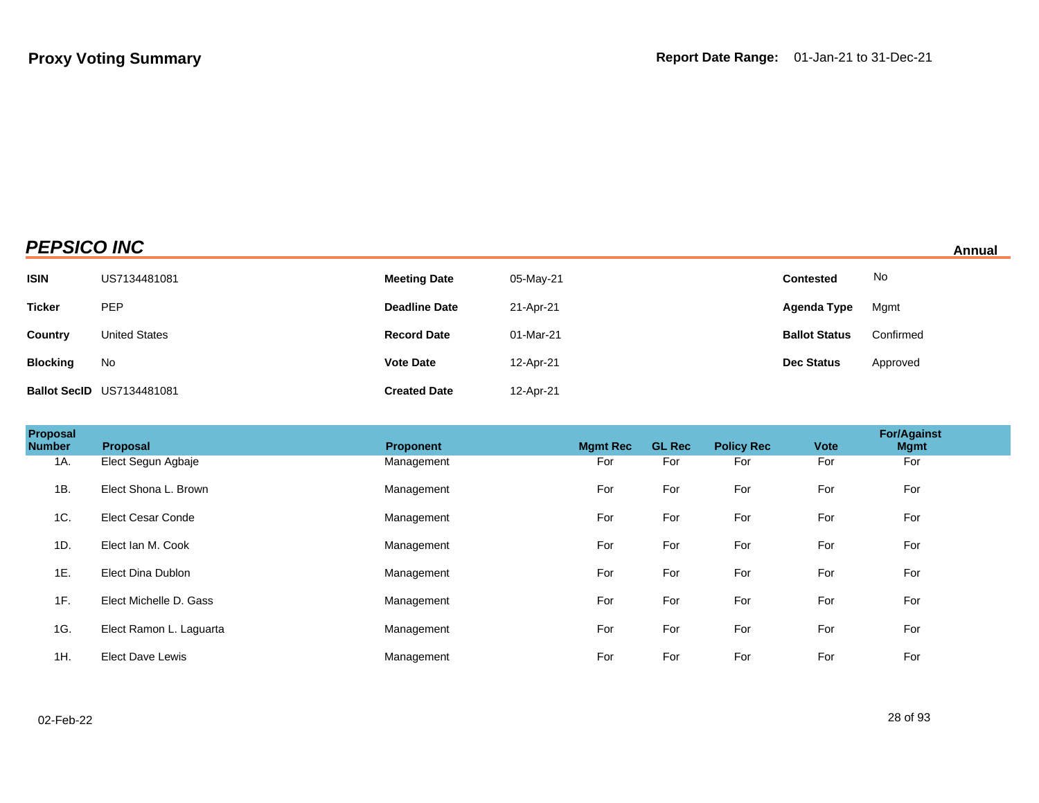**Proxy Voting Summary** **Report Date Range:** 01-Jan-21 to 31-Dec-21

## *PEPSICO INC*

**Annual**

| | | | | | |
|---|---|---|---|---|---|
| **ISIN** | US7134481081 | **Meeting Date** | 05-May-21 | **Contested** | No |
| **Ticker** | PEP | **Deadline Date** | 21-Apr-21 | **Agenda Type** | Mgmt |
| **Country** | United States | **Record Date** | 01-Mar-21 | **Ballot Status** | Confirmed |
| **Blocking** | No | **Vote Date** | 12-Apr-21 | **Dec Status** | Approved |
| **Ballot SecID** | US7134481081 | **Created Date** | 12-Apr-21 | | |

| Proposal Number | Proposal | Proponent | Mgmt Rec | GL Rec | Policy Rec | Vote | For/Against Mgmt |
|---|---|---|---|---|---|---|---|
| 1A. | Elect Segun Agbaje | Management | For | For | For | For | For |
| 1B. | Elect Shona L. Brown | Management | For | For | For | For | For |
| 1C. | Elect Cesar Conde | Management | For | For | For | For | For |
| 1D. | Elect Ian M. Cook | Management | For | For | For | For | For |
| 1E. | Elect Dina Dublon | Management | For | For | For | For | For |
| 1F. | Elect Michelle D. Gass | Management | For | For | For | For | For |
| 1G. | Elect Ramon L. Laguarta | Management | For | For | For | For | For |
| 1H. | Elect Dave Lewis | Management | For | For | For | For | For |

02-Feb-22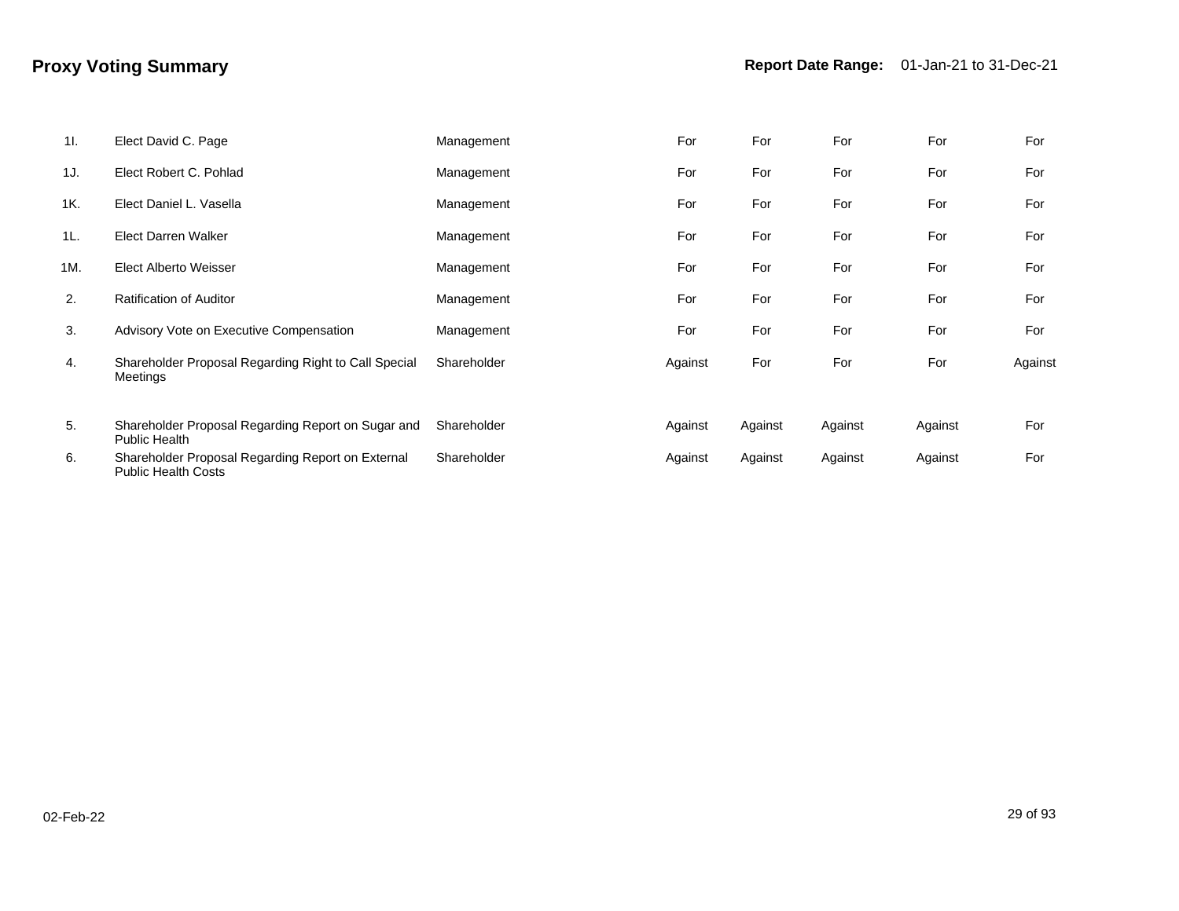# Proxy Voting Summary

**Report Date Range:** 01-Jan-21 to 31-Dec-21

| | | | | | | | |
|---|---|---|---|---|---|---|---|
| 1I. | Elect David C. Page | Management | For | For | For | For | For |
| 1J. | Elect Robert C. Pohlad | Management | For | For | For | For | For |
| 1K. | Elect Daniel L. Vasella | Management | For | For | For | For | For |
| 1L. | Elect Darren Walker | Management | For | For | For | For | For |
| 1M. | Elect Alberto Weisser | Management | For | For | For | For | For |
| 2. | Ratification of Auditor | Management | For | For | For | For | For |
| 3. | Advisory Vote on Executive Compensation | Management | For | For | For | For | For |
| 4. | Shareholder Proposal Regarding Right to Call Special Meetings | Shareholder | Against | For | For | For | Against |
| 5. | Shareholder Proposal Regarding Report on Sugar and Public Health | Shareholder | Against | Against | Against | Against | For |
| 6. | Shareholder Proposal Regarding Report on External Public Health Costs | Shareholder | Against | Against | Against | Against | For |

02-Feb-22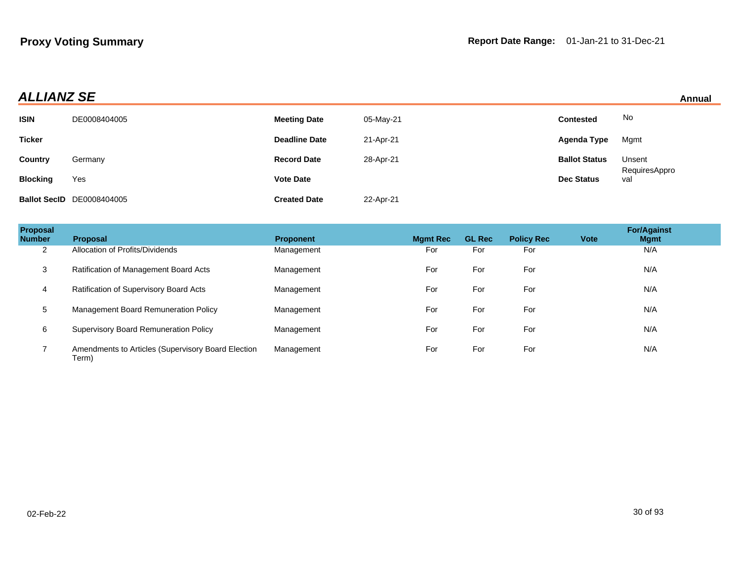## Proxy Voting Summary

**Report Date Range:** 01-Jan-21 to 31-Dec-21

### *ALLIANZ SE*

**Annual**

| | | | | | |
|---|---|---|---|---|---|
| **ISIN** | DE0008404005 | **Meeting Date** | 05-May-21 | **Contested** | No |
| **Ticker** | | **Deadline Date** | 21-Apr-21 | **Agenda Type** | Mgmt |
| **Country** | Germany | **Record Date** | 28-Apr-21 | **Ballot Status** | Unsent |
| **Blocking** | Yes | **Vote Date** | | **Dec Status** | RequiresApproval |
| **Ballot SecID** | DE0008404005 | **Created Date** | 22-Apr-21 | | |

| Proposal Number | Proposal | Proponent | Mgmt Rec | GL Rec | Policy Rec | Vote | For/Against Mgmt |
|---|---|---|---|---|---|---|---|
| 2 | Allocation of Profits/Dividends | Management | For | For | For | | N/A |
| 3 | Ratification of Management Board Acts | Management | For | For | For | | N/A |
| 4 | Ratification of Supervisory Board Acts | Management | For | For | For | | N/A |
| 5 | Management Board Remuneration Policy | Management | For | For | For | | N/A |
| 6 | Supervisory Board Remuneration Policy | Management | For | For | For | | N/A |
| 7 | Amendments to Articles (Supervisory Board Election Term) | Management | For | For | For | | N/A |

02-Feb-22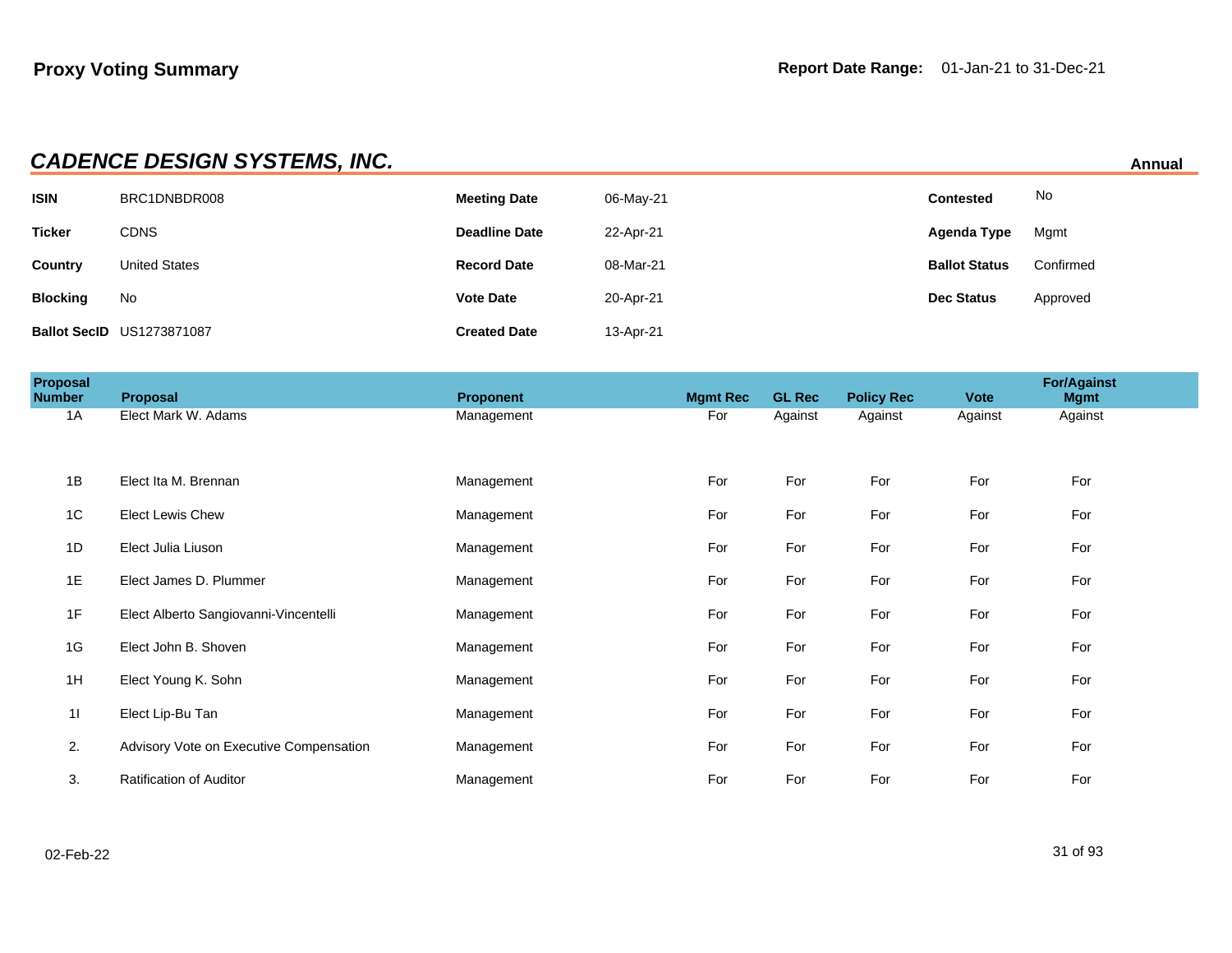## Proxy Voting Summary

**Report Date Range:** 01-Jan-21 to 31-Dec-21

### *CADENCE DESIGN SYSTEMS, INC.*

**Annual**

| | | | | | |
|---|---|---|---|---|---|
| **ISIN** | BRC1DNBDR008 | **Meeting Date** | 06-May-21 | **Contested** | No |
| **Ticker** | CDNS | **Deadline Date** | 22-Apr-21 | **Agenda Type** | Mgmt |
| **Country** | United States | **Record Date** | 08-Mar-21 | **Ballot Status** | Confirmed |
| **Blocking** | No | **Vote Date** | 20-Apr-21 | **Dec Status** | Approved |
| **Ballot SecID** | US1273871087 | **Created Date** | 13-Apr-21 | | |

| Proposal Number | Proposal | Proponent | Mgmt Rec | GL Rec | Policy Rec | Vote | For/Against Mgmt |
|---|---|---|---|---|---|---|---|
| 1A | Elect Mark W. Adams | Management | For | Against | Against | Against | Against |
| 1B | Elect Ita M. Brennan | Management | For | For | For | For | For |
| 1C | Elect Lewis Chew | Management | For | For | For | For | For |
| 1D | Elect Julia Liuson | Management | For | For | For | For | For |
| 1E | Elect James D. Plummer | Management | For | For | For | For | For |
| 1F | Elect Alberto Sangiovanni-Vincentelli | Management | For | For | For | For | For |
| 1G | Elect John B. Shoven | Management | For | For | For | For | For |
| 1H | Elect Young K. Sohn | Management | For | For | For | For | For |
| 1I | Elect Lip-Bu Tan | Management | For | For | For | For | For |
| 2. | Advisory Vote on Executive Compensation | Management | For | For | For | For | For |
| 3. | Ratification of Auditor | Management | For | For | For | For | For |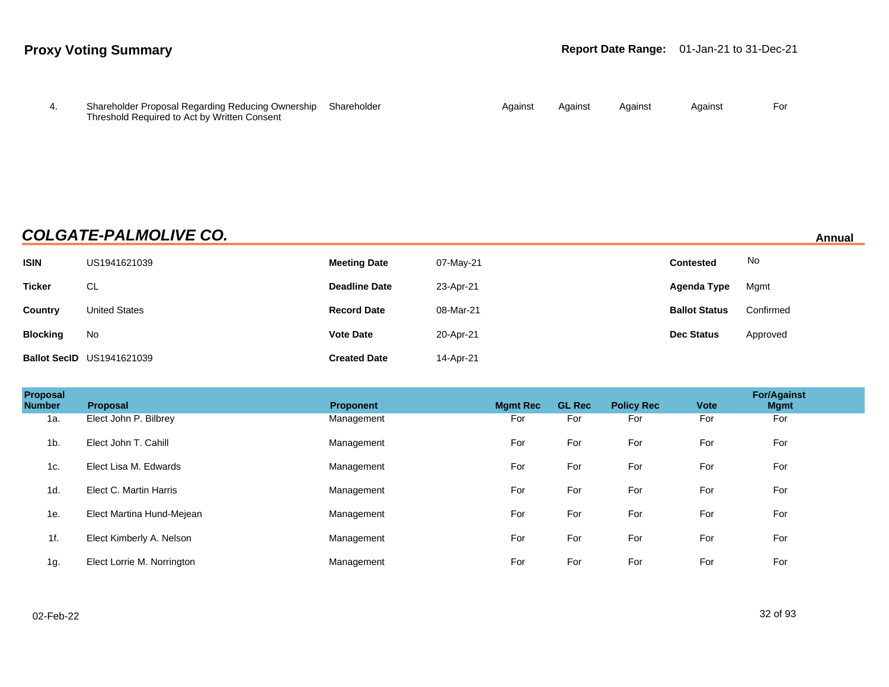| Proposal Number | Proposal | Proponent | Mgmt Rec | GL Rec | Policy Rec | Vote | For/Against Mgmt |
|---|---|---|---|---|---|---|---|
| 4. | Shareholder Proposal Regarding Reducing Ownership Threshold Required to Act by Written Consent | Shareholder | Against | Against | Against | Against | For |

## COLGATE-PALMOLIVE CO.

**Annual**

| | | | | | |
|---|---|---|---|---|---|
| **ISIN** | US1941621039 | **Meeting Date** | 07-May-21 | **Contested** | No |
| **Ticker** | CL | **Deadline Date** | 23-Apr-21 | **Agenda Type** | Mgmt |
| **Country** | United States | **Record Date** | 08-Mar-21 | **Ballot Status** | Confirmed |
| **Blocking** | No | **Vote Date** | 20-Apr-21 | **Dec Status** | Approved |
| **Ballot SecID** | US1941621039 | **Created Date** | 14-Apr-21 | | |

| Proposal Number | Proposal | Proponent | Mgmt Rec | GL Rec | Policy Rec | Vote | For/Against Mgmt |
|---|---|---|---|---|---|---|---|
| 1a. | Elect John P. Bilbrey | Management | For | For | For | For | For |
| 1b. | Elect John T. Cahill | Management | For | For | For | For | For |
| 1c. | Elect Lisa M. Edwards | Management | For | For | For | For | For |
| 1d. | Elect C. Martin Harris | Management | For | For | For | For | For |
| 1e. | Elect Martina Hund-Mejean | Management | For | For | For | For | For |
| 1f. | Elect Kimberly A. Nelson | Management | For | For | For | For | For |
| 1g. | Elect Lorrie M. Norrington | Management | For | For | For | For | For |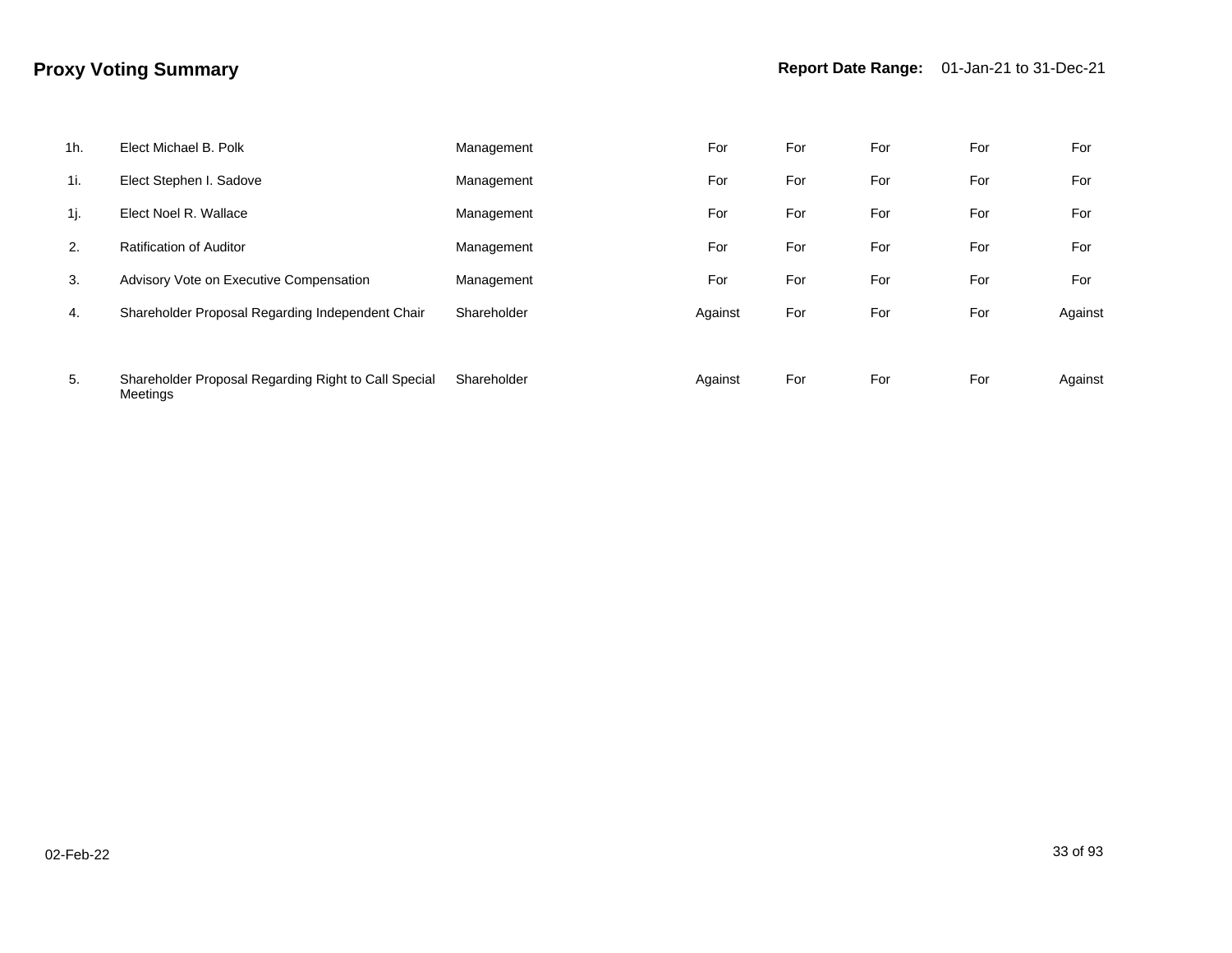# Proxy Voting Summary

**Report Date Range:** 01-Jan-21 to 31-Dec-21

| | | | | | | | |
|---|---|---|---|---|---|---|---|
| 1h. | Elect Michael B. Polk | Management | For | For | For | For | For |
| 1i. | Elect Stephen I. Sadove | Management | For | For | For | For | For |
| 1j. | Elect Noel R. Wallace | Management | For | For | For | For | For |
| 2. | Ratification of Auditor | Management | For | For | For | For | For |
| 3. | Advisory Vote on Executive Compensation | Management | For | For | For | For | For |
| 4. | Shareholder Proposal Regarding Independent Chair | Shareholder | Against | For | For | For | Against |
| 5. | Shareholder Proposal Regarding Right to Call Special Meetings | Shareholder | Against | For | For | For | Against |

02-Feb-22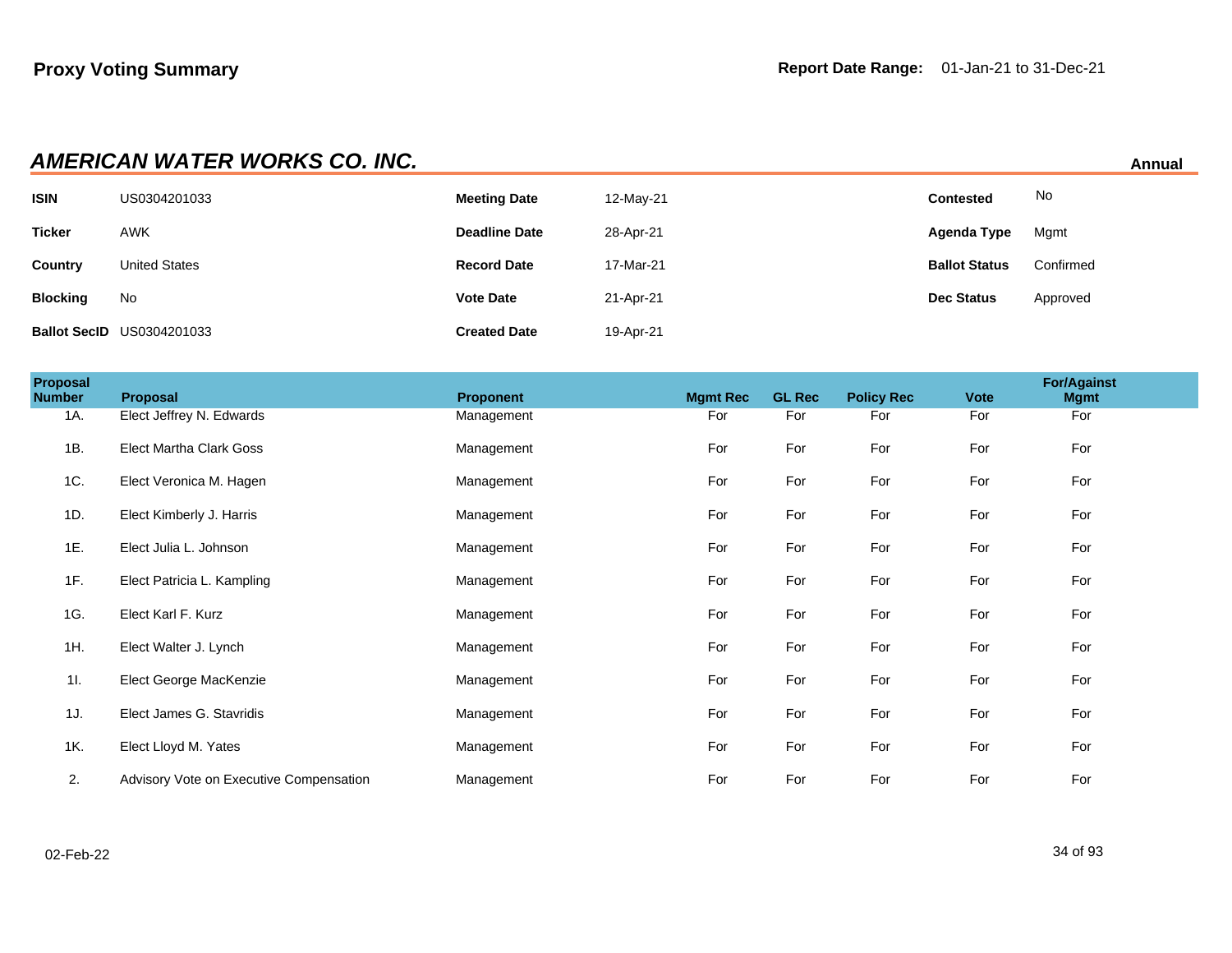**Proxy Voting Summary**

**Report Date Range:** 01-Jan-21 to 31-Dec-21

## *AMERICAN WATER WORKS CO. INC.*

**Annual**

| | | | | | |
|---|---|---|---|---|---|
| **ISIN** | US0304201033 | **Meeting Date** | 12-May-21 | **Contested** | No |
| **Ticker** | AWK | **Deadline Date** | 28-Apr-21 | **Agenda Type** | Mgmt |
| **Country** | United States | **Record Date** | 17-Mar-21 | **Ballot Status** | Confirmed |
| **Blocking** | No | **Vote Date** | 21-Apr-21 | **Dec Status** | Approved |
| **Ballot SecID** | US0304201033 | **Created Date** | 19-Apr-21 | | |

| Proposal Number | Proposal | Proponent | Mgmt Rec | GL Rec | Policy Rec | Vote | For/Against Mgmt |
|---|---|---|---|---|---|---|---|
| 1A. | Elect Jeffrey N. Edwards | Management | For | For | For | For | For |
| 1B. | Elect Martha Clark Goss | Management | For | For | For | For | For |
| 1C. | Elect Veronica M. Hagen | Management | For | For | For | For | For |
| 1D. | Elect Kimberly J. Harris | Management | For | For | For | For | For |
| 1E. | Elect Julia L. Johnson | Management | For | For | For | For | For |
| 1F. | Elect Patricia L. Kampling | Management | For | For | For | For | For |
| 1G. | Elect Karl F. Kurz | Management | For | For | For | For | For |
| 1H. | Elect Walter J. Lynch | Management | For | For | For | For | For |
| 1I. | Elect George MacKenzie | Management | For | For | For | For | For |
| 1J. | Elect James G. Stavridis | Management | For | For | For | For | For |
| 1K. | Elect Lloyd M. Yates | Management | For | For | For | For | For |
| 2. | Advisory Vote on Executive Compensation | Management | For | For | For | For | For |

02-Feb-22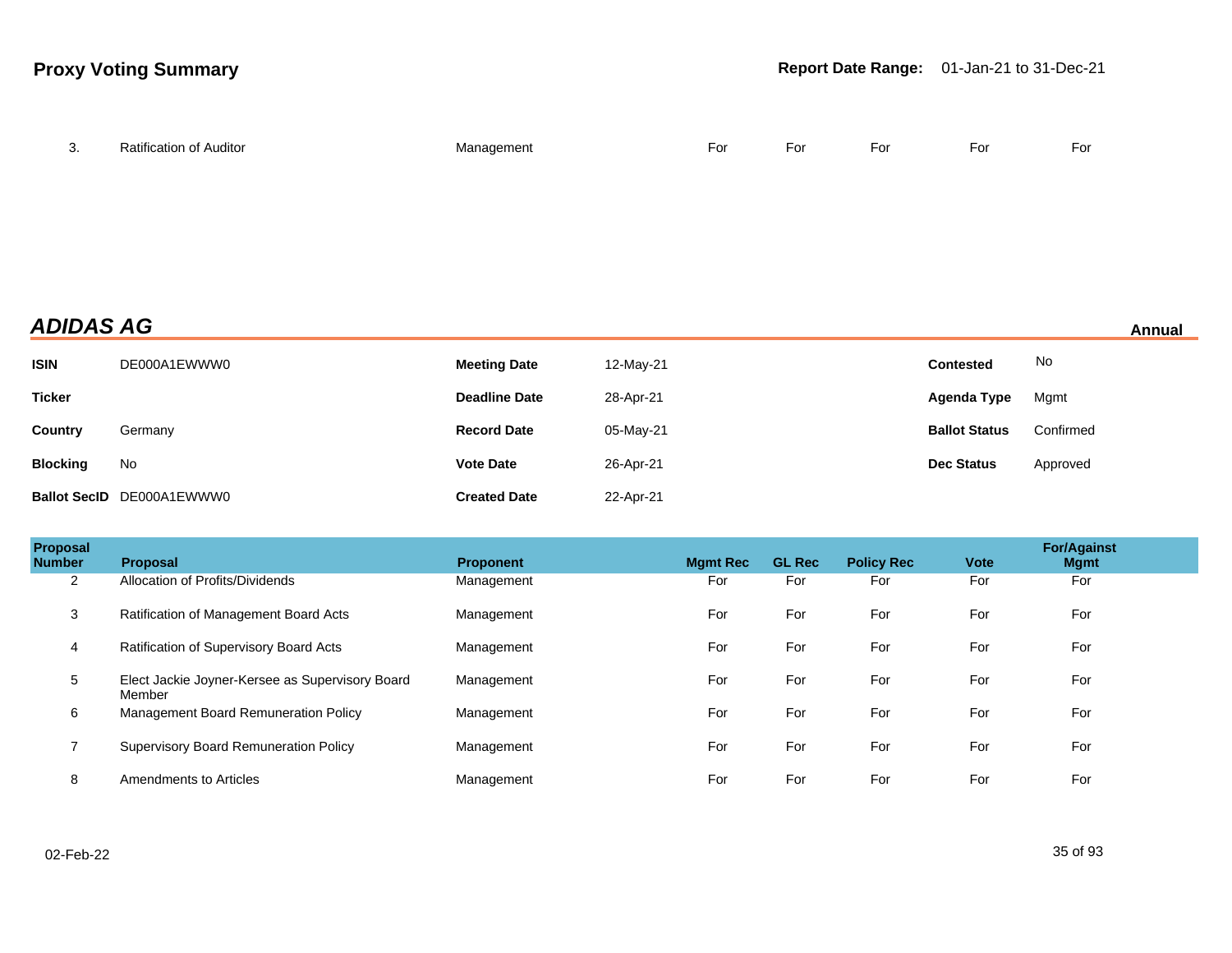| 3. | Ratification of Auditor | Management | For | For | For | For | For |
|---|---|---|---|---|---|---|---|

## *ADIDAS AG*

**Annual**

| | | | | | |
|---|---|---|---|---|---|
| **ISIN** | DE000A1EWWW0 | **Meeting Date** | 12-May-21 | **Contested** | No |
| **Ticker** | | **Deadline Date** | 28-Apr-21 | **Agenda Type** | Mgmt |
| **Country** | Germany | **Record Date** | 05-May-21 | **Ballot Status** | Confirmed |
| **Blocking** | No | **Vote Date** | 26-Apr-21 | **Dec Status** | Approved |
| **Ballot SecID** | DE000A1EWWW0 | **Created Date** | 22-Apr-21 | | |

| Proposal Number | Proposal | Proponent | Mgmt Rec | GL Rec | Policy Rec | Vote | For/Against Mgmt |
|---|---|---|---|---|---|---|---|
| 2 | Allocation of Profits/Dividends | Management | For | For | For | For | For |
| 3 | Ratification of Management Board Acts | Management | For | For | For | For | For |
| 4 | Ratification of Supervisory Board Acts | Management | For | For | For | For | For |
| 5 | Elect Jackie Joyner-Kersee as Supervisory Board Member | Management | For | For | For | For | For |
| 6 | Management Board Remuneration Policy | Management | For | For | For | For | For |
| 7 | Supervisory Board Remuneration Policy | Management | For | For | For | For | For |
| 8 | Amendments to Articles | Management | For | For | For | For | For |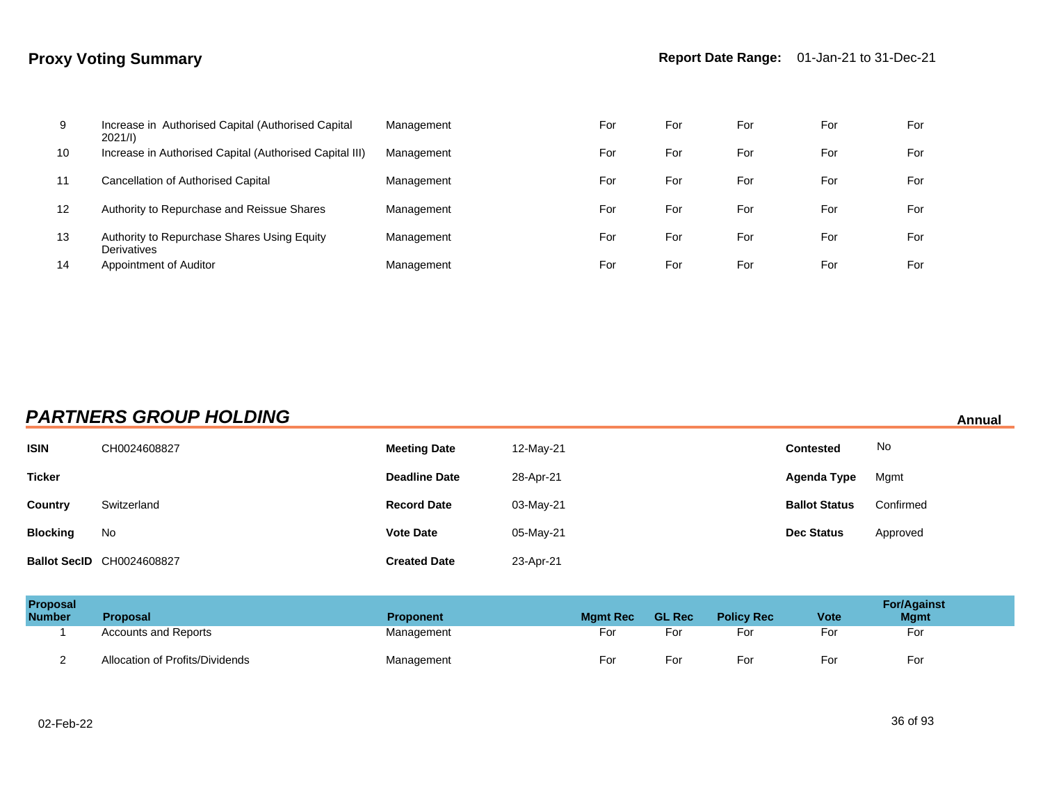## Proxy Voting Summary

**Report Date Range:** 01-Jan-21 to 31-Dec-21

| Proposal Number | Proposal | Proponent | Mgmt Rec | GL Rec | Policy Rec | Vote | For/Against Mgmt |
|---|---|---|---|---|---|---|---|
| 9 | Increase in Authorised Capital (Authorised Capital 2021/I) | Management | For | For | For | For | For |
| 10 | Increase in Authorised Capital (Authorised Capital III) | Management | For | For | For | For | For |
| 11 | Cancellation of Authorised Capital | Management | For | For | For | For | For |
| 12 | Authority to Repurchase and Reissue Shares | Management | For | For | For | For | For |
| 13 | Authority to Repurchase Shares Using Equity Derivatives | Management | For | For | For | For | For |
| 14 | Appointment of Auditor | Management | For | For | For | For | For |

## *PARTNERS GROUP HOLDING*

**Annual**

| | | | | | |
|---|---|---|---|---|---|
| **ISIN** | CH0024608827 | **Meeting Date** | 12-May-21 | **Contested** | No |
| **Ticker** | | **Deadline Date** | 28-Apr-21 | **Agenda Type** | Mgmt |
| **Country** | Switzerland | **Record Date** | 03-May-21 | **Ballot Status** | Confirmed |
| **Blocking** | No | **Vote Date** | 05-May-21 | **Dec Status** | Approved |
| **Ballot SecID** | CH0024608827 | **Created Date** | 23-Apr-21 | | |

| Proposal Number | Proposal | Proponent | Mgmt Rec | GL Rec | Policy Rec | Vote | For/Against Mgmt |
|---|---|---|---|---|---|---|---|
| 1 | Accounts and Reports | Management | For | For | For | For | For |
| 2 | Allocation of Profits/Dividends | Management | For | For | For | For | For |

02-Feb-22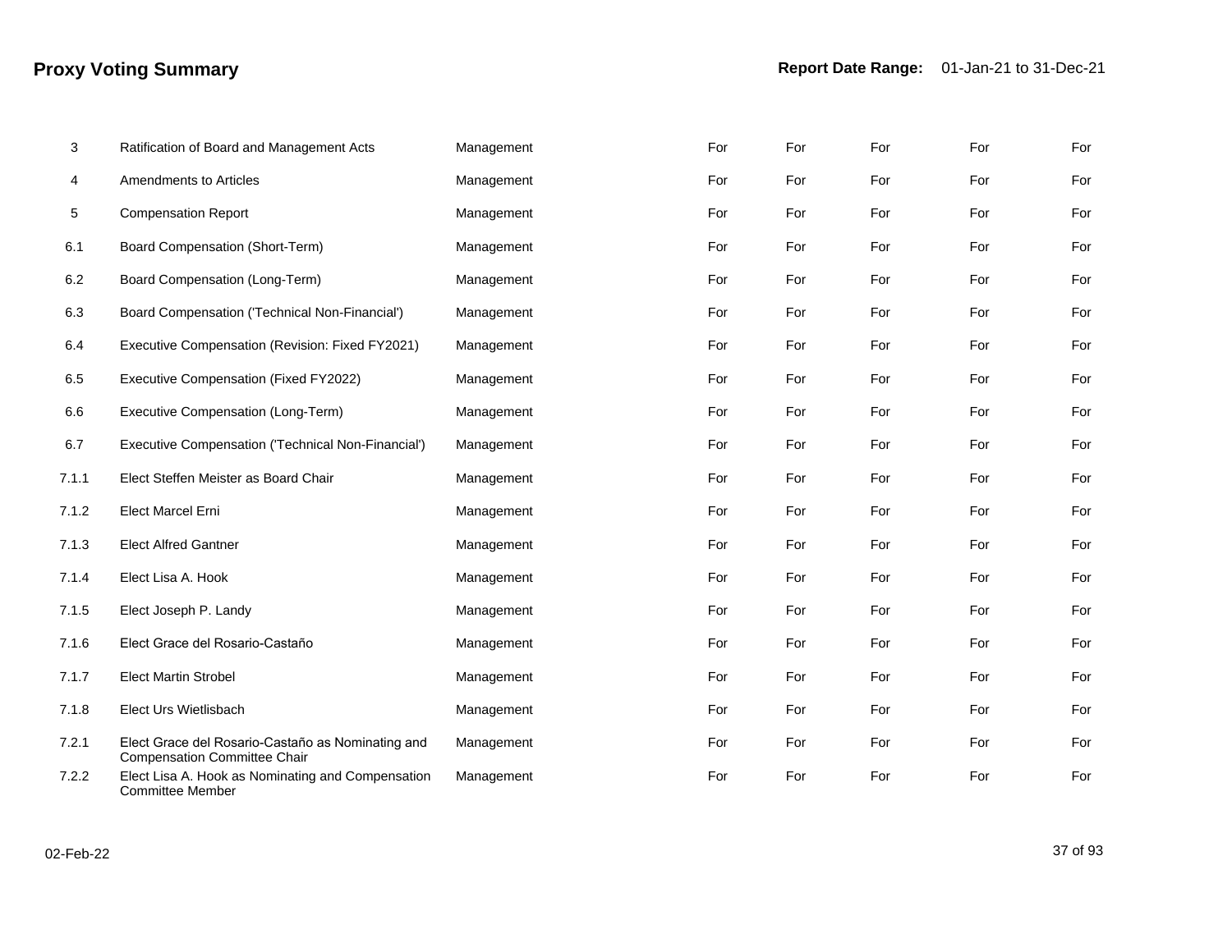## Proxy Voting Summary

**Report Date Range:** 01-Jan-21 to 31-Dec-21

| | | | | | | | |
|---|---|---|---|---|---|---|---|
| 3 | Ratification of Board and Management Acts | Management | For | For | For | For | For |
| 4 | Amendments to Articles | Management | For | For | For | For | For |
| 5 | Compensation Report | Management | For | For | For | For | For |
| 6.1 | Board Compensation (Short-Term) | Management | For | For | For | For | For |
| 6.2 | Board Compensation (Long-Term) | Management | For | For | For | For | For |
| 6.3 | Board Compensation ('Technical Non-Financial') | Management | For | For | For | For | For |
| 6.4 | Executive Compensation (Revision: Fixed FY2021) | Management | For | For | For | For | For |
| 6.5 | Executive Compensation (Fixed FY2022) | Management | For | For | For | For | For |
| 6.6 | Executive Compensation (Long-Term) | Management | For | For | For | For | For |
| 6.7 | Executive Compensation ('Technical Non-Financial') | Management | For | For | For | For | For |
| 7.1.1 | Elect Steffen Meister as Board Chair | Management | For | For | For | For | For |
| 7.1.2 | Elect Marcel Erni | Management | For | For | For | For | For |
| 7.1.3 | Elect Alfred Gantner | Management | For | For | For | For | For |
| 7.1.4 | Elect Lisa A. Hook | Management | For | For | For | For | For |
| 7.1.5 | Elect Joseph P. Landy | Management | For | For | For | For | For |
| 7.1.6 | Elect Grace del Rosario-Castaño | Management | For | For | For | For | For |
| 7.1.7 | Elect Martin Strobel | Management | For | For | For | For | For |
| 7.1.8 | Elect Urs Wietlisbach | Management | For | For | For | For | For |
| 7.2.1 | Elect Grace del Rosario-Castaño as Nominating and Compensation Committee Chair | Management | For | For | For | For | For |
| 7.2.2 | Elect Lisa A. Hook as Nominating and Compensation Committee Member | Management | For | For | For | For | For |

02-Feb-22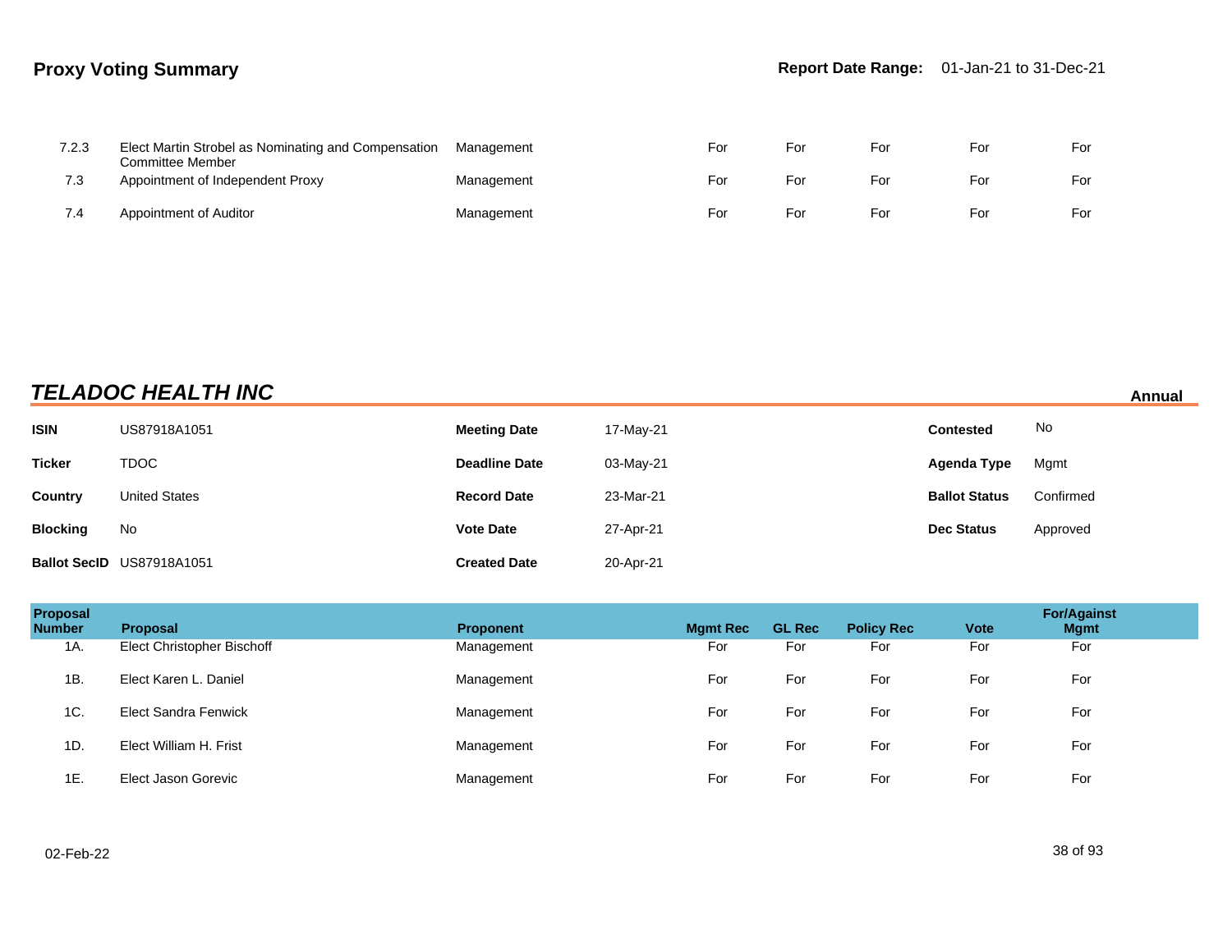| Proposal Number | Proposal | Proponent | Mgmt Rec | GL Rec | Policy Rec | Vote | For/Against Mgmt |
|---|---|---|---|---|---|---|---|
| 7.2.3 | Elect Martin Strobel as Nominating and Compensation Committee Member | Management | For | For | For | For | For |
| 7.3 | Appointment of Independent Proxy | Management | For | For | For | For | For |
| 7.4 | Appointment of Auditor | Management | For | For | For | For | For |

## ***TELADOC HEALTH INC***

**Annual**

| | | | | | |
|---|---|---|---|---|---|
| **ISIN** | US87918A1051 | **Meeting Date** | 17-May-21 | **Contested** | No |
| **Ticker** | TDOC | **Deadline Date** | 03-May-21 | **Agenda Type** | Mgmt |
| **Country** | United States | **Record Date** | 23-Mar-21 | **Ballot Status** | Confirmed |
| **Blocking** | No | **Vote Date** | 27-Apr-21 | **Dec Status** | Approved |
| **Ballot SecID** | US87918A1051 | **Created Date** | 20-Apr-21 | | |

| Proposal Number | Proposal | Proponent | Mgmt Rec | GL Rec | Policy Rec | Vote | For/Against Mgmt |
|---|---|---|---|---|---|---|---|
| 1A. | Elect Christopher Bischoff | Management | For | For | For | For | For |
| 1B. | Elect Karen L. Daniel | Management | For | For | For | For | For |
| 1C. | Elect Sandra Fenwick | Management | For | For | For | For | For |
| 1D. | Elect William H. Frist | Management | For | For | For | For | For |
| 1E. | Elect Jason Gorevic | Management | For | For | For | For | For |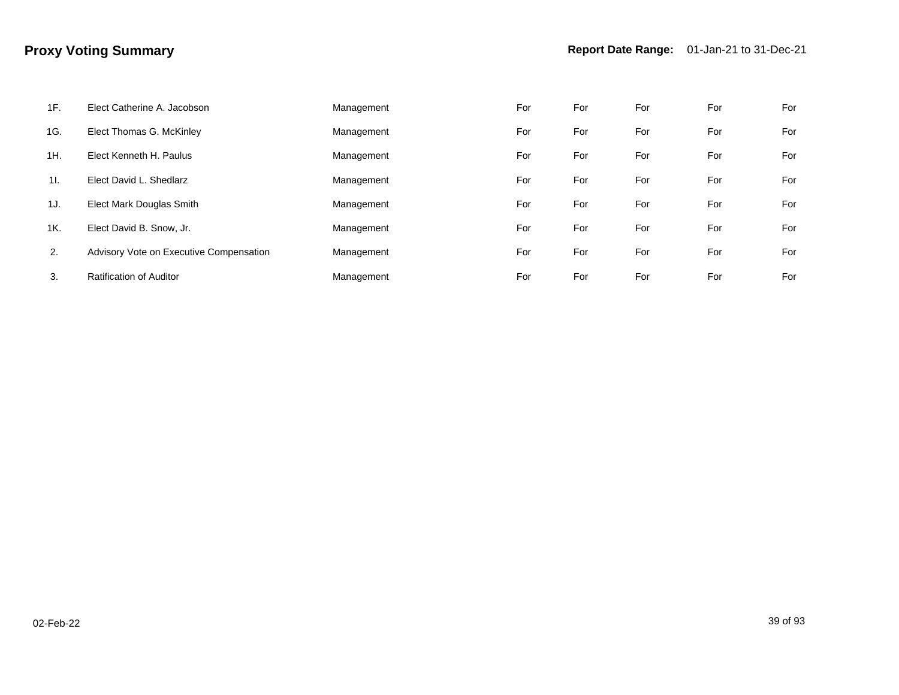## Proxy Voting Summary

**Report Date Range:** 01-Jan-21 to 31-Dec-21

| | | | | | | | |
|---|---|---|---|---|---|---|---|
| 1F. | Elect Catherine A. Jacobson | Management | For | For | For | For | For |
| 1G. | Elect Thomas G. McKinley | Management | For | For | For | For | For |
| 1H. | Elect Kenneth H. Paulus | Management | For | For | For | For | For |
| 1I. | Elect David L. Shedlarz | Management | For | For | For | For | For |
| 1J. | Elect Mark Douglas Smith | Management | For | For | For | For | For |
| 1K. | Elect David B. Snow, Jr. | Management | For | For | For | For | For |
| 2. | Advisory Vote on Executive Compensation | Management | For | For | For | For | For |
| 3. | Ratification of Auditor | Management | For | For | For | For | For |

02-Feb-22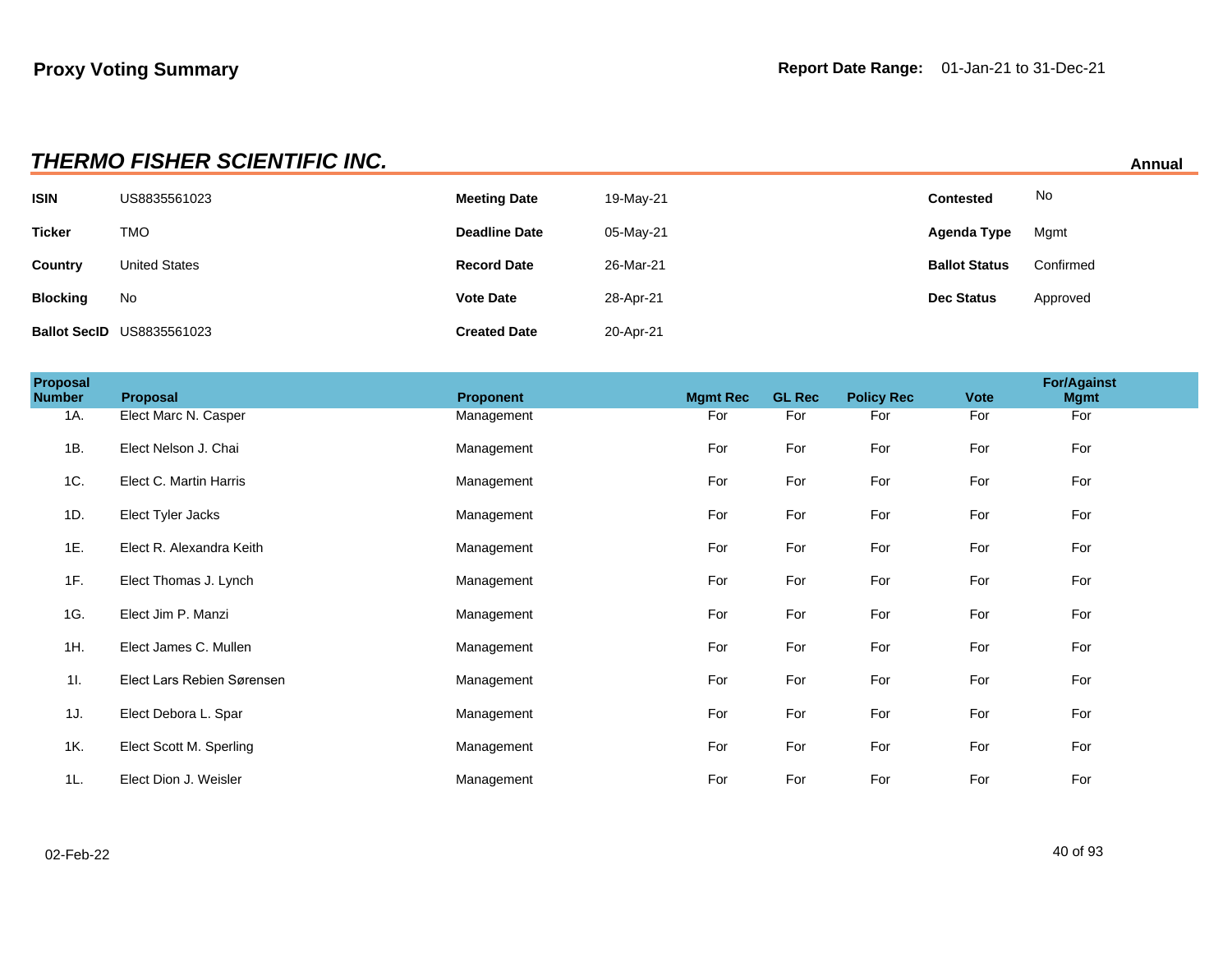**Proxy Voting Summary**

**Report Date Range:** 01-Jan-21 to 31-Dec-21

## *THERMO FISHER SCIENTIFIC INC.*

**Annual**

| | | | | | |
|---|---|---|---|---|---|
| **ISIN** | US8835561023 | **Meeting Date** | 19-May-21 | **Contested** | No |
| **Ticker** | TMO | **Deadline Date** | 05-May-21 | **Agenda Type** | Mgmt |
| **Country** | United States | **Record Date** | 26-Mar-21 | **Ballot Status** | Confirmed |
| **Blocking** | No | **Vote Date** | 28-Apr-21 | **Dec Status** | Approved |
| **Ballot SecID** | US8835561023 | **Created Date** | 20-Apr-21 | | |

| Proposal Number | Proposal | Proponent | Mgmt Rec | GL Rec | Policy Rec | Vote | For/Against Mgmt |
|---|---|---|---|---|---|---|---|
| 1A. | Elect Marc N. Casper | Management | For | For | For | For | For |
| 1B. | Elect Nelson J. Chai | Management | For | For | For | For | For |
| 1C. | Elect C. Martin Harris | Management | For | For | For | For | For |
| 1D. | Elect Tyler Jacks | Management | For | For | For | For | For |
| 1E. | Elect R. Alexandra Keith | Management | For | For | For | For | For |
| 1F. | Elect Thomas J. Lynch | Management | For | For | For | For | For |
| 1G. | Elect Jim P. Manzi | Management | For | For | For | For | For |
| 1H. | Elect James C. Mullen | Management | For | For | For | For | For |
| 1I. | Elect Lars Rebien Sørensen | Management | For | For | For | For | For |
| 1J. | Elect Debora L. Spar | Management | For | For | For | For | For |
| 1K. | Elect Scott M. Sperling | Management | For | For | For | For | For |
| 1L. | Elect Dion J. Weisler | Management | For | For | For | For | For |

02-Feb-22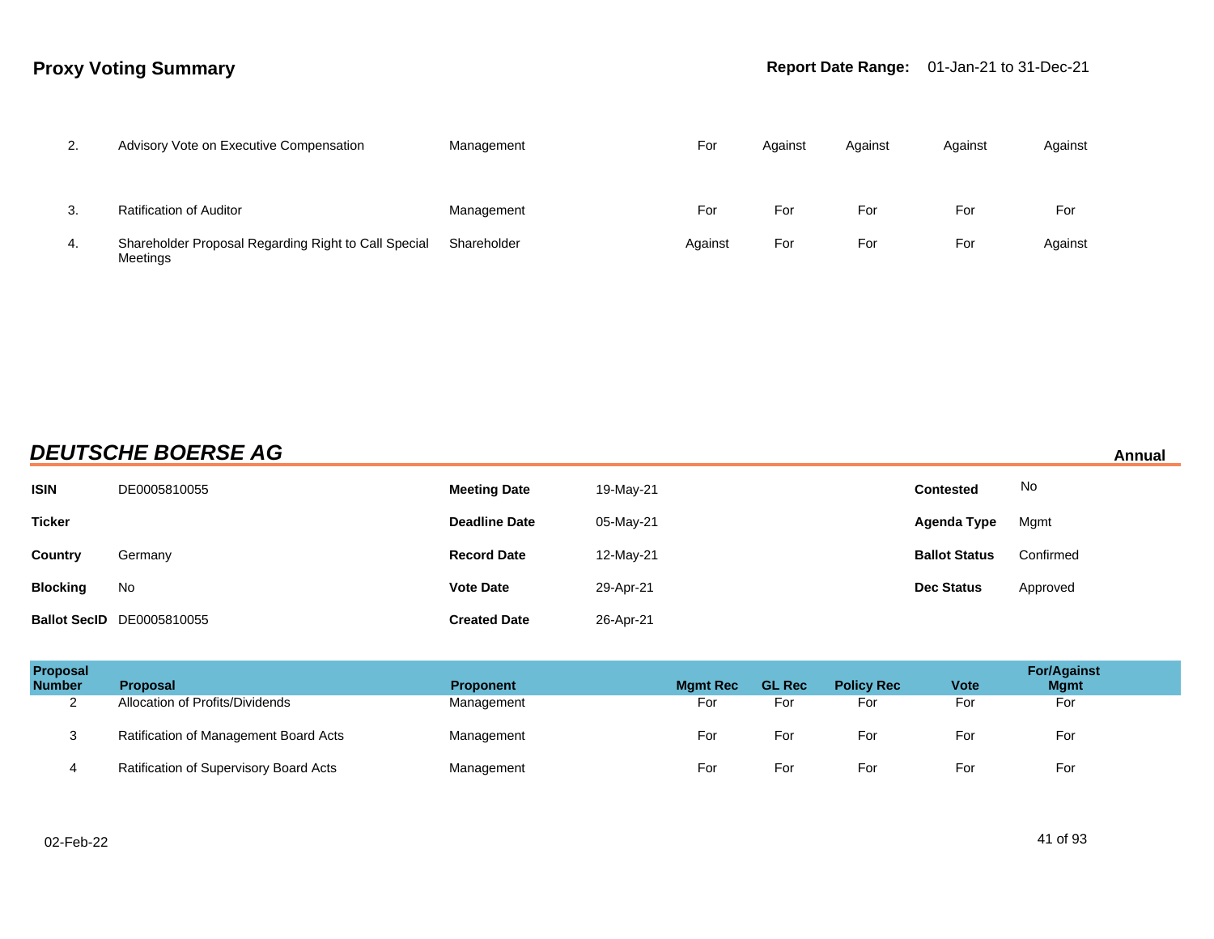## Proxy Voting Summary

**Report Date Range:** 01-Jan-21 to 31-Dec-21

| Proposal Number | Proposal | Proponent | Mgmt Rec | GL Rec | Policy Rec | Vote | For/Against Mgmt |
|---|---|---|---|---|---|---|---|
| 2. | Advisory Vote on Executive Compensation | Management | For | Against | Against | Against | Against |
| 3. | Ratification of Auditor | Management | For | For | For | For | For |
| 4. | Shareholder Proposal Regarding Right to Call Special Meetings | Shareholder | Against | For | For | For | Against |

### *DEUTSCHE BOERSE AG*

**Annual**

| | | | | | |
|---|---|---|---|---|---|
| **ISIN** | DE0005810055 | **Meeting Date** | 19-May-21 | **Contested** | No |
| **Ticker** | | **Deadline Date** | 05-May-21 | **Agenda Type** | Mgmt |
| **Country** | Germany | **Record Date** | 12-May-21 | **Ballot Status** | Confirmed |
| **Blocking** | No | **Vote Date** | 29-Apr-21 | **Dec Status** | Approved |
| **Ballot SecID** | DE0005810055 | **Created Date** | 26-Apr-21 | | |

| Proposal Number | Proposal | Proponent | Mgmt Rec | GL Rec | Policy Rec | Vote | For/Against Mgmt |
|---|---|---|---|---|---|---|---|
| 2 | Allocation of Profits/Dividends | Management | For | For | For | For | For |
| 3 | Ratification of Management Board Acts | Management | For | For | For | For | For |
| 4 | Ratification of Supervisory Board Acts | Management | For | For | For | For | For |

02-Feb-22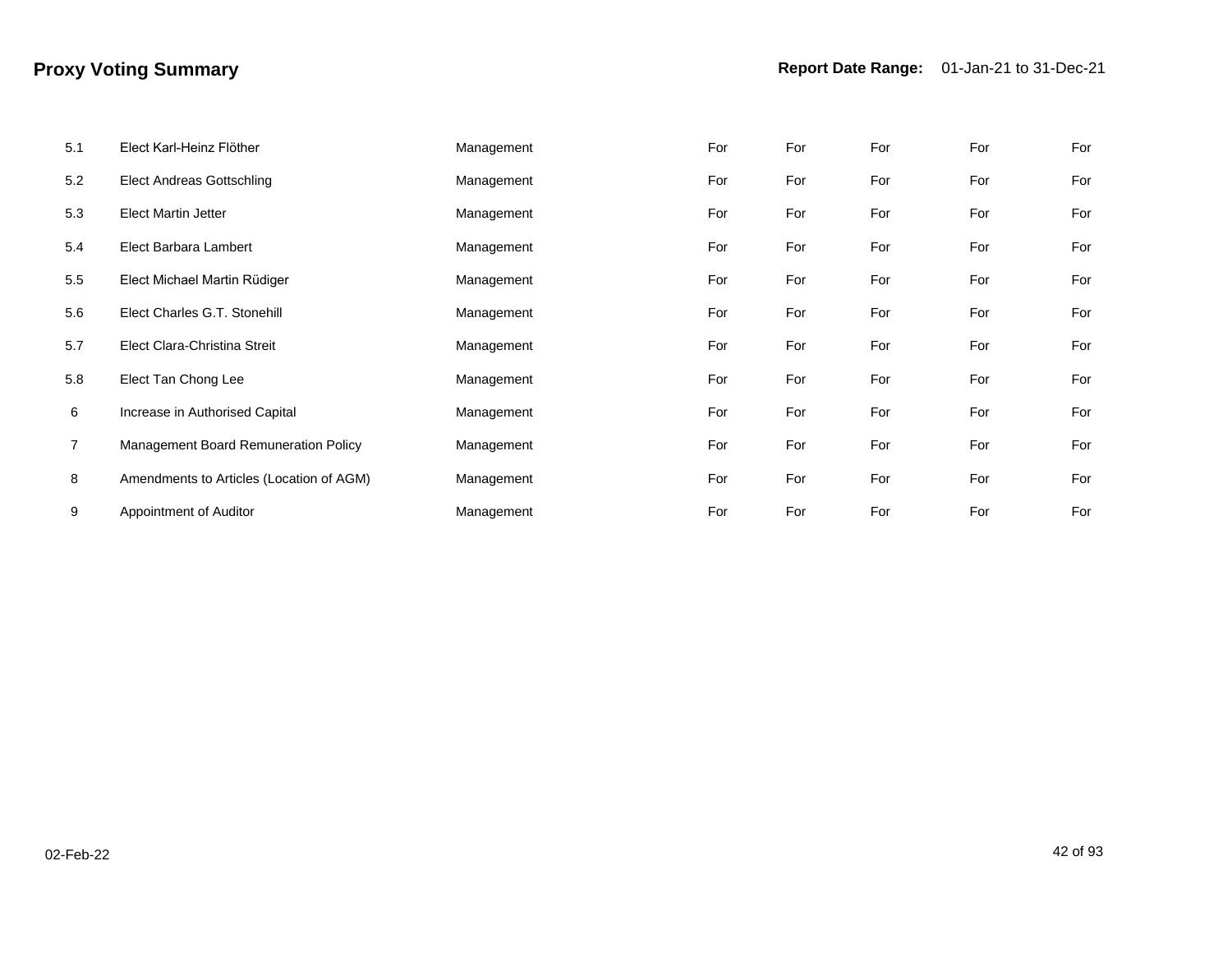# Proxy Voting Summary

**Report Date Range:** 01-Jan-21 to 31-Dec-21

| | | | | | | | |
|---|---|---|---|---|---|---|---|
| 5.1 | Elect Karl-Heinz Flöther | Management | For | For | For | For | For |
| 5.2 | Elect Andreas Gottschling | Management | For | For | For | For | For |
| 5.3 | Elect Martin Jetter | Management | For | For | For | For | For |
| 5.4 | Elect Barbara Lambert | Management | For | For | For | For | For |
| 5.5 | Elect Michael Martin Rüdiger | Management | For | For | For | For | For |
| 5.6 | Elect Charles G.T. Stonehill | Management | For | For | For | For | For |
| 5.7 | Elect Clara-Christina Streit | Management | For | For | For | For | For |
| 5.8 | Elect Tan Chong Lee | Management | For | For | For | For | For |
| 6 | Increase in Authorised Capital | Management | For | For | For | For | For |
| 7 | Management Board Remuneration Policy | Management | For | For | For | For | For |
| 8 | Amendments to Articles (Location of AGM) | Management | For | For | For | For | For |
| 9 | Appointment of Auditor | Management | For | For | For | For | For |

02-Feb-22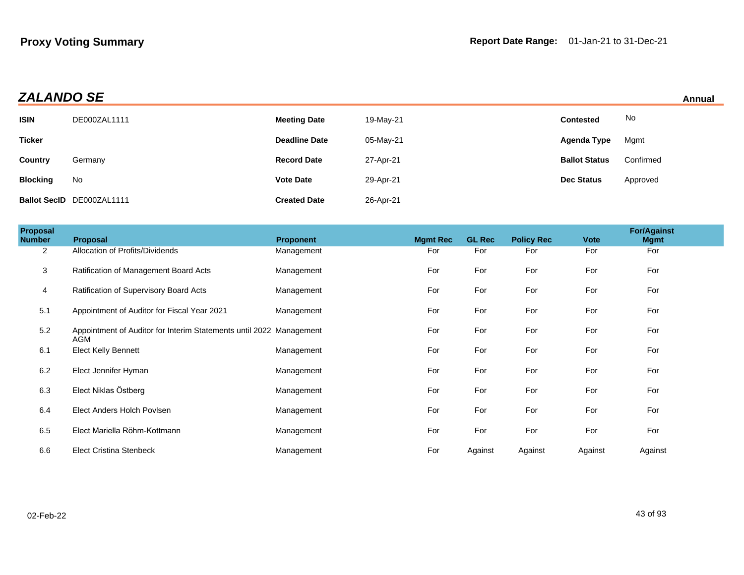# Proxy Voting Summary

**Report Date Range:** 01-Jan-21 to 31-Dec-21

## *ZALANDO SE*

**Annual**

| | | | | | |
|---|---|---|---|---|---|
| **ISIN** | DE000ZAL1111 | **Meeting Date** | 19-May-21 | **Contested** | No |
| **Ticker** | | **Deadline Date** | 05-May-21 | **Agenda Type** | Mgmt |
| **Country** | Germany | **Record Date** | 27-Apr-21 | **Ballot Status** | Confirmed |
| **Blocking** | No | **Vote Date** | 29-Apr-21 | **Dec Status** | Approved |
| **Ballot SecID** | DE000ZAL1111 | **Created Date** | 26-Apr-21 | | |

| Proposal Number | Proposal | Proponent | Mgmt Rec | GL Rec | Policy Rec | Vote | For/Against Mgmt |
|---|---|---|---|---|---|---|---|
| 2 | Allocation of Profits/Dividends | Management | For | For | For | For | For |
| 3 | Ratification of Management Board Acts | Management | For | For | For | For | For |
| 4 | Ratification of Supervisory Board Acts | Management | For | For | For | For | For |
| 5.1 | Appointment of Auditor for Fiscal Year 2021 | Management | For | For | For | For | For |
| 5.2 | Appointment of Auditor for Interim Statements until 2022 AGM | Management | For | For | For | For | For |
| 6.1 | Elect Kelly Bennett | Management | For | For | For | For | For |
| 6.2 | Elect Jennifer Hyman | Management | For | For | For | For | For |
| 6.3 | Elect Niklas Östberg | Management | For | For | For | For | For |
| 6.4 | Elect Anders Holch Povlsen | Management | For | For | For | For | For |
| 6.5 | Elect Mariella Röhm-Kottmann | Management | For | For | For | For | For |
| 6.6 | Elect Cristina Stenbeck | Management | For | Against | Against | Against | Against |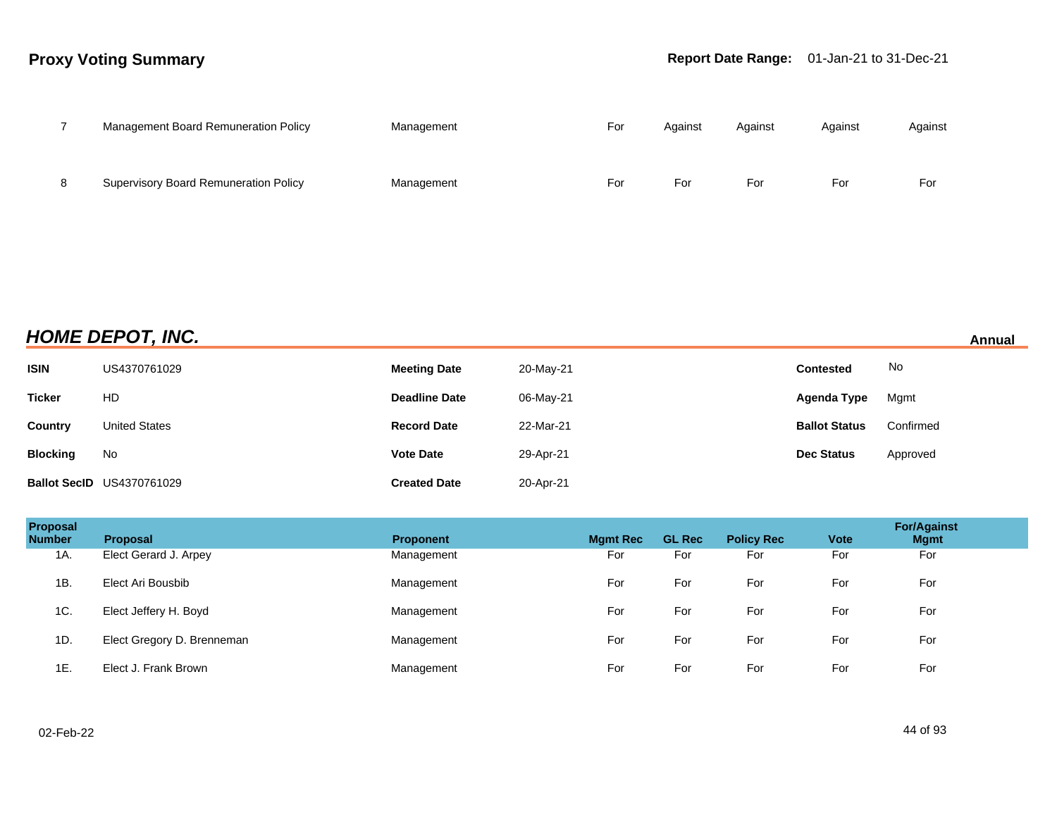## Proxy Voting Summary

**Report Date Range:** 01-Jan-21 to 31-Dec-21

| Proposal Number | Proposal | Proponent | Mgmt Rec | GL Rec | Policy Rec | Vote | For/Against Mgmt |
|---|---|---|---|---|---|---|---|
| 7 | Management Board Remuneration Policy | Management | For | Against | Against | Against | Against |
| 8 | Supervisory Board Remuneration Policy | Management | For | For | For | For | For |

## *HOME DEPOT, INC.*

**Annual**

| | | | | | |
|---|---|---|---|---|---|
| **ISIN** | US4370761029 | **Meeting Date** | 20-May-21 | **Contested** | No |
| **Ticker** | HD | **Deadline Date** | 06-May-21 | **Agenda Type** | Mgmt |
| **Country** | United States | **Record Date** | 22-Mar-21 | **Ballot Status** | Confirmed |
| **Blocking** | No | **Vote Date** | 29-Apr-21 | **Dec Status** | Approved |
| **Ballot SecID** | US4370761029 | **Created Date** | 20-Apr-21 | | |

| Proposal Number | Proposal | Proponent | Mgmt Rec | GL Rec | Policy Rec | Vote | For/Against Mgmt |
|---|---|---|---|---|---|---|---|
| 1A. | Elect Gerard J. Arpey | Management | For | For | For | For | For |
| 1B. | Elect Ari Bousbib | Management | For | For | For | For | For |
| 1C. | Elect Jeffery H. Boyd | Management | For | For | For | For | For |
| 1D. | Elect Gregory D. Brenneman | Management | For | For | For | For | For |
| 1E. | Elect J. Frank Brown | Management | For | For | For | For | For |

02-Feb-22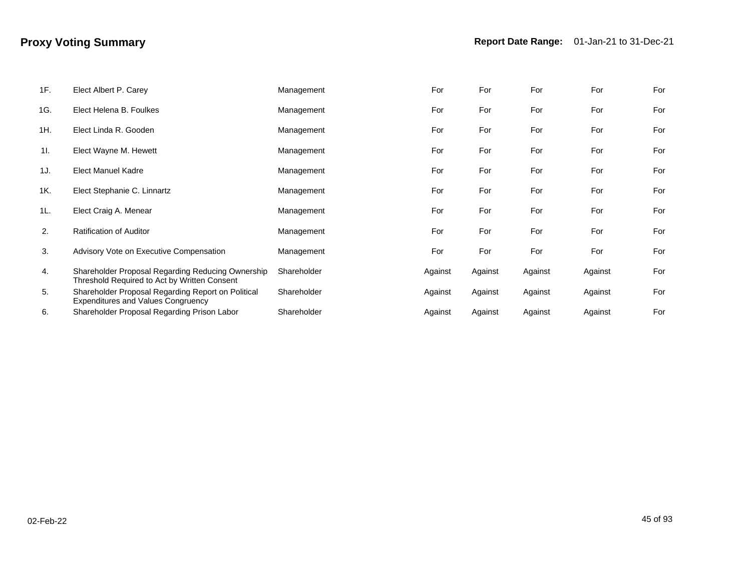# Proxy Voting Summary

**Report Date Range:** 01-Jan-21 to 31-Dec-21

| | | | | | | | |
|---|---|---|---|---|---|---|---|
| 1F. | Elect Albert P. Carey | Management | For | For | For | For | For |
| 1G. | Elect Helena B. Foulkes | Management | For | For | For | For | For |
| 1H. | Elect Linda R. Gooden | Management | For | For | For | For | For |
| 1I. | Elect Wayne M. Hewett | Management | For | For | For | For | For |
| 1J. | Elect Manuel Kadre | Management | For | For | For | For | For |
| 1K. | Elect Stephanie C. Linnartz | Management | For | For | For | For | For |
| 1L. | Elect Craig A. Menear | Management | For | For | For | For | For |
| 2. | Ratification of Auditor | Management | For | For | For | For | For |
| 3. | Advisory Vote on Executive Compensation | Management | For | For | For | For | For |
| 4. | Shareholder Proposal Regarding Reducing Ownership Threshold Required to Act by Written Consent | Shareholder | Against | Against | Against | Against | For |
| 5. | Shareholder Proposal Regarding Report on Political Expenditures and Values Congruency | Shareholder | Against | Against | Against | Against | For |
| 6. | Shareholder Proposal Regarding Prison Labor | Shareholder | Against | Against | Against | Against | For |

02-Feb-22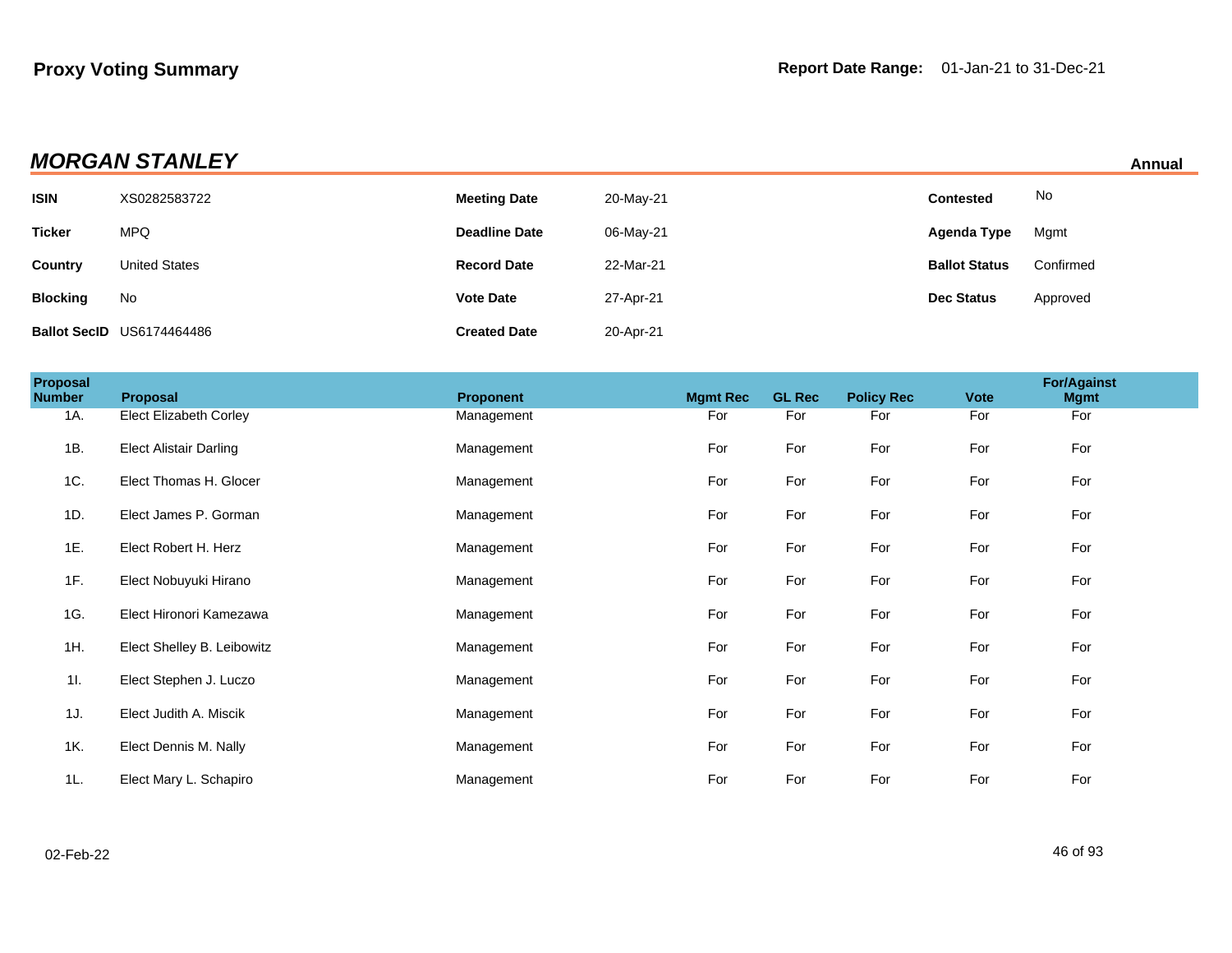## Proxy Voting Summary

**Report Date Range:** 01-Jan-21 to 31-Dec-21

### *MORGAN STANLEY*

**Annual**

| | | | | | |
|---|---|---|---|---|---|
| **ISIN** | XS0282583722 | **Meeting Date** | 20-May-21 | **Contested** | No |
| **Ticker** | MPQ | **Deadline Date** | 06-May-21 | **Agenda Type** | Mgmt |
| **Country** | United States | **Record Date** | 22-Mar-21 | **Ballot Status** | Confirmed |
| **Blocking** | No | **Vote Date** | 27-Apr-21 | **Dec Status** | Approved |
| **Ballot SecID** | US6174464486 | **Created Date** | 20-Apr-21 | | |

| Proposal Number | Proposal | Proponent | Mgmt Rec | GL Rec | Policy Rec | Vote | For/Against Mgmt |
|---|---|---|---|---|---|---|---|
| 1A. | Elect Elizabeth Corley | Management | For | For | For | For | For |
| 1B. | Elect Alistair Darling | Management | For | For | For | For | For |
| 1C. | Elect Thomas H. Glocer | Management | For | For | For | For | For |
| 1D. | Elect James P. Gorman | Management | For | For | For | For | For |
| 1E. | Elect Robert H. Herz | Management | For | For | For | For | For |
| 1F. | Elect Nobuyuki Hirano | Management | For | For | For | For | For |
| 1G. | Elect Hironori Kamezawa | Management | For | For | For | For | For |
| 1H. | Elect Shelley B. Leibowitz | Management | For | For | For | For | For |
| 1I. | Elect Stephen J. Luczo | Management | For | For | For | For | For |
| 1J. | Elect Judith A. Miscik | Management | For | For | For | For | For |
| 1K. | Elect Dennis M. Nally | Management | For | For | For | For | For |
| 1L. | Elect Mary L. Schapiro | Management | For | For | For | For | For |

02-Feb-22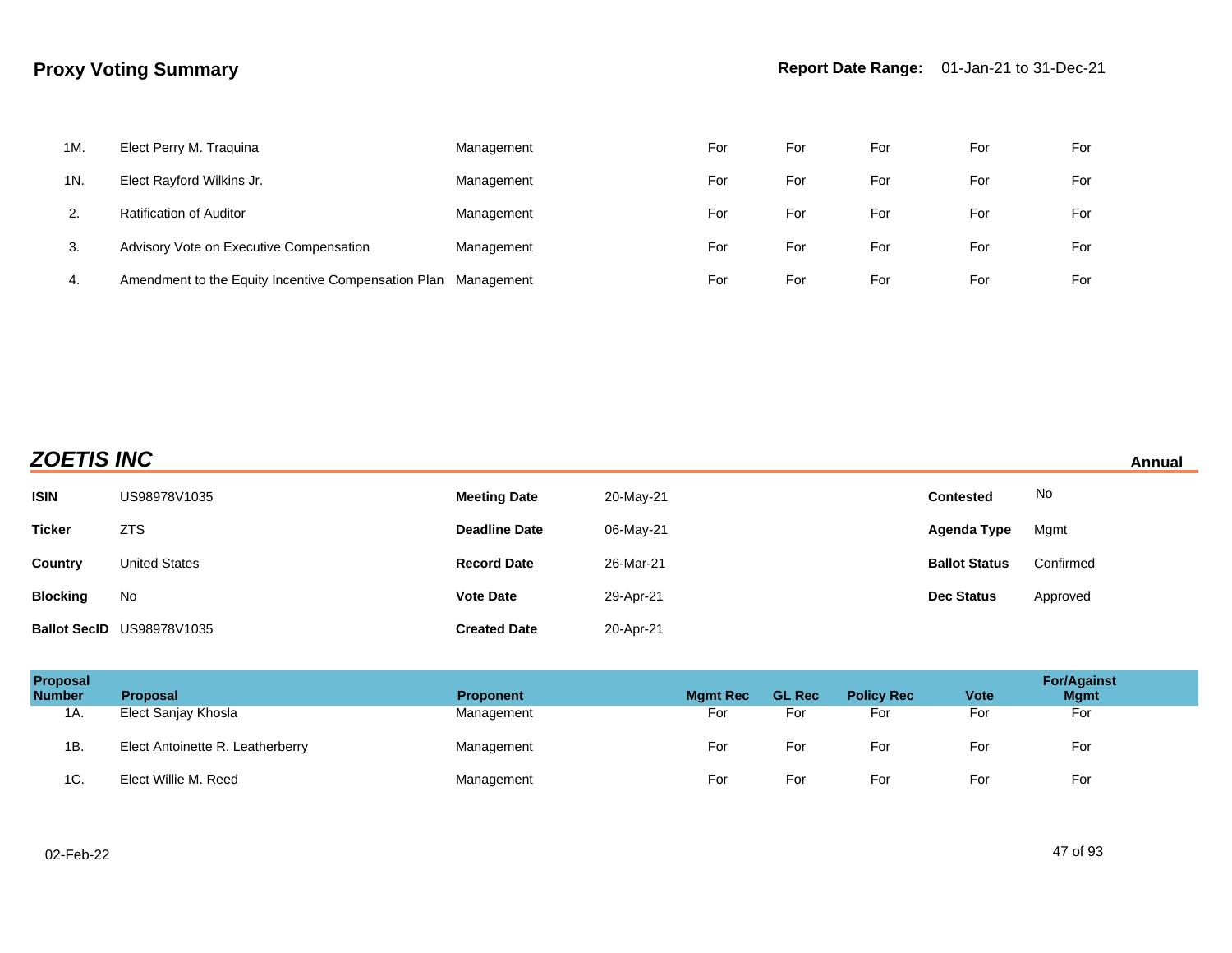| Proposal Number | Proposal | Proponent | Mgmt Rec | GL Rec | Policy Rec | Vote | For/Against Mgmt |
|---|---|---|---|---|---|---|---|
| 1M. | Elect Perry M. Traquina | Management | For | For | For | For | For |
| 1N. | Elect Rayford Wilkins Jr. | Management | For | For | For | For | For |
| 2. | Ratification of Auditor | Management | For | For | For | For | For |
| 3. | Advisory Vote on Executive Compensation | Management | For | For | For | For | For |
| 4. | Amendment to the Equity Incentive Compensation Plan | Management | For | For | For | For | For |

## *ZOETIS INC*

**Annual**

| | | | | | |
|---|---|---|---|---|---|
| **ISIN** | US98978V1035 | **Meeting Date** | 20-May-21 | **Contested** | No |
| **Ticker** | ZTS | **Deadline Date** | 06-May-21 | **Agenda Type** | Mgmt |
| **Country** | United States | **Record Date** | 26-Mar-21 | **Ballot Status** | Confirmed |
| **Blocking** | No | **Vote Date** | 29-Apr-21 | **Dec Status** | Approved |
| **Ballot SecID** | US98978V1035 | **Created Date** | 20-Apr-21 | | |

| Proposal Number | Proposal | Proponent | Mgmt Rec | GL Rec | Policy Rec | Vote | For/Against Mgmt |
|---|---|---|---|---|---|---|---|
| 1A. | Elect Sanjay Khosla | Management | For | For | For | For | For |
| 1B. | Elect Antoinette R. Leatherberry | Management | For | For | For | For | For |
| 1C. | Elect Willie M. Reed | Management | For | For | For | For | For |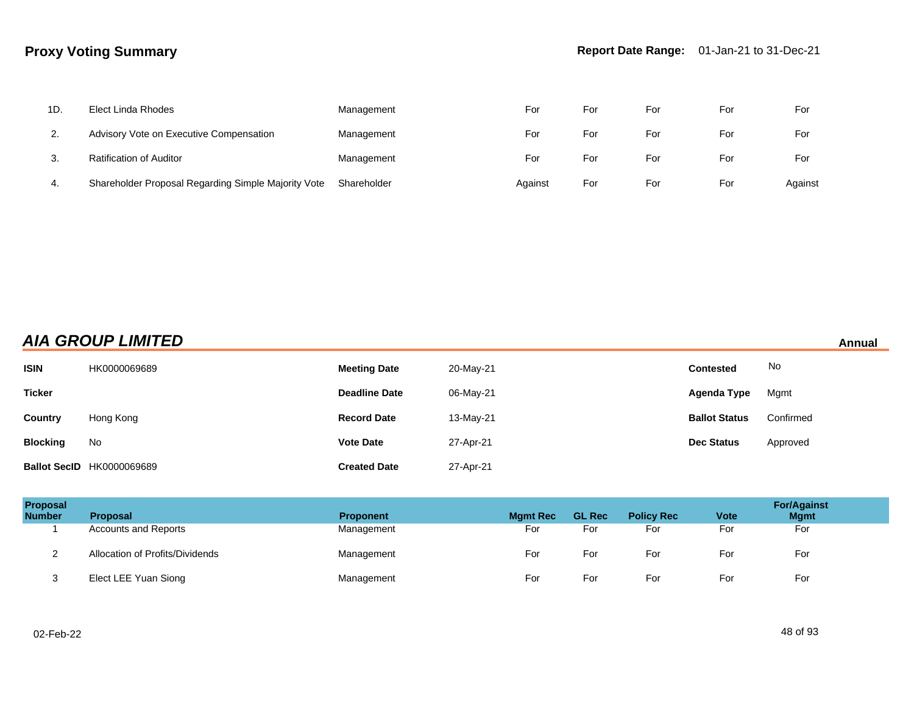| 1D. | Elect Linda Rhodes | Management | For | For | For | For | For |
|---|---|---|---|---|---|---|---|
| 2. | Advisory Vote on Executive Compensation | Management | For | For | For | For | For |
| 3. | Ratification of Auditor | Management | For | For | For | For | For |
| 4. | Shareholder Proposal Regarding Simple Majority Vote | Shareholder | Against | For | For | For | Against |

## *AIA GROUP LIMITED*

**Annual**

| | | | | | |
|---|---|---|---|---|---|
| **ISIN** | HK0000069689 | **Meeting Date** | 20-May-21 | **Contested** | No |
| **Ticker** | | **Deadline Date** | 06-May-21 | **Agenda Type** | Mgmt |
| **Country** | Hong Kong | **Record Date** | 13-May-21 | **Ballot Status** | Confirmed |
| **Blocking** | No | **Vote Date** | 27-Apr-21 | **Dec Status** | Approved |
| **Ballot SecID** | HK0000069689 | **Created Date** | 27-Apr-21 | | |

| Proposal Number | Proposal | Proponent | Mgmt Rec | GL Rec | Policy Rec | Vote | For/Against Mgmt |
|---|---|---|---|---|---|---|---|
| 1 | Accounts and Reports | Management | For | For | For | For | For |
| 2 | Allocation of Profits/Dividends | Management | For | For | For | For | For |
| 3 | Elect LEE Yuan Siong | Management | For | For | For | For | For |

02-Feb-22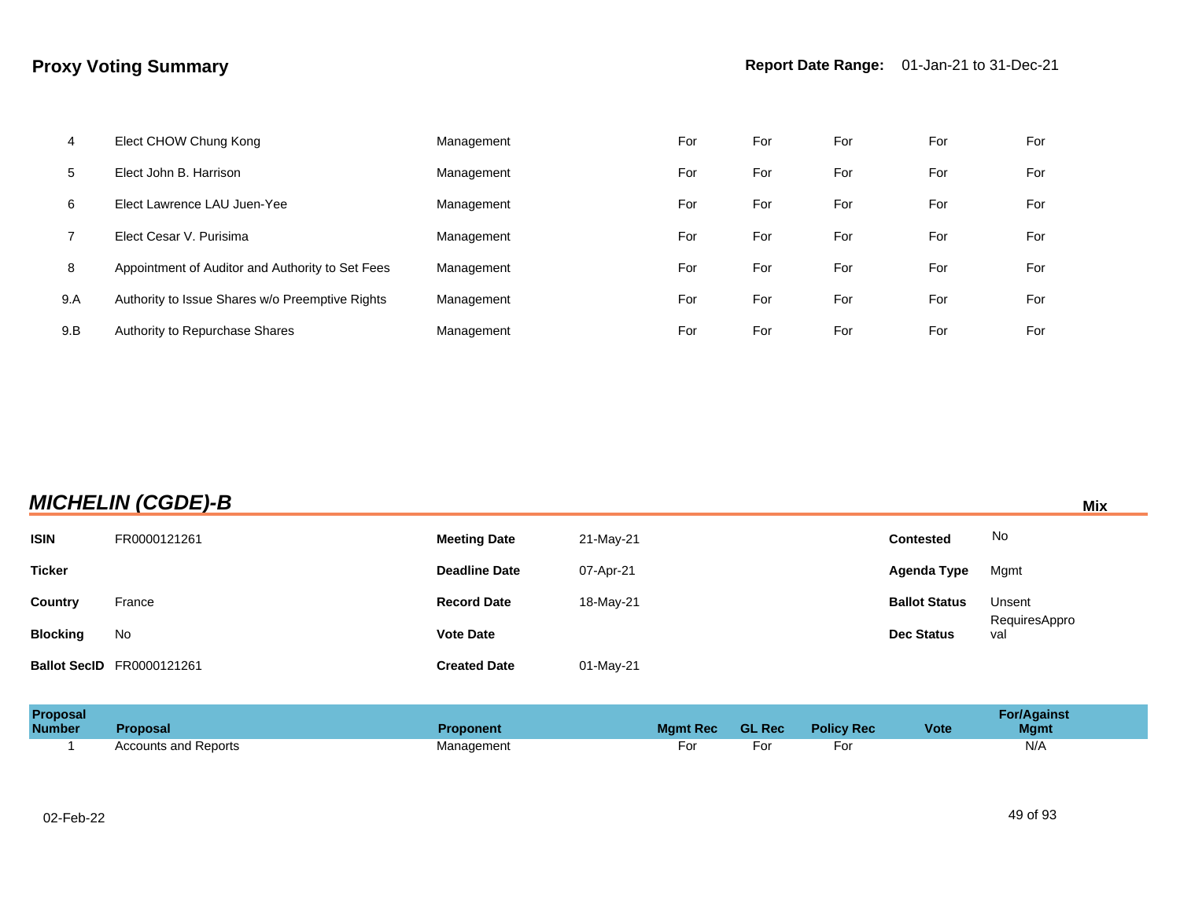## Proxy Voting Summary

**Report Date Range:** 01-Jan-21 to 31-Dec-21

| Proposal Number | Proposal | Proponent | Mgmt Rec | GL Rec | Policy Rec | Vote | For/Against Mgmt |
|---|---|---|---|---|---|---|---|
| 4 | Elect CHOW Chung Kong | Management | For | For | For | For | For |
| 5 | Elect John B. Harrison | Management | For | For | For | For | For |
| 6 | Elect Lawrence LAU Juen-Yee | Management | For | For | For | For | For |
| 7 | Elect Cesar V. Purisima | Management | For | For | For | For | For |
| 8 | Appointment of Auditor and Authority to Set Fees | Management | For | For | For | For | For |
| 9.A | Authority to Issue Shares w/o Preemptive Rights | Management | For | For | For | For | For |
| 9.B | Authority to Repurchase Shares | Management | For | For | For | For | For |

## *MICHELIN (CGDE)-B*

**Mix**

| | | | | | |
|---|---|---|---|---|---|
| **ISIN** | FR0000121261 | **Meeting Date** | 21-May-21 | **Contested** | No |
| **Ticker** | | **Deadline Date** | 07-Apr-21 | **Agenda Type** | Mgmt |
| **Country** | France | **Record Date** | 18-May-21 | **Ballot Status** | Unsent |
| **Blocking** | No | **Vote Date** | | **Dec Status** | RequiresApproval |
| **Ballot SecID** | FR0000121261 | **Created Date** | 01-May-21 | | |

| Proposal Number | Proposal | Proponent | Mgmt Rec | GL Rec | Policy Rec | Vote | For/Against Mgmt |
|---|---|---|---|---|---|---|---|
| 1 | Accounts and Reports | Management | For | For | For | | N/A |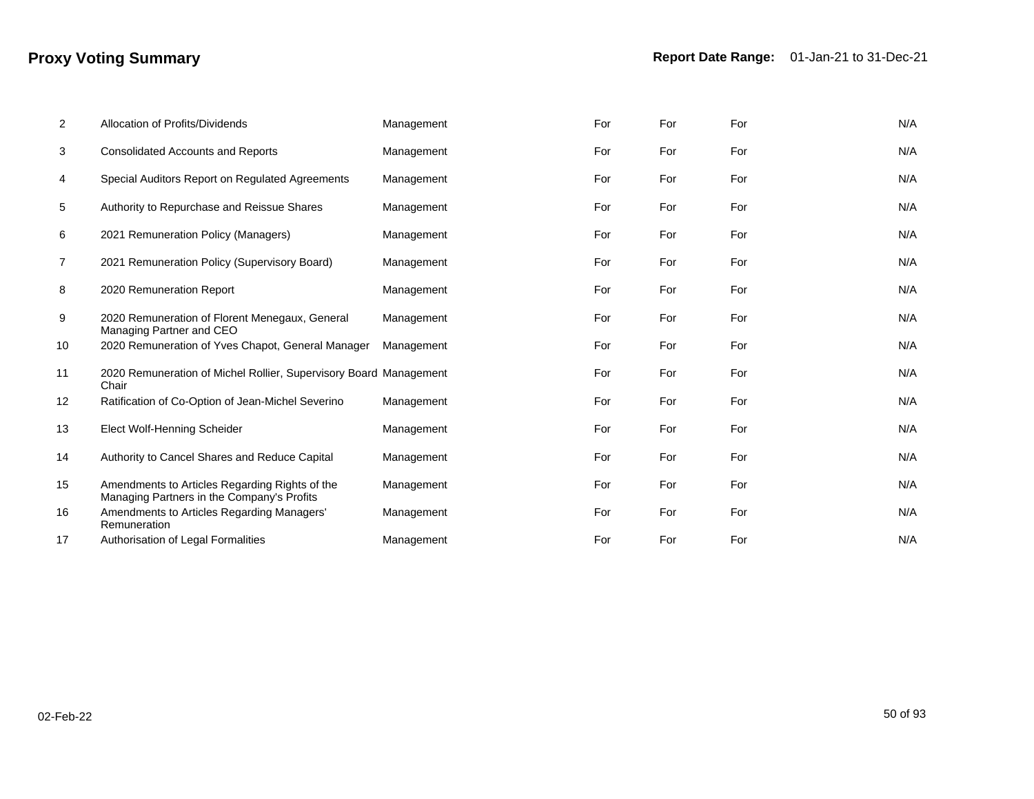# Proxy Voting Summary

**Report Date Range:** 01-Jan-21 to 31-Dec-21

| | | | | | | |
|---|---|---|---|---|---|---|
| 2 | Allocation of Profits/Dividends | Management | For | For | For | N/A |
| 3 | Consolidated Accounts and Reports | Management | For | For | For | N/A |
| 4 | Special Auditors Report on Regulated Agreements | Management | For | For | For | N/A |
| 5 | Authority to Repurchase and Reissue Shares | Management | For | For | For | N/A |
| 6 | 2021 Remuneration Policy (Managers) | Management | For | For | For | N/A |
| 7 | 2021 Remuneration Policy (Supervisory Board) | Management | For | For | For | N/A |
| 8 | 2020 Remuneration Report | Management | For | For | For | N/A |
| 9 | 2020 Remuneration of Florent Menegaux, General Managing Partner and CEO | Management | For | For | For | N/A |
| 10 | 2020 Remuneration of Yves Chapot, General Manager | Management | For | For | For | N/A |
| 11 | 2020 Remuneration of Michel Rollier, Supervisory Board Chair | Management | For | For | For | N/A |
| 12 | Ratification of Co-Option of Jean-Michel Severino | Management | For | For | For | N/A |
| 13 | Elect Wolf-Henning Scheider | Management | For | For | For | N/A |
| 14 | Authority to Cancel Shares and Reduce Capital | Management | For | For | For | N/A |
| 15 | Amendments to Articles Regarding Rights of the Managing Partners in the Company's Profits | Management | For | For | For | N/A |
| 16 | Amendments to Articles Regarding Managers' Remuneration | Management | For | For | For | N/A |
| 17 | Authorisation of Legal Formalities | Management | For | For | For | N/A |

02-Feb-22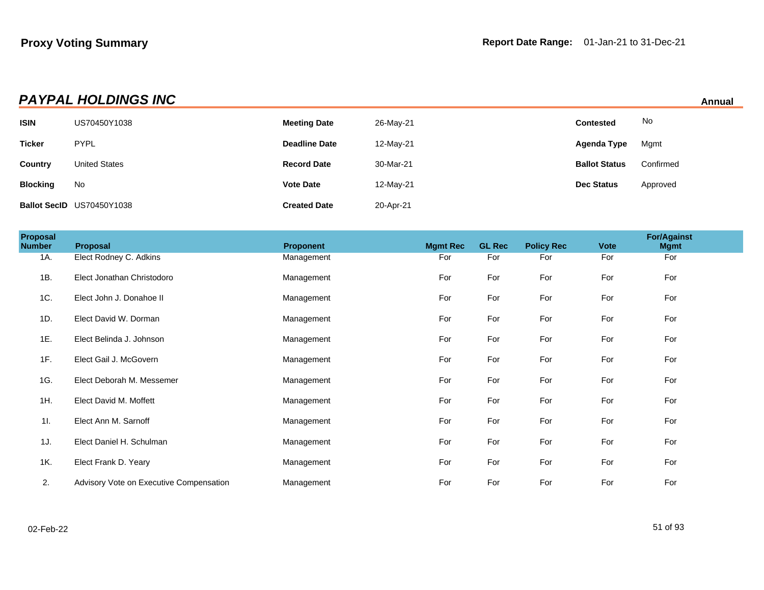**Proxy Voting Summary**

**Report Date Range:** 01-Jan-21 to 31-Dec-21

## *PAYPAL HOLDINGS INC*

**Annual**

| | | | | | |
|---|---|---|---|---|---|
| **ISIN** | US70450Y1038 | **Meeting Date** | 26-May-21 | **Contested** | No |
| **Ticker** | PYPL | **Deadline Date** | 12-May-21 | **Agenda Type** | Mgmt |
| **Country** | United States | **Record Date** | 30-Mar-21 | **Ballot Status** | Confirmed |
| **Blocking** | No | **Vote Date** | 12-May-21 | **Dec Status** | Approved |
| **Ballot SecID** | US70450Y1038 | **Created Date** | 20-Apr-21 | | |

| Proposal Number | Proposal | Proponent | Mgmt Rec | GL Rec | Policy Rec | Vote | For/Against Mgmt |
|---|---|---|---|---|---|---|---|
| 1A. | Elect Rodney C. Adkins | Management | For | For | For | For | For |
| 1B. | Elect Jonathan Christodoro | Management | For | For | For | For | For |
| 1C. | Elect John J. Donahoe II | Management | For | For | For | For | For |
| 1D. | Elect David W. Dorman | Management | For | For | For | For | For |
| 1E. | Elect Belinda J. Johnson | Management | For | For | For | For | For |
| 1F. | Elect Gail J. McGovern | Management | For | For | For | For | For |
| 1G. | Elect Deborah M. Messemer | Management | For | For | For | For | For |
| 1H. | Elect David M. Moffett | Management | For | For | For | For | For |
| 1I. | Elect Ann M. Sarnoff | Management | For | For | For | For | For |
| 1J. | Elect Daniel H. Schulman | Management | For | For | For | For | For |
| 1K. | Elect Frank D. Yeary | Management | For | For | For | For | For |
| 2. | Advisory Vote on Executive Compensation | Management | For | For | For | For | For |

02-Feb-22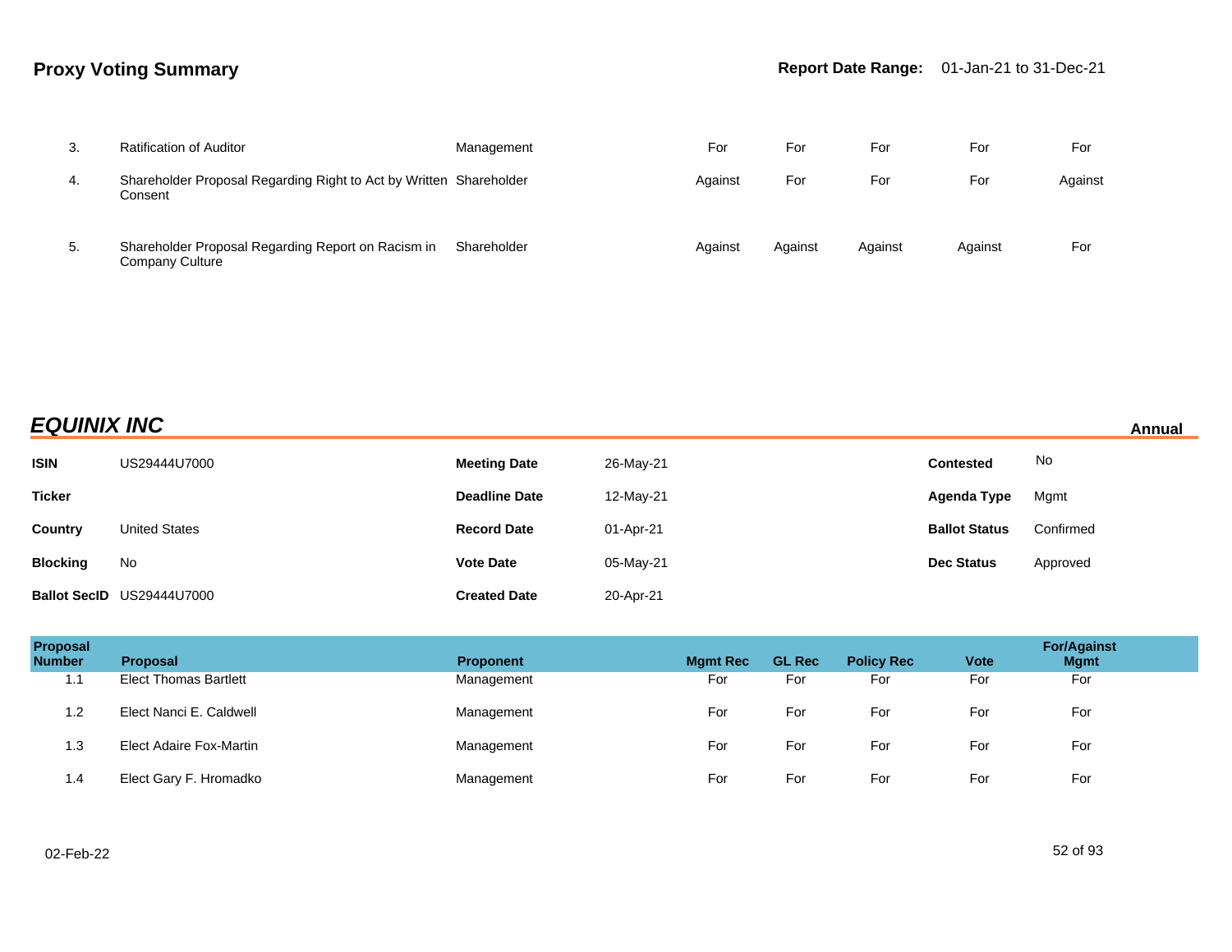## Proxy Voting Summary

**Report Date Range:** 01-Jan-21 to 31-Dec-21

| Proposal Number | Proposal | Proponent | Mgmt Rec | GL Rec | Policy Rec | Vote | For/Against Mgmt |
|---|---|---|---|---|---|---|---|
| 3. | Ratification of Auditor | Management | For | For | For | For | For |
| 4. | Shareholder Proposal Regarding Right to Act by Written Consent | Shareholder | Against | For | For | For | Against |
| 5. | Shareholder Proposal Regarding Report on Racism in Company Culture | Shareholder | Against | Against | Against | Against | For |

## *EQUINIX INC*

**Annual**

| | | | | | |
|---|---|---|---|---|---|
| **ISIN** | US29444U7000 | **Meeting Date** | 26-May-21 | **Contested** | No |
| **Ticker** | | **Deadline Date** | 12-May-21 | **Agenda Type** | Mgmt |
| **Country** | United States | **Record Date** | 01-Apr-21 | **Ballot Status** | Confirmed |
| **Blocking** | No | **Vote Date** | 05-May-21 | **Dec Status** | Approved |
| **Ballot SecID** | US29444U7000 | **Created Date** | 20-Apr-21 | | |

| Proposal Number | Proposal | Proponent | Mgmt Rec | GL Rec | Policy Rec | Vote | For/Against Mgmt |
|---|---|---|---|---|---|---|---|
| 1.1 | Elect Thomas Bartlett | Management | For | For | For | For | For |
| 1.2 | Elect Nanci E. Caldwell | Management | For | For | For | For | For |
| 1.3 | Elect Adaire Fox-Martin | Management | For | For | For | For | For |
| 1.4 | Elect Gary F. Hromadko | Management | For | For | For | For | For |

02-Feb-22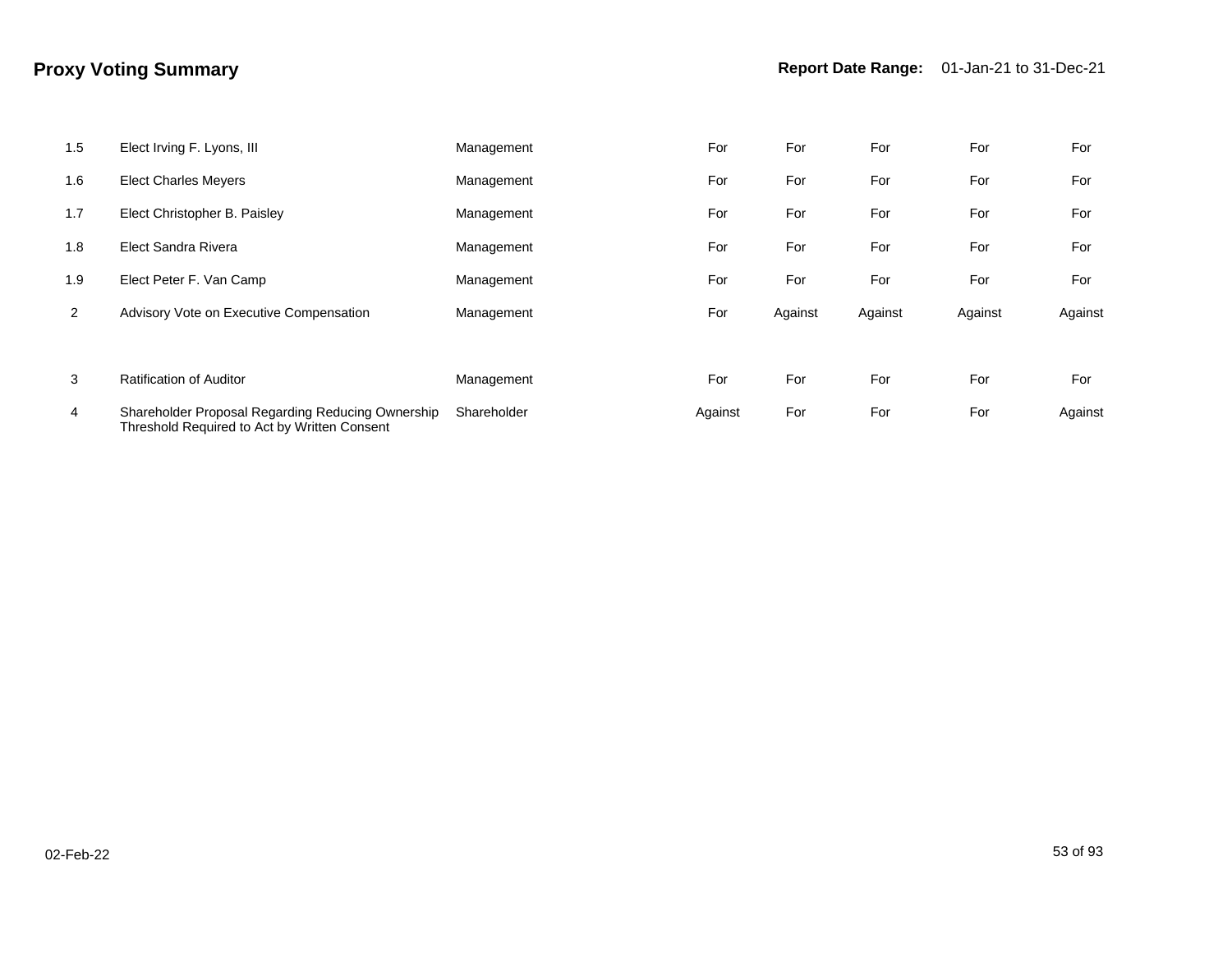## Proxy Voting Summary

**Report Date Range:** 01-Jan-21 to 31-Dec-21

| | | | | | | | |
|---|---|---|---|---|---|---|---|
| 1.5 | Elect Irving F. Lyons, III | Management | For | For | For | For | For |
| 1.6 | Elect Charles Meyers | Management | For | For | For | For | For |
| 1.7 | Elect Christopher B. Paisley | Management | For | For | For | For | For |
| 1.8 | Elect Sandra Rivera | Management | For | For | For | For | For |
| 1.9 | Elect Peter F. Van Camp | Management | For | For | For | For | For |
| 2 | Advisory Vote on Executive Compensation | Management | For | Against | Against | Against | Against |
| 3 | Ratification of Auditor | Management | For | For | For | For | For |
| 4 | Shareholder Proposal Regarding Reducing Ownership Threshold Required to Act by Written Consent | Shareholder | Against | For | For | For | Against |

02-Feb-22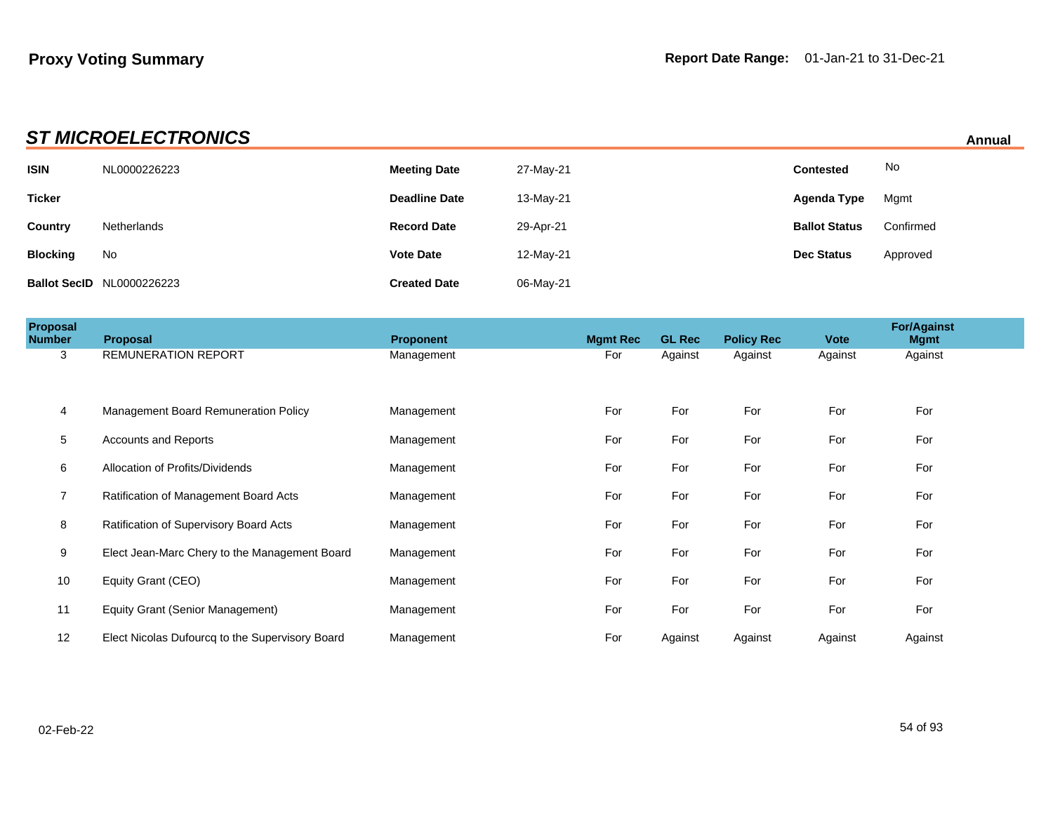**Proxy Voting Summary** **Report Date Range:** 01-Jan-21 to 31-Dec-21

## *ST MICROELECTRONICS*

**Annual**

| | | | | | |
|---|---|---|---|---|---|
| **ISIN** | NL0000226223 | **Meeting Date** | 27-May-21 | **Contested** | No |
| **Ticker** | | **Deadline Date** | 13-May-21 | **Agenda Type** | Mgmt |
| **Country** | Netherlands | **Record Date** | 29-Apr-21 | **Ballot Status** | Confirmed |
| **Blocking** | No | **Vote Date** | 12-May-21 | **Dec Status** | Approved |
| **Ballot SecID** | NL0000226223 | **Created Date** | 06-May-21 | | |

| Proposal Number | Proposal | Proponent | Mgmt Rec | GL Rec | Policy Rec | Vote | For/Against Mgmt |
|---|---|---|---|---|---|---|---|
| 3 | REMUNERATION REPORT | Management | For | Against | Against | Against | Against |
| 4 | Management Board Remuneration Policy | Management | For | For | For | For | For |
| 5 | Accounts and Reports | Management | For | For | For | For | For |
| 6 | Allocation of Profits/Dividends | Management | For | For | For | For | For |
| 7 | Ratification of Management Board Acts | Management | For | For | For | For | For |
| 8 | Ratification of Supervisory Board Acts | Management | For | For | For | For | For |
| 9 | Elect Jean-Marc Chery to the Management Board | Management | For | For | For | For | For |
| 10 | Equity Grant (CEO) | Management | For | For | For | For | For |
| 11 | Equity Grant (Senior Management) | Management | For | For | For | For | For |
| 12 | Elect Nicolas Dufourcq to the Supervisory Board | Management | For | Against | Against | Against | Against |

02-Feb-22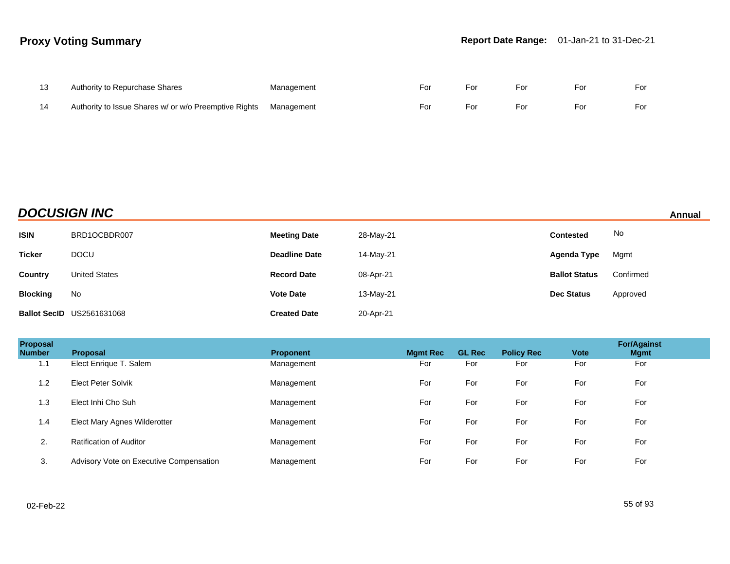| | | | | | | | |
|---|---|---|---|---|---|---|---|
| 13 | Authority to Repurchase Shares | Management | For | For | For | For | For |
| 14 | Authority to Issue Shares w/ or w/o Preemptive Rights | Management | For | For | For | For | For |

## DOCUSIGN INC

**Annual**

| | | | | | |
|---|---|---|---|---|---|
| **ISIN** | BRD1OCBDR007 | **Meeting Date** | 28-May-21 | **Contested** | No |
| **Ticker** | DOCU | **Deadline Date** | 14-May-21 | **Agenda Type** | Mgmt |
| **Country** | United States | **Record Date** | 08-Apr-21 | **Ballot Status** | Confirmed |
| **Blocking** | No | **Vote Date** | 13-May-21 | **Dec Status** | Approved |
| **Ballot SecID** | US2561631068 | **Created Date** | 20-Apr-21 | | |

| Proposal Number | Proposal | Proponent | Mgmt Rec | GL Rec | Policy Rec | Vote | For/Against Mgmt |
|---|---|---|---|---|---|---|---|
| 1.1 | Elect Enrique T. Salem | Management | For | For | For | For | For |
| 1.2 | Elect Peter Solvik | Management | For | For | For | For | For |
| 1.3 | Elect Inhi Cho Suh | Management | For | For | For | For | For |
| 1.4 | Elect Mary Agnes Wilderotter | Management | For | For | For | For | For |
| 2. | Ratification of Auditor | Management | For | For | For | For | For |
| 3. | Advisory Vote on Executive Compensation | Management | For | For | For | For | For |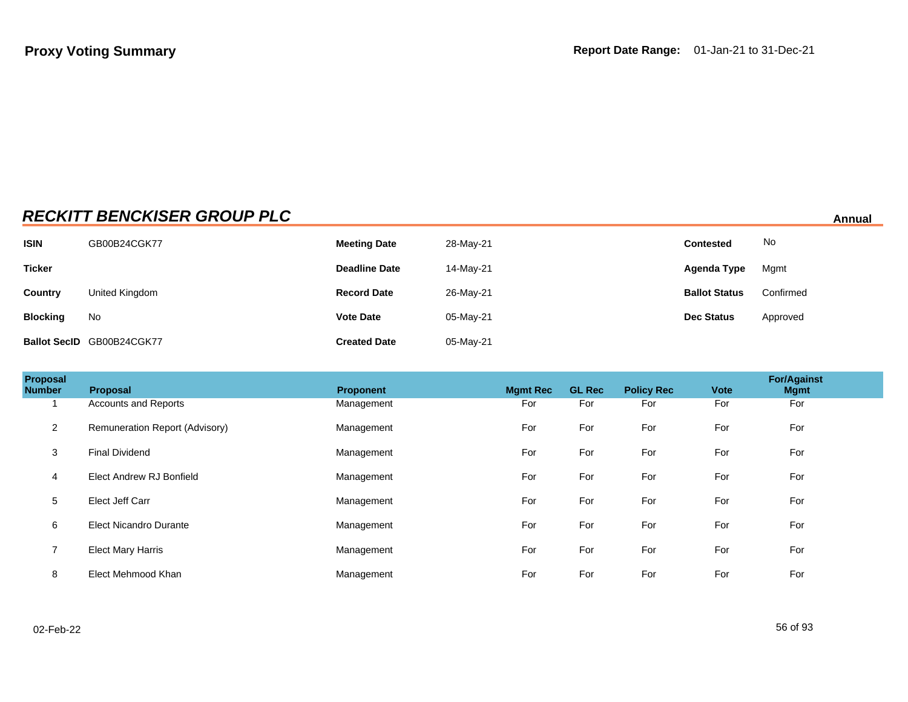**Proxy Voting Summary** **Report Date Range:** 01-Jan-21 to 31-Dec-21

## *RECKITT BENCKISER GROUP PLC*

**Annual**

| | | | | | |
|---|---|---|---|---|---|
| **ISIN** | GB00B24CGK77 | **Meeting Date** | 28-May-21 | **Contested** | No |
| **Ticker** | | **Deadline Date** | 14-May-21 | **Agenda Type** | Mgmt |
| **Country** | United Kingdom | **Record Date** | 26-May-21 | **Ballot Status** | Confirmed |
| **Blocking** | No | **Vote Date** | 05-May-21 | **Dec Status** | Approved |
| **Ballot SecID** | GB00B24CGK77 | **Created Date** | 05-May-21 | | |

| Proposal Number | Proposal | Proponent | Mgmt Rec | GL Rec | Policy Rec | Vote | For/Against Mgmt |
|---|---|---|---|---|---|---|---|
| 1 | Accounts and Reports | Management | For | For | For | For | For |
| 2 | Remuneration Report (Advisory) | Management | For | For | For | For | For |
| 3 | Final Dividend | Management | For | For | For | For | For |
| 4 | Elect Andrew RJ Bonfield | Management | For | For | For | For | For |
| 5 | Elect Jeff Carr | Management | For | For | For | For | For |
| 6 | Elect Nicandro Durante | Management | For | For | For | For | For |
| 7 | Elect Mary Harris | Management | For | For | For | For | For |
| 8 | Elect Mehmood Khan | Management | For | For | For | For | For |

02-Feb-22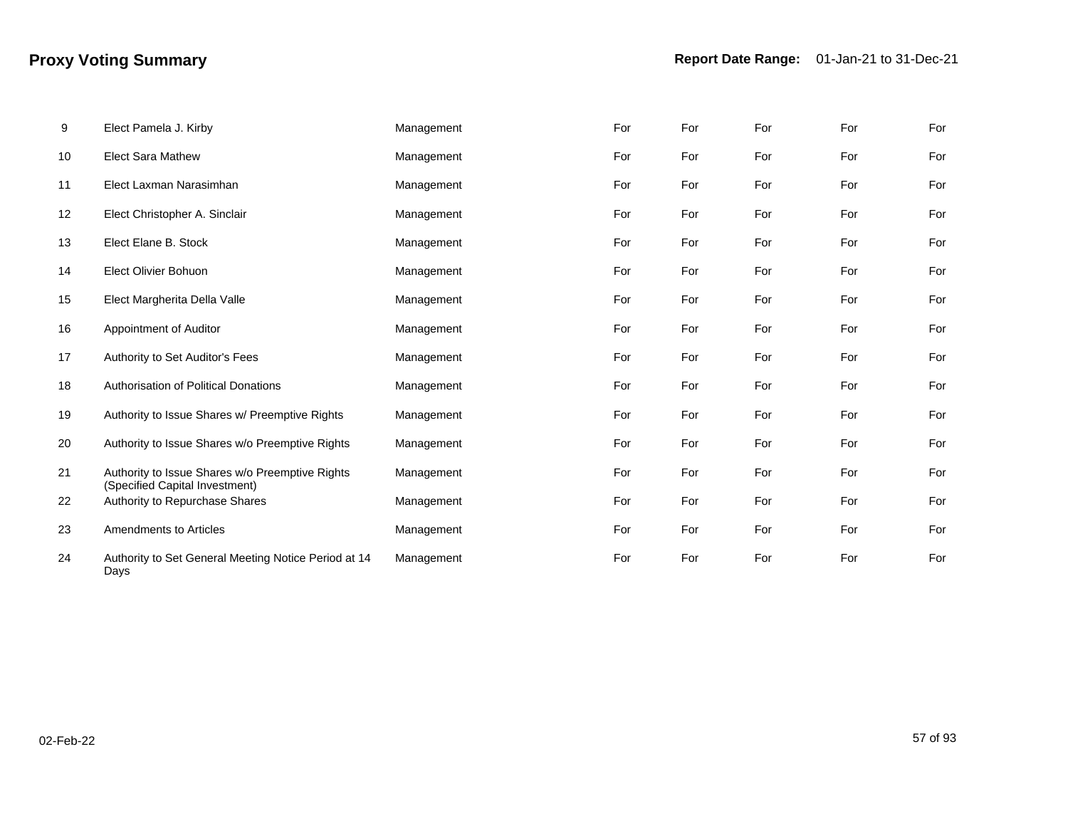## Proxy Voting Summary

**Report Date Range:** 01-Jan-21 to 31-Dec-21

| | | | | | | | |
|---|---|---|---|---|---|---|---|
| 9 | Elect Pamela J. Kirby | Management | For | For | For | For | For |
| 10 | Elect Sara Mathew | Management | For | For | For | For | For |
| 11 | Elect Laxman Narasimhan | Management | For | For | For | For | For |
| 12 | Elect Christopher A. Sinclair | Management | For | For | For | For | For |
| 13 | Elect Elane B. Stock | Management | For | For | For | For | For |
| 14 | Elect Olivier Bohuon | Management | For | For | For | For | For |
| 15 | Elect Margherita Della Valle | Management | For | For | For | For | For |
| 16 | Appointment of Auditor | Management | For | For | For | For | For |
| 17 | Authority to Set Auditor's Fees | Management | For | For | For | For | For |
| 18 | Authorisation of Political Donations | Management | For | For | For | For | For |
| 19 | Authority to Issue Shares w/ Preemptive Rights | Management | For | For | For | For | For |
| 20 | Authority to Issue Shares w/o Preemptive Rights | Management | For | For | For | For | For |
| 21 | Authority to Issue Shares w/o Preemptive Rights (Specified Capital Investment) | Management | For | For | For | For | For |
| 22 | Authority to Repurchase Shares | Management | For | For | For | For | For |
| 23 | Amendments to Articles | Management | For | For | For | For | For |
| 24 | Authority to Set General Meeting Notice Period at 14 Days | Management | For | For | For | For | For |

02-Feb-22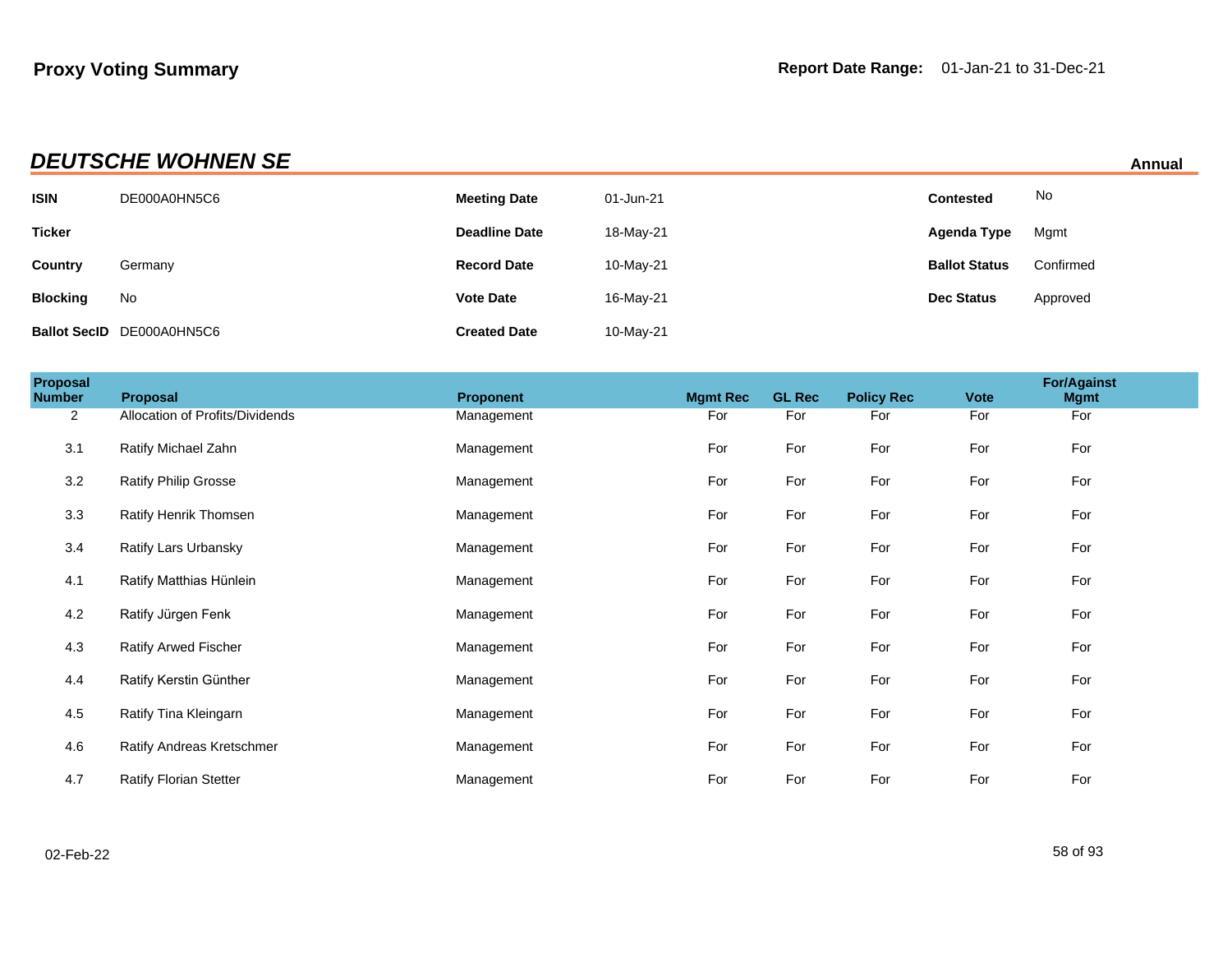**Proxy Voting Summary**

**Report Date Range:** 01-Jan-21 to 31-Dec-21

## *DEUTSCHE WOHNEN SE*

**Annual**

| | | | | | |
|---|---|---|---|---|---|
| **ISIN** | DE000A0HN5C6 | **Meeting Date** | 01-Jun-21 | **Contested** | No |
| **Ticker** | | **Deadline Date** | 18-May-21 | **Agenda Type** | Mgmt |
| **Country** | Germany | **Record Date** | 10-May-21 | **Ballot Status** | Confirmed |
| **Blocking** | No | **Vote Date** | 16-May-21 | **Dec Status** | Approved |
| **Ballot SecID** | DE000A0HN5C6 | **Created Date** | 10-May-21 | | |

| Proposal Number | Proposal | Proponent | Mgmt Rec | GL Rec | Policy Rec | Vote | For/Against Mgmt |
|---|---|---|---|---|---|---|---|
| 2 | Allocation of Profits/Dividends | Management | For | For | For | For | For |
| 3.1 | Ratify Michael Zahn | Management | For | For | For | For | For |
| 3.2 | Ratify Philip Grosse | Management | For | For | For | For | For |
| 3.3 | Ratify Henrik Thomsen | Management | For | For | For | For | For |
| 3.4 | Ratify Lars Urbansky | Management | For | For | For | For | For |
| 4.1 | Ratify Matthias Hünlein | Management | For | For | For | For | For |
| 4.2 | Ratify Jürgen Fenk | Management | For | For | For | For | For |
| 4.3 | Ratify Arwed Fischer | Management | For | For | For | For | For |
| 4.4 | Ratify Kerstin Günther | Management | For | For | For | For | For |
| 4.5 | Ratify Tina Kleingarn | Management | For | For | For | For | For |
| 4.6 | Ratify Andreas Kretschmer | Management | For | For | For | For | For |
| 4.7 | Ratify Florian Stetter | Management | For | For | For | For | For |

02-Feb-22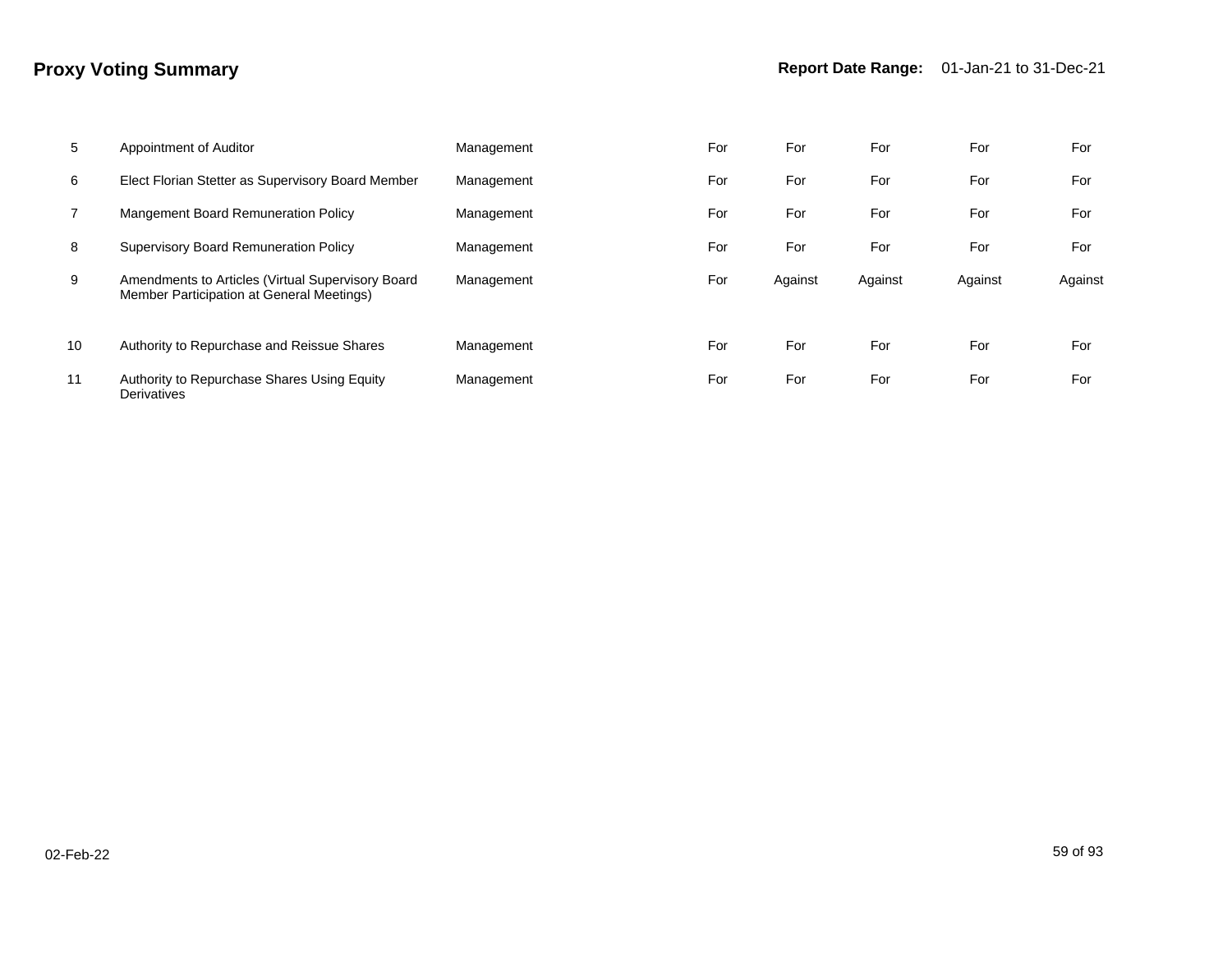# Proxy Voting Summary

**Report Date Range:** 01-Jan-21 to 31-Dec-21

| | | | | | | | |
|---|---|---|---|---|---|---|---|
| 5 | Appointment of Auditor | Management | For | For | For | For | For |
| 6 | Elect Florian Stetter as Supervisory Board Member | Management | For | For | For | For | For |
| 7 | Mangement Board Remuneration Policy | Management | For | For | For | For | For |
| 8 | Supervisory Board Remuneration Policy | Management | For | For | For | For | For |
| 9 | Amendments to Articles (Virtual Supervisory Board Member Participation at General Meetings) | Management | For | Against | Against | Against | Against |
| 10 | Authority to Repurchase and Reissue Shares | Management | For | For | For | For | For |
| 11 | Authority to Repurchase Shares Using Equity Derivatives | Management | For | For | For | For | For |

02-Feb-22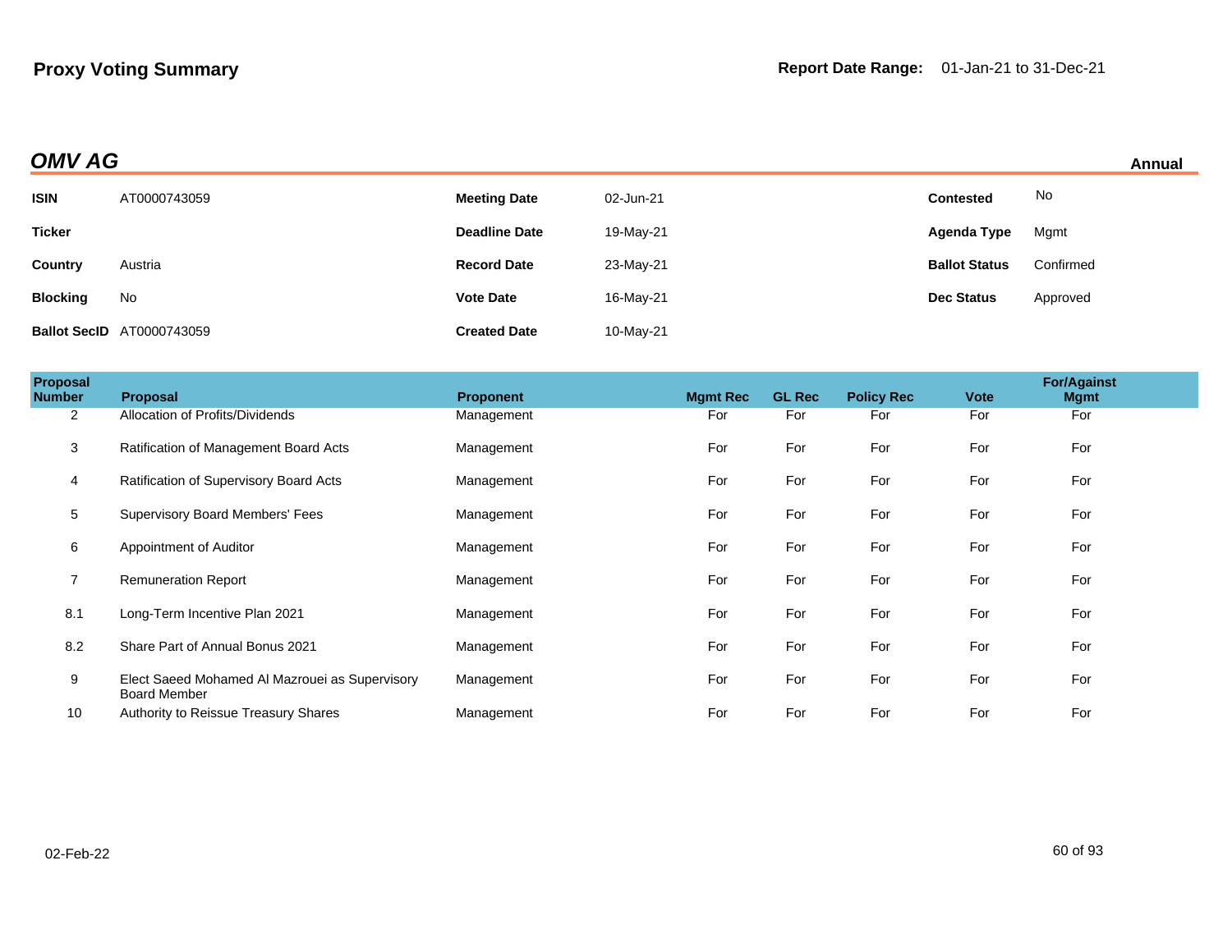## OMV AG

**Annual**

| | | | | | |
|---|---|---|---|---|---|
| **ISIN** | AT0000743059 | **Meeting Date** | 02-Jun-21 | **Contested** | No |
| **Ticker** | | **Deadline Date** | 19-May-21 | **Agenda Type** | Mgmt |
| **Country** | Austria | **Record Date** | 23-May-21 | **Ballot Status** | Confirmed |
| **Blocking** | No | **Vote Date** | 16-May-21 | **Dec Status** | Approved |
| **Ballot SecID** | AT0000743059 | **Created Date** | 10-May-21 | | |

| Proposal Number | Proposal | Proponent | Mgmt Rec | GL Rec | Policy Rec | Vote | For/Against Mgmt |
|---|---|---|---|---|---|---|---|
| 2 | Allocation of Profits/Dividends | Management | For | For | For | For | For |
| 3 | Ratification of Management Board Acts | Management | For | For | For | For | For |
| 4 | Ratification of Supervisory Board Acts | Management | For | For | For | For | For |
| 5 | Supervisory Board Members' Fees | Management | For | For | For | For | For |
| 6 | Appointment of Auditor | Management | For | For | For | For | For |
| 7 | Remuneration Report | Management | For | For | For | For | For |
| 8.1 | Long-Term Incentive Plan 2021 | Management | For | For | For | For | For |
| 8.2 | Share Part of Annual Bonus 2021 | Management | For | For | For | For | For |
| 9 | Elect Saeed Mohamed Al Mazrouei as Supervisory Board Member | Management | For | For | For | For | For |
| 10 | Authority to Reissue Treasury Shares | Management | For | For | For | For | For |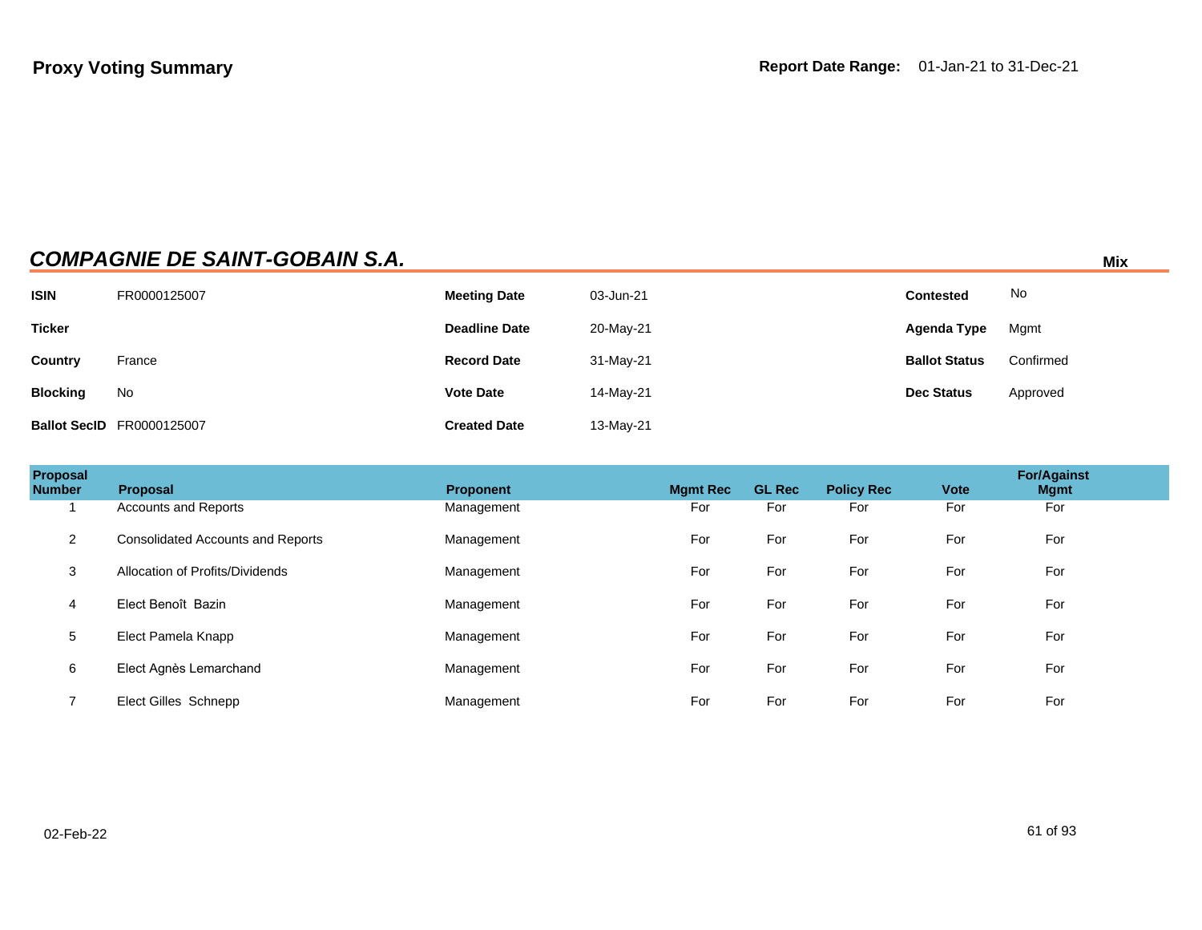**Proxy Voting Summary**

**Report Date Range:** 01-Jan-21 to 31-Dec-21

## *COMPANIE DE SAINT-GOBAIN S.A.*

**Mix**

| | | | | | |
|---|---|---|---|---|---|
| **ISIN** | FR0000125007 | **Meeting Date** | 03-Jun-21 | **Contested** | No |
| **Ticker** | | **Deadline Date** | 20-May-21 | **Agenda Type** | Mgmt |
| **Country** | France | **Record Date** | 31-May-21 | **Ballot Status** | Confirmed |
| **Blocking** | No | **Vote Date** | 14-May-21 | **Dec Status** | Approved |
| **Ballot SecID** | FR0000125007 | **Created Date** | 13-May-21 | | |

| Proposal Number | Proposal | Proponent | Mgmt Rec | GL Rec | Policy Rec | Vote | For/Against Mgmt |
|---|---|---|---|---|---|---|---|
| 1 | Accounts and Reports | Management | For | For | For | For | For |
| 2 | Consolidated Accounts and Reports | Management | For | For | For | For | For |
| 3 | Allocation of Profits/Dividends | Management | For | For | For | For | For |
| 4 | Elect Benoît Bazin | Management | For | For | For | For | For |
| 5 | Elect Pamela Knapp | Management | For | For | For | For | For |
| 6 | Elect Agnès Lemarchand | Management | For | For | For | For | For |
| 7 | Elect Gilles Schnepp | Management | For | For | For | For | For |

02-Feb-22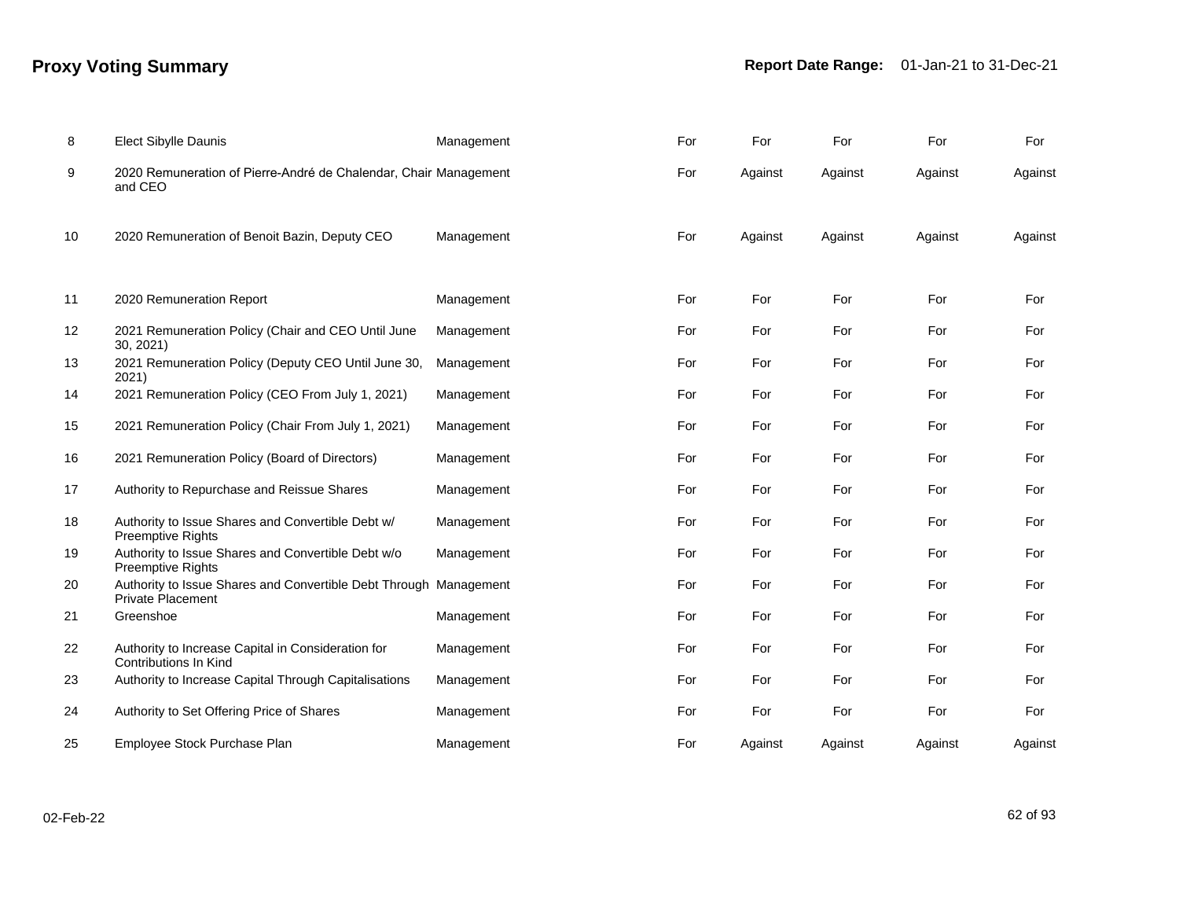# Proxy Voting Summary

**Report Date Range:** 01-Jan-21 to 31-Dec-21

| | | | | | | | |
|---|---|---|---|---|---|---|---|
| 8 | Elect Sibylle Daunis | Management | For | For | For | For | For |
| 9 | 2020 Remuneration of Pierre-André de Chalendar, Chair and CEO | Management | For | Against | Against | Against | Against |
| 10 | 2020 Remuneration of Benoit Bazin, Deputy CEO | Management | For | Against | Against | Against | Against |
| 11 | 2020 Remuneration Report | Management | For | For | For | For | For |
| 12 | 2021 Remuneration Policy (Chair and CEO Until June 30, 2021) | Management | For | For | For | For | For |
| 13 | 2021 Remuneration Policy (Deputy CEO Until June 30, 2021) | Management | For | For | For | For | For |
| 14 | 2021 Remuneration Policy (CEO From July 1, 2021) | Management | For | For | For | For | For |
| 15 | 2021 Remuneration Policy (Chair From July 1, 2021) | Management | For | For | For | For | For |
| 16 | 2021 Remuneration Policy (Board of Directors) | Management | For | For | For | For | For |
| 17 | Authority to Repurchase and Reissue Shares | Management | For | For | For | For | For |
| 18 | Authority to Issue Shares and Convertible Debt w/ Preemptive Rights | Management | For | For | For | For | For |
| 19 | Authority to Issue Shares and Convertible Debt w/o Preemptive Rights | Management | For | For | For | For | For |
| 20 | Authority to Issue Shares and Convertible Debt Through Private Placement | Management | For | For | For | For | For |
| 21 | Greenshoe | Management | For | For | For | For | For |
| 22 | Authority to Increase Capital in Consideration for Contributions In Kind | Management | For | For | For | For | For |
| 23 | Authority to Increase Capital Through Capitalisations | Management | For | For | For | For | For |
| 24 | Authority to Set Offering Price of Shares | Management | For | For | For | For | For |
| 25 | Employee Stock Purchase Plan | Management | For | Against | Against | Against | Against |

02-Feb-22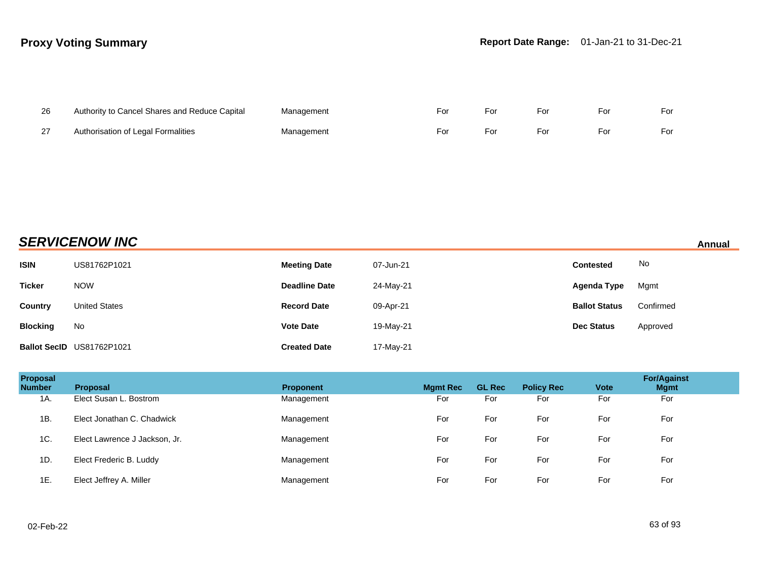| | | | | | | | |
|---|---|---|---|---|---|---|---|
| 26 | Authority to Cancel Shares and Reduce Capital | Management | For | For | For | For | For |
| 27 | Authorisation of Legal Formalities | Management | For | For | For | For | For |

## SERVICENOW INC

**Annual**

| | | | | | |
|---|---|---|---|---|---|
| **ISIN** | US81762P1021 | **Meeting Date** | 07-Jun-21 | **Contested** | No |
| **Ticker** | NOW | **Deadline Date** | 24-May-21 | **Agenda Type** | Mgmt |
| **Country** | United States | **Record Date** | 09-Apr-21 | **Ballot Status** | Confirmed |
| **Blocking** | No | **Vote Date** | 19-May-21 | **Dec Status** | Approved |
| **Ballot SecID** | US81762P1021 | **Created Date** | 17-May-21 | | |

| Proposal Number | Proposal | Proponent | Mgmt Rec | GL Rec | Policy Rec | Vote | For/Against Mgmt |
|---|---|---|---|---|---|---|---|
| 1A. | Elect Susan L. Bostrom | Management | For | For | For | For | For |
| 1B. | Elect Jonathan C. Chadwick | Management | For | For | For | For | For |
| 1C. | Elect Lawrence J Jackson, Jr. | Management | For | For | For | For | For |
| 1D. | Elect Frederic B. Luddy | Management | For | For | For | For | For |
| 1E. | Elect Jeffrey A. Miller | Management | For | For | For | For | For |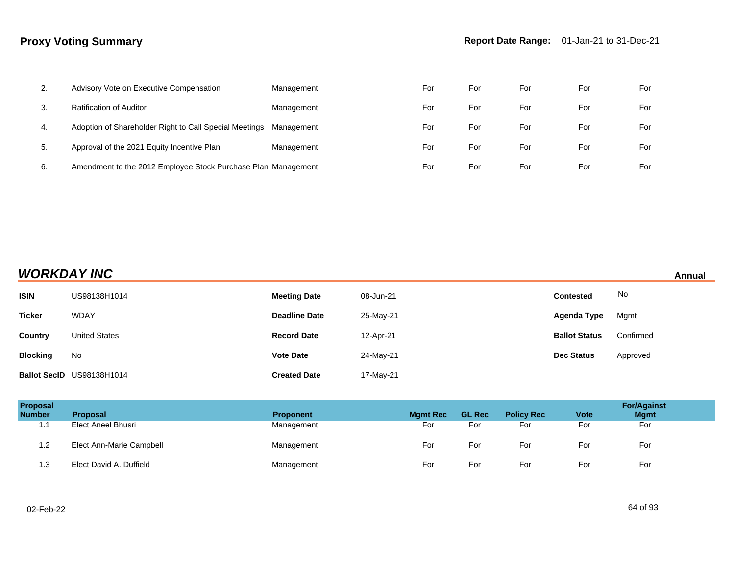## Proxy Voting Summary

**Report Date Range:** 01-Jan-21 to 31-Dec-21

| Proposal Number | Proposal | Proponent | Mgmt Rec | GL Rec | Policy Rec | Vote | For/Against Mgmt |
|---|---|---|---|---|---|---|---|
| 2. | Advisory Vote on Executive Compensation | Management | For | For | For | For | For |
| 3. | Ratification of Auditor | Management | For | For | For | For | For |
| 4. | Adoption of Shareholder Right to Call Special Meetings | Management | For | For | For | For | For |
| 5. | Approval of the 2021 Equity Incentive Plan | Management | For | For | For | For | For |
| 6. | Amendment to the 2012 Employee Stock Purchase Plan | Management | For | For | For | For | For |

## *WORKDAY INC*

**Annual**

| | | | | | |
|---|---|---|---|---|---|
| **ISIN** | US98138H1014 | **Meeting Date** | 08-Jun-21 | **Contested** | No |
| **Ticker** | WDAY | **Deadline Date** | 25-May-21 | **Agenda Type** | Mgmt |
| **Country** | United States | **Record Date** | 12-Apr-21 | **Ballot Status** | Confirmed |
| **Blocking** | No | **Vote Date** | 24-May-21 | **Dec Status** | Approved |
| **Ballot SecID** | US98138H1014 | **Created Date** | 17-May-21 | | |

| Proposal Number | Proposal | Proponent | Mgmt Rec | GL Rec | Policy Rec | Vote | For/Against Mgmt |
|---|---|---|---|---|---|---|---|
| 1.1 | Elect Aneel Bhusri | Management | For | For | For | For | For |
| 1.2 | Elect Ann-Marie Campbell | Management | For | For | For | For | For |
| 1.3 | Elect David A. Duffield | Management | For | For | For | For | For |

02-Feb-22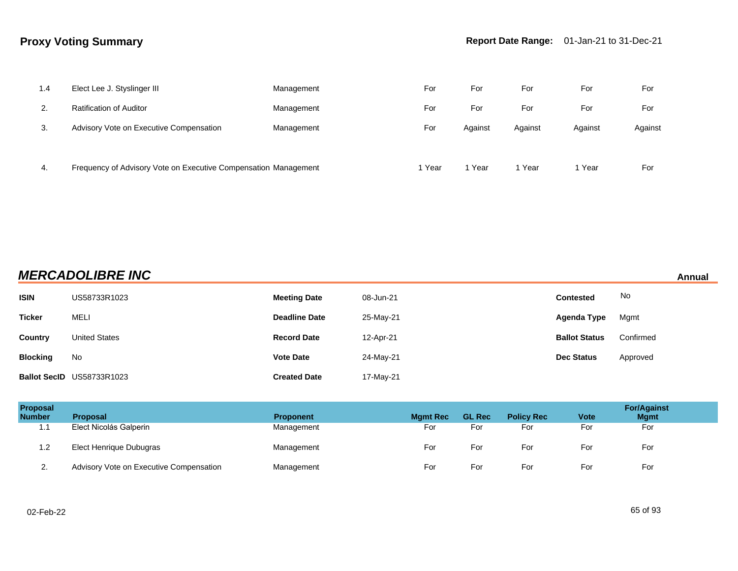| Proposal Number | Proposal | Proponent | Mgmt Rec | GL Rec | Policy Rec | Vote | For/Against Mgmt |
|---|---|---|---|---|---|---|---|
| 1.4 | Elect Lee J. Styslinger III | Management | For | For | For | For | For |
| 2. | Ratification of Auditor | Management | For | For | For | For | For |
| 3. | Advisory Vote on Executive Compensation | Management | For | Against | Against | Against | Against |
| 4. | Frequency of Advisory Vote on Executive Compensation | Management | 1 Year | 1 Year | 1 Year | 1 Year | For |

## *MERCADOLIBRE INC*

**Annual**

| | | | | | |
|---|---|---|---|---|---|
| **ISIN** | US58733R1023 | **Meeting Date** | 08-Jun-21 | **Contested** | No |
| **Ticker** | MELI | **Deadline Date** | 25-May-21 | **Agenda Type** | Mgmt |
| **Country** | United States | **Record Date** | 12-Apr-21 | **Ballot Status** | Confirmed |
| **Blocking** | No | **Vote Date** | 24-May-21 | **Dec Status** | Approved |
| **Ballot SecID** | US58733R1023 | **Created Date** | 17-May-21 | | |

| Proposal Number | Proposal | Proponent | Mgmt Rec | GL Rec | Policy Rec | Vote | For/Against Mgmt |
|---|---|---|---|---|---|---|---|
| 1.1 | Elect Nicolás Galperin | Management | For | For | For | For | For |
| 1.2 | Elect Henrique Dubugras | Management | For | For | For | For | For |
| 2. | Advisory Vote on Executive Compensation | Management | For | For | For | For | For |

02-Feb-22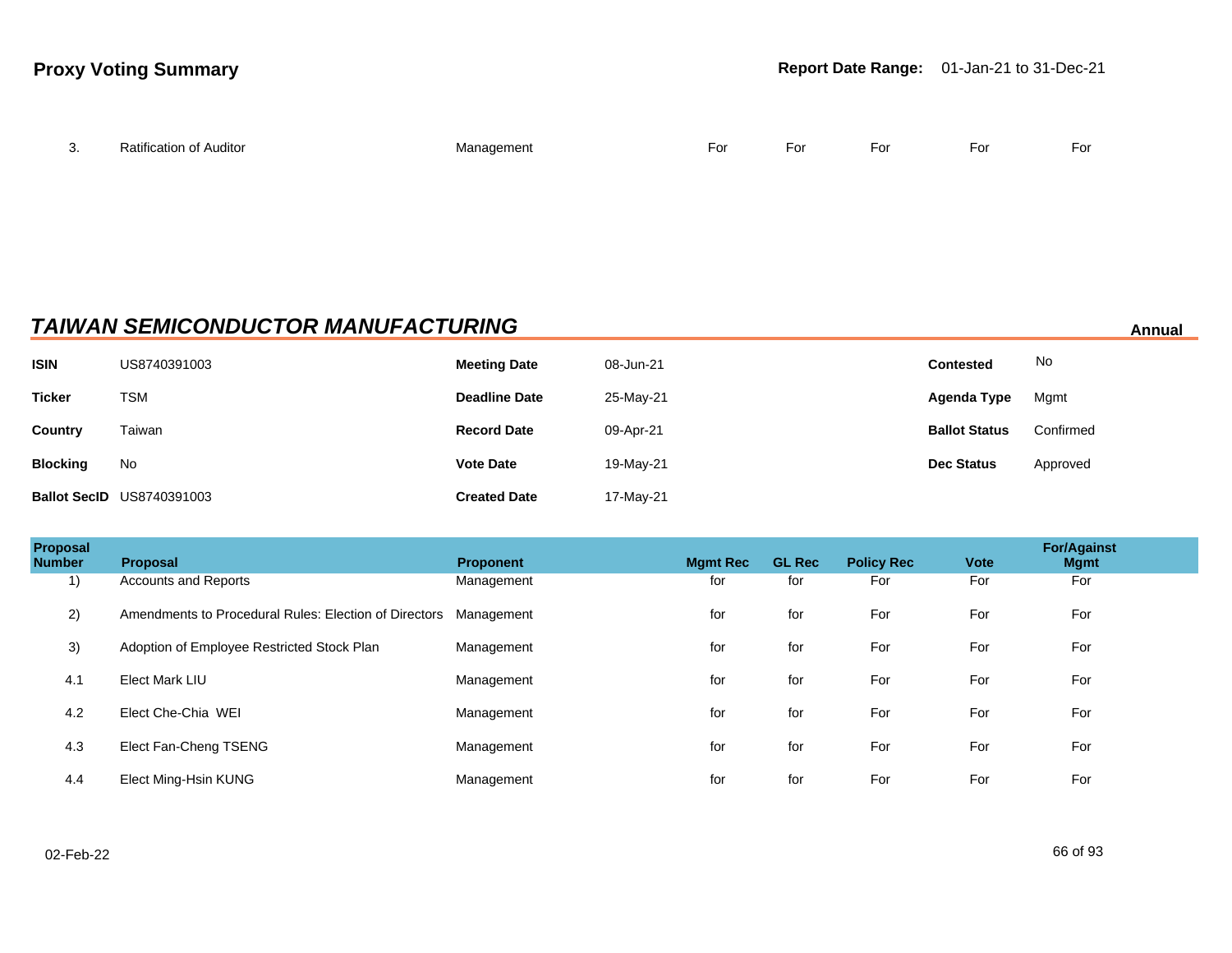| | | | | | | | |
|---|---|---|---|---|---|---|---|
| 3. | Ratification of Auditor | Management | For | For | For | For | For |

## *TAIWAN SEMICONDUCTOR MANUFACTURING*

**Annual**

| | | | | | |
|---|---|---|---|---|---|
| **ISIN** | US8740391003 | **Meeting Date** | 08-Jun-21 | **Contested** | No |
| **Ticker** | TSM | **Deadline Date** | 25-May-21 | **Agenda Type** | Mgmt |
| **Country** | Taiwan | **Record Date** | 09-Apr-21 | **Ballot Status** | Confirmed |
| **Blocking** | No | **Vote Date** | 19-May-21 | **Dec Status** | Approved |
| **Ballot SecID** | US8740391003 | **Created Date** | 17-May-21 | | |

| Proposal Number | Proposal | Proponent | Mgmt Rec | GL Rec | Policy Rec | Vote | For/Against Mgmt |
|---|---|---|---|---|---|---|---|
| 1) | Accounts and Reports | Management | for | for | For | For | For |
| 2) | Amendments to Procedural Rules: Election of Directors | Management | for | for | For | For | For |
| 3) | Adoption of Employee Restricted Stock Plan | Management | for | for | For | For | For |
| 4.1 | Elect Mark LIU | Management | for | for | For | For | For |
| 4.2 | Elect Che-Chia WEI | Management | for | for | For | For | For |
| 4.3 | Elect Fan-Cheng TSENG | Management | for | for | For | For | For |
| 4.4 | Elect Ming-Hsin KUNG | Management | for | for | For | For | For |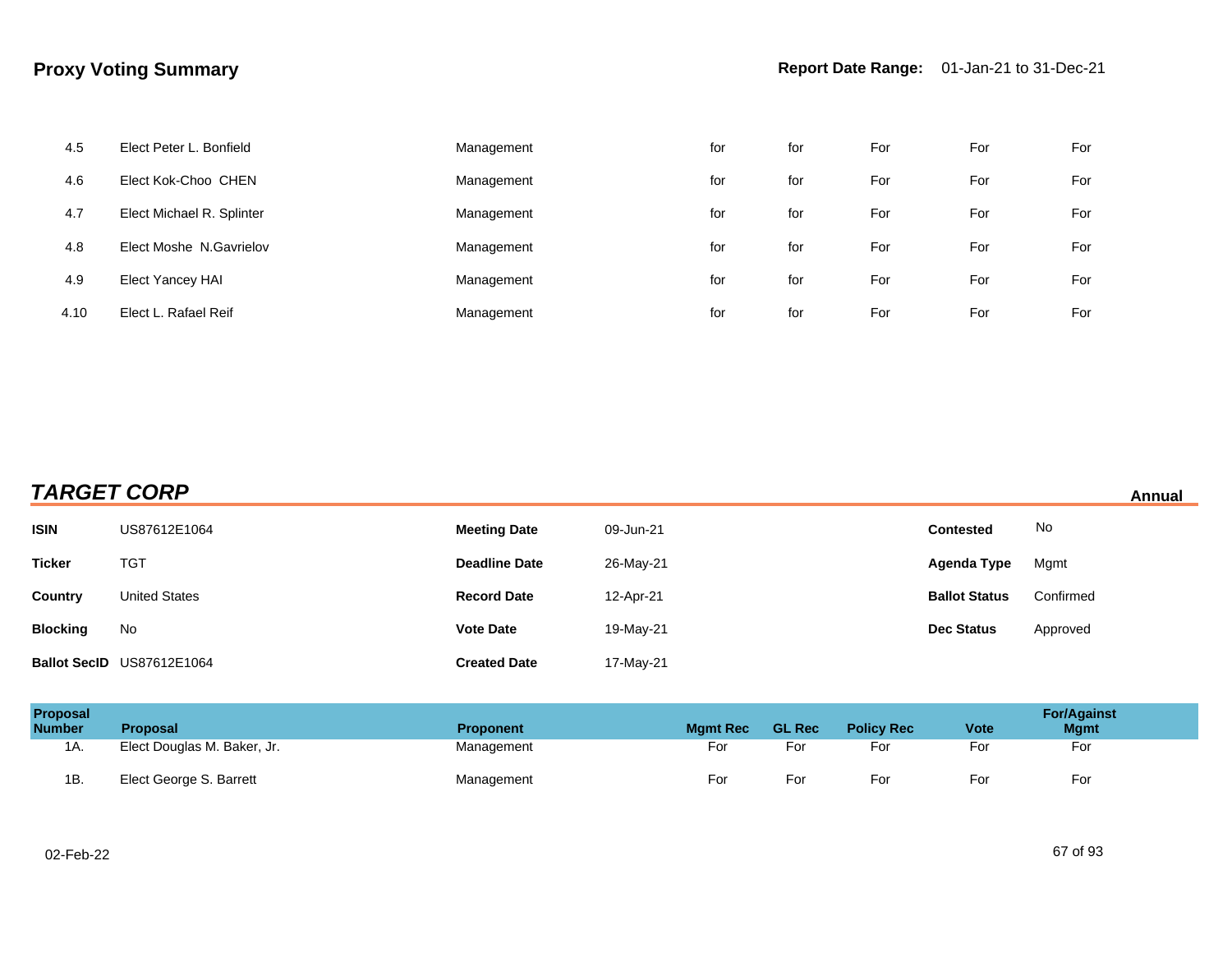**Proxy Voting Summary** | **Report Date Range:** 01-Jan-21 to 31-Dec-21

| | | | | | | | |
|---|---|---|---|---|---|---|---|
| 4.5 | Elect Peter L. Bonfield | Management | for | for | For | For | For |
| 4.6 | Elect Kok-Choo CHEN | Management | for | for | For | For | For |
| 4.7 | Elect Michael R. Splinter | Management | for | for | For | For | For |
| 4.8 | Elect Moshe N.Gavrielov | Management | for | for | For | For | For |
| 4.9 | Elect Yancey HAI | Management | for | for | For | For | For |
| 4.10 | Elect L. Rafael Reif | Management | for | for | For | For | For |

## *TARGET CORP*

**Annual**

| | | | | | |
|---|---|---|---|---|---|
| **ISIN** | US87612E1064 | **Meeting Date** | 09-Jun-21 | **Contested** | No |
| **Ticker** | TGT | **Deadline Date** | 26-May-21 | **Agenda Type** | Mgmt |
| **Country** | United States | **Record Date** | 12-Apr-21 | **Ballot Status** | Confirmed |
| **Blocking** | No | **Vote Date** | 19-May-21 | **Dec Status** | Approved |
| **Ballot SecID** | US87612E1064 | **Created Date** | 17-May-21 | | |

| Proposal Number | Proposal | Proponent | Mgmt Rec | GL Rec | Policy Rec | Vote | For/Against Mgmt |
|---|---|---|---|---|---|---|---|
| 1A. | Elect Douglas M. Baker, Jr. | Management | For | For | For | For | For |
| 1B. | Elect George S. Barrett | Management | For | For | For | For | For |

02-Feb-22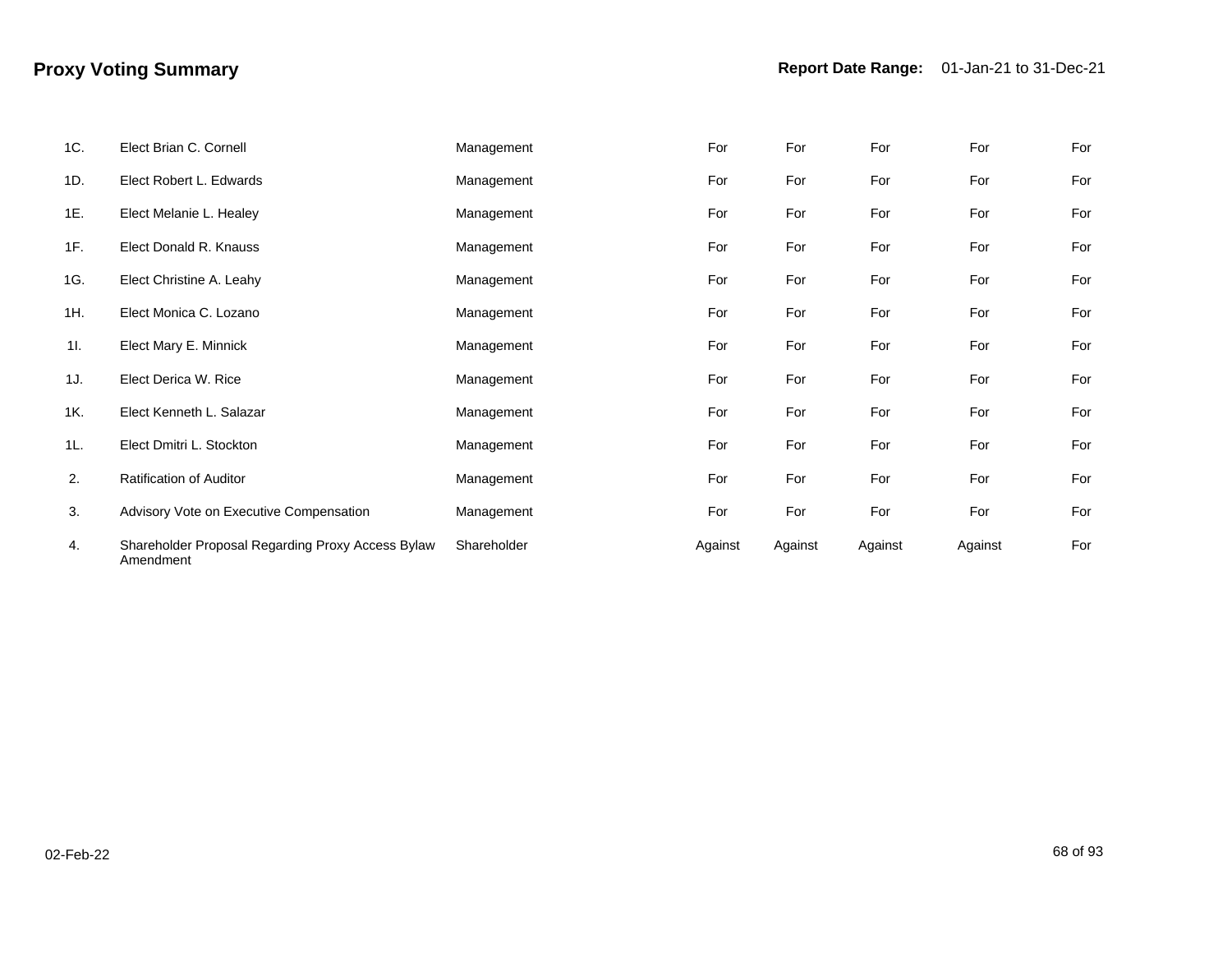# Proxy Voting Summary

**Report Date Range:** 01-Jan-21 to 31-Dec-21

| | | | | | | | |
|---|---|---|---|---|---|---|---|
| 1C. | Elect Brian C. Cornell | Management | For | For | For | For | For |
| 1D. | Elect Robert L. Edwards | Management | For | For | For | For | For |
| 1E. | Elect Melanie L. Healey | Management | For | For | For | For | For |
| 1F. | Elect Donald R. Knauss | Management | For | For | For | For | For |
| 1G. | Elect Christine A. Leahy | Management | For | For | For | For | For |
| 1H. | Elect Monica C. Lozano | Management | For | For | For | For | For |
| 1I. | Elect Mary E. Minnick | Management | For | For | For | For | For |
| 1J. | Elect Derica W. Rice | Management | For | For | For | For | For |
| 1K. | Elect Kenneth L. Salazar | Management | For | For | For | For | For |
| 1L. | Elect Dmitri L. Stockton | Management | For | For | For | For | For |
| 2. | Ratification of Auditor | Management | For | For | For | For | For |
| 3. | Advisory Vote on Executive Compensation | Management | For | For | For | For | For |
| 4. | Shareholder Proposal Regarding Proxy Access Bylaw Amendment | Shareholder | Against | Against | Against | Against | For |

02-Feb-22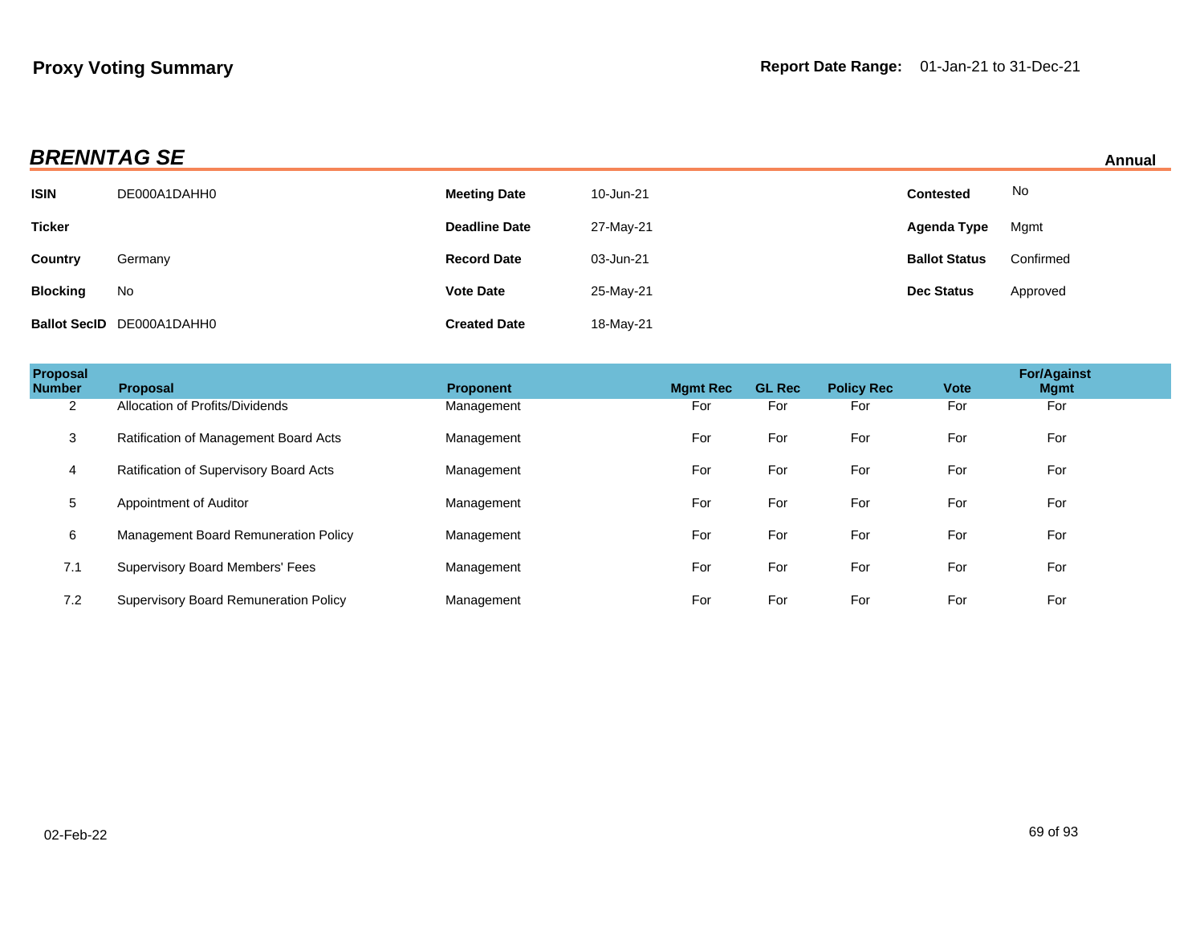**Proxy Voting Summary**

**Report Date Range:** 01-Jan-21 to 31-Dec-21

## *BRENNTAG SE*

**Annual**

| | | | | | |
|---|---|---|---|---|---|
| **ISIN** | DE000A1DAHH0 | **Meeting Date** | 10-Jun-21 | **Contested** | No |
| **Ticker** | | **Deadline Date** | 27-May-21 | **Agenda Type** | Mgmt |
| **Country** | Germany | **Record Date** | 03-Jun-21 | **Ballot Status** | Confirmed |
| **Blocking** | No | **Vote Date** | 25-May-21 | **Dec Status** | Approved |
| **Ballot SecID** | DE000A1DAHH0 | **Created Date** | 18-May-21 | | |

| Proposal Number | Proposal | Proponent | Mgmt Rec | GL Rec | Policy Rec | Vote | For/Against Mgmt |
|---|---|---|---|---|---|---|---|
| 2 | Allocation of Profits/Dividends | Management | For | For | For | For | For |
| 3 | Ratification of Management Board Acts | Management | For | For | For | For | For |
| 4 | Ratification of Supervisory Board Acts | Management | For | For | For | For | For |
| 5 | Appointment of Auditor | Management | For | For | For | For | For |
| 6 | Management Board Remuneration Policy | Management | For | For | For | For | For |
| 7.1 | Supervisory Board Members' Fees | Management | For | For | For | For | For |
| 7.2 | Supervisory Board Remuneration Policy | Management | For | For | For | For | For |

02-Feb-22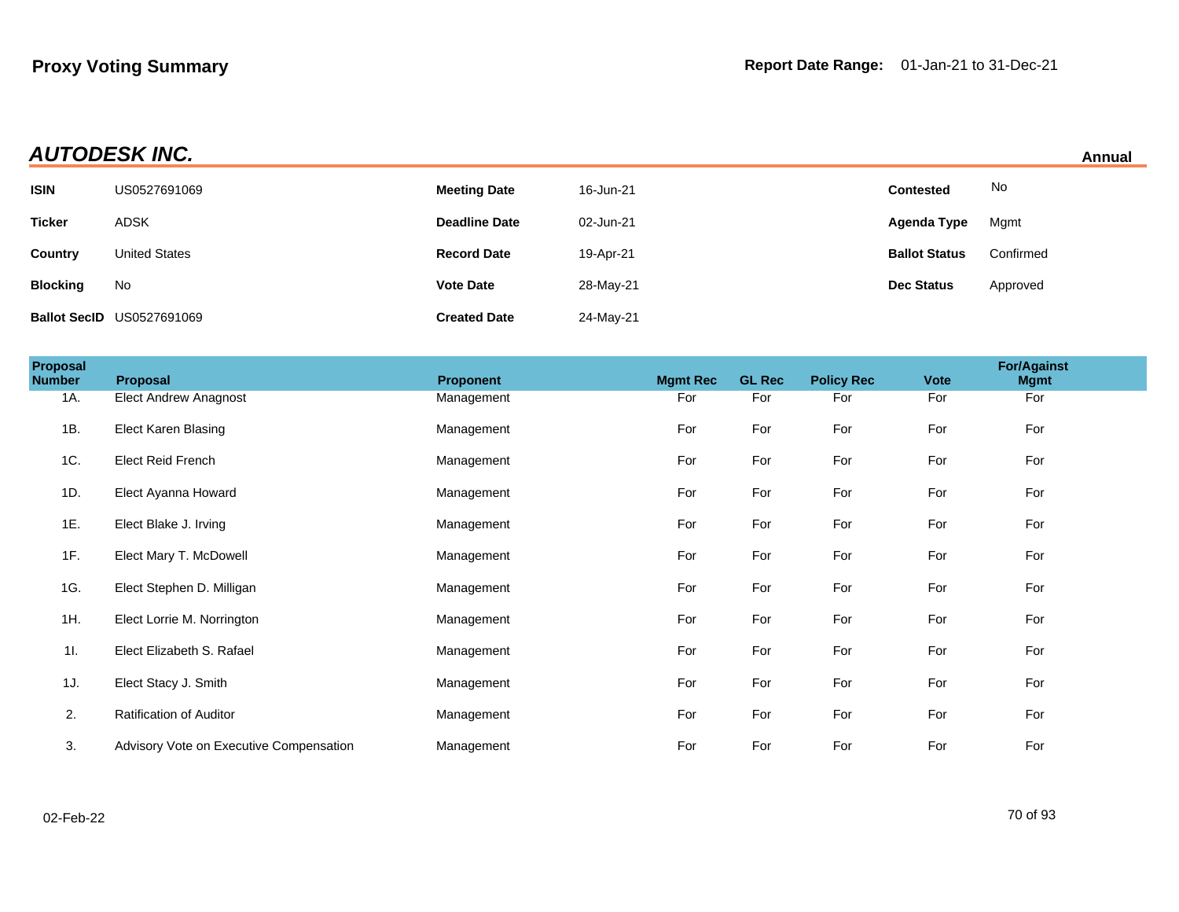# Proxy Voting Summary

**Report Date Range:** 01-Jan-21 to 31-Dec-21

## *AUTODESK INC.*

**Annual**

| | | | | | |
|---|---|---|---|---|---|
| **ISIN** | US0527691069 | **Meeting Date** | 16-Jun-21 | **Contested** | No |
| **Ticker** | ADSK | **Deadline Date** | 02-Jun-21 | **Agenda Type** | Mgmt |
| **Country** | United States | **Record Date** | 19-Apr-21 | **Ballot Status** | Confirmed |
| **Blocking** | No | **Vote Date** | 28-May-21 | **Dec Status** | Approved |
| **Ballot SecID** | US0527691069 | **Created Date** | 24-May-21 | | |

| Proposal Number | Proposal | Proponent | Mgmt Rec | GL Rec | Policy Rec | Vote | For/Against Mgmt |
|---|---|---|---|---|---|---|---|
| 1A. | Elect Andrew Anagnost | Management | For | For | For | For | For |
| 1B. | Elect Karen Blasing | Management | For | For | For | For | For |
| 1C. | Elect Reid French | Management | For | For | For | For | For |
| 1D. | Elect Ayanna Howard | Management | For | For | For | For | For |
| 1E. | Elect Blake J. Irving | Management | For | For | For | For | For |
| 1F. | Elect Mary T. McDowell | Management | For | For | For | For | For |
| 1G. | Elect Stephen D. Milligan | Management | For | For | For | For | For |
| 1H. | Elect Lorrie M. Norrington | Management | For | For | For | For | For |
| 1I. | Elect Elizabeth S. Rafael | Management | For | For | For | For | For |
| 1J. | Elect Stacy J. Smith | Management | For | For | For | For | For |
| 2. | Ratification of Auditor | Management | For | For | For | For | For |
| 3. | Advisory Vote on Executive Compensation | Management | For | For | For | For | For |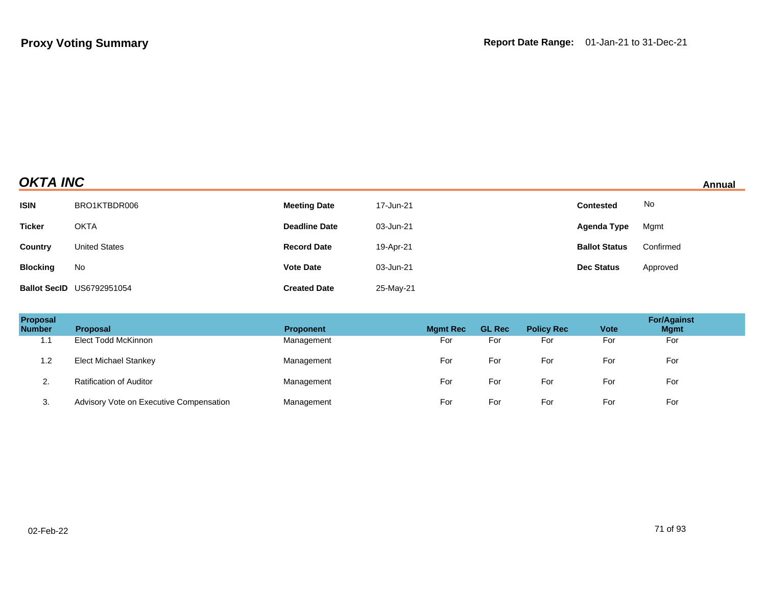**Proxy Voting Summary**

**Report Date Range:** 01-Jan-21 to 31-Dec-21

## *OKTA INC*

**Annual**

| | | | | | |
|---|---|---|---|---|---|
| **ISIN** | BRO1KTBDR006 | **Meeting Date** | 17-Jun-21 | **Contested** | No |
| **Ticker** | OKTA | **Deadline Date** | 03-Jun-21 | **Agenda Type** | Mgmt |
| **Country** | United States | **Record Date** | 19-Apr-21 | **Ballot Status** | Confirmed |
| **Blocking** | No | **Vote Date** | 03-Jun-21 | **Dec Status** | Approved |
| **Ballot SecID** | US6792951054 | **Created Date** | 25-May-21 | | |

| Proposal Number | Proposal | Proponent | Mgmt Rec | GL Rec | Policy Rec | Vote | For/Against Mgmt |
|---|---|---|---|---|---|---|---|
| 1.1 | Elect Todd McKinnon | Management | For | For | For | For | For |
| 1.2 | Elect Michael Stankey | Management | For | For | For | For | For |
| 2. | Ratification of Auditor | Management | For | For | For | For | For |
| 3. | Advisory Vote on Executive Compensation | Management | For | For | For | For | For |

02-Feb-22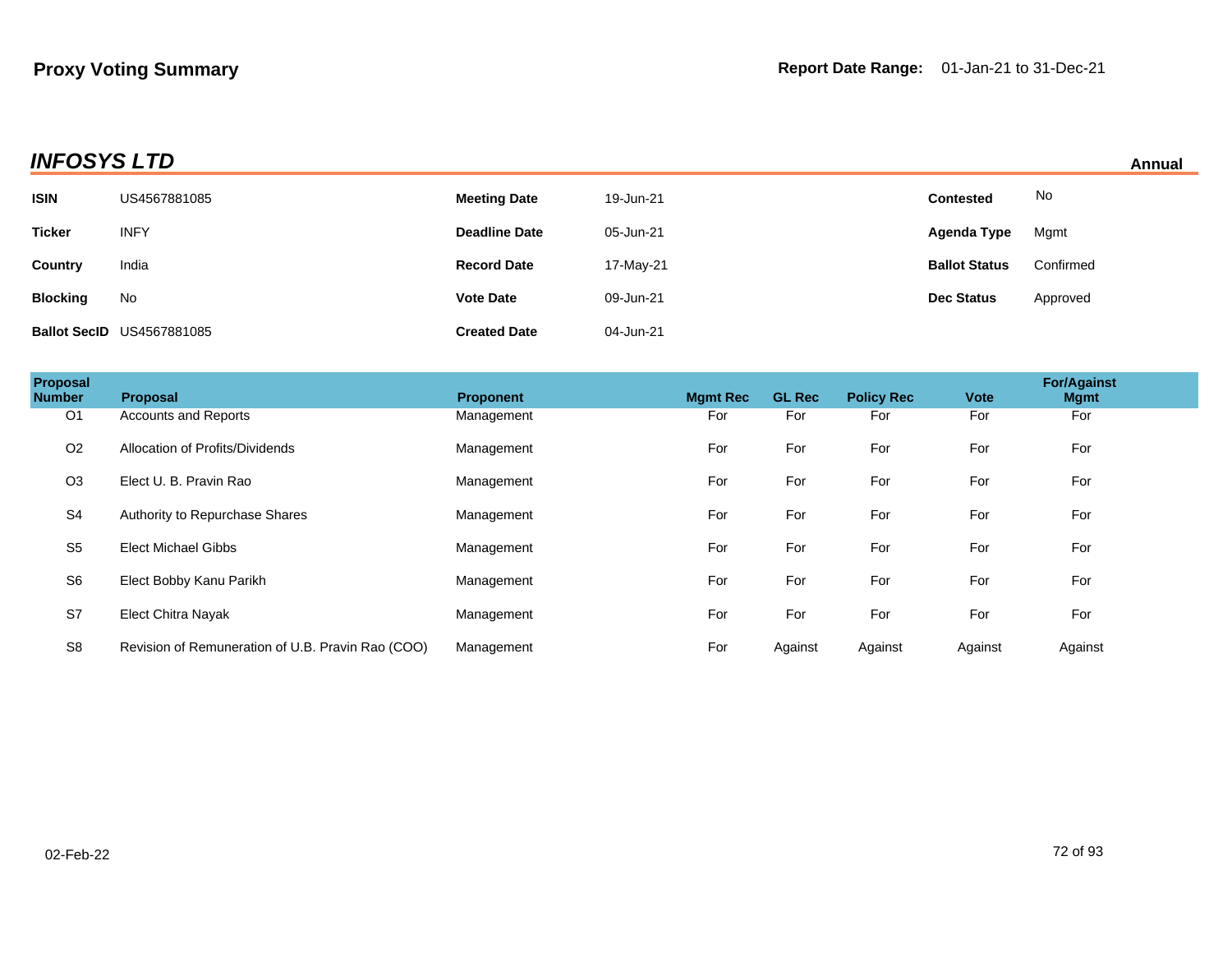## Proxy Voting Summary

**Report Date Range:** 01-Jan-21 to 31-Dec-21

### *INFOSYS LTD*

**Annual**

| | | | | | |
|---|---|---|---|---|---|
| **ISIN** | US4567881085 | **Meeting Date** | 19-Jun-21 | **Contested** | No |
| **Ticker** | INFY | **Deadline Date** | 05-Jun-21 | **Agenda Type** | Mgmt |
| **Country** | India | **Record Date** | 17-May-21 | **Ballot Status** | Confirmed |
| **Blocking** | No | **Vote Date** | 09-Jun-21 | **Dec Status** | Approved |
| **Ballot SecID** | US4567881085 | **Created Date** | 04-Jun-21 | | |

| Proposal Number | Proposal | Proponent | Mgmt Rec | GL Rec | Policy Rec | Vote | For/Against Mgmt |
|---|---|---|---|---|---|---|---|
| O1 | Accounts and Reports | Management | For | For | For | For | For |
| O2 | Allocation of Profits/Dividends | Management | For | For | For | For | For |
| O3 | Elect U. B. Pravin Rao | Management | For | For | For | For | For |
| S4 | Authority to Repurchase Shares | Management | For | For | For | For | For |
| S5 | Elect Michael Gibbs | Management | For | For | For | For | For |
| S6 | Elect Bobby Kanu Parikh | Management | For | For | For | For | For |
| S7 | Elect Chitra Nayak | Management | For | For | For | For | For |
| S8 | Revision of Remuneration of U.B. Pravin Rao (COO) | Management | For | Against | Against | Against | Against |

02-Feb-22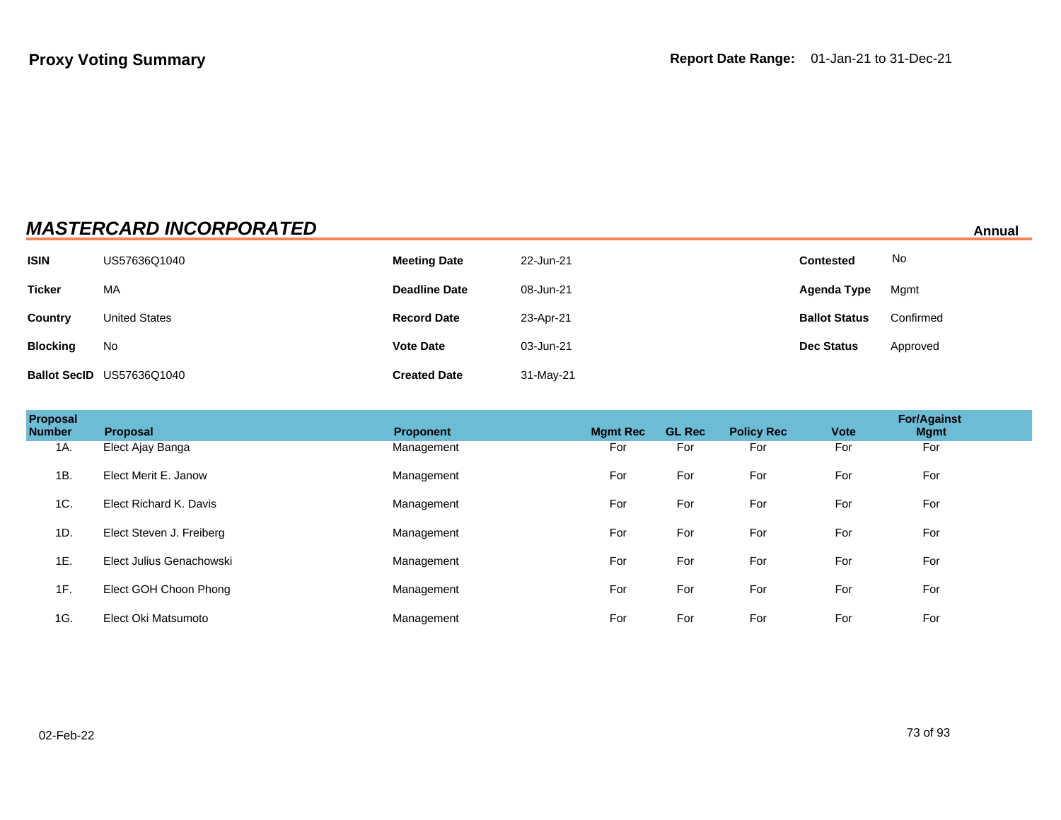**Proxy Voting Summary**

**Report Date Range:** 01-Jan-21 to 31-Dec-21

## *MASTERCARD INCORPORATED*

**Annual**

| | | | | | |
|---|---|---|---|---|---|
| **ISIN** | US57636Q1040 | **Meeting Date** | 22-Jun-21 | **Contested** | No |
| **Ticker** | MA | **Deadline Date** | 08-Jun-21 | **Agenda Type** | Mgmt |
| **Country** | United States | **Record Date** | 23-Apr-21 | **Ballot Status** | Confirmed |
| **Blocking** | No | **Vote Date** | 03-Jun-21 | **Dec Status** | Approved |
| **Ballot SecID** | US57636Q1040 | **Created Date** | 31-May-21 | | |

| Proposal Number | Proposal | Proponent | Mgmt Rec | GL Rec | Policy Rec | Vote | For/Against Mgmt |
|---|---|---|---|---|---|---|---|
| 1A. | Elect Ajay Banga | Management | For | For | For | For | For |
| 1B. | Elect Merit E. Janow | Management | For | For | For | For | For |
| 1C. | Elect Richard K. Davis | Management | For | For | For | For | For |
| 1D. | Elect Steven J. Freiberg | Management | For | For | For | For | For |
| 1E. | Elect Julius Genachowski | Management | For | For | For | For | For |
| 1F. | Elect GOH Choon Phong | Management | For | For | For | For | For |
| 1G. | Elect Oki Matsumoto | Management | For | For | For | For | For |

02-Feb-22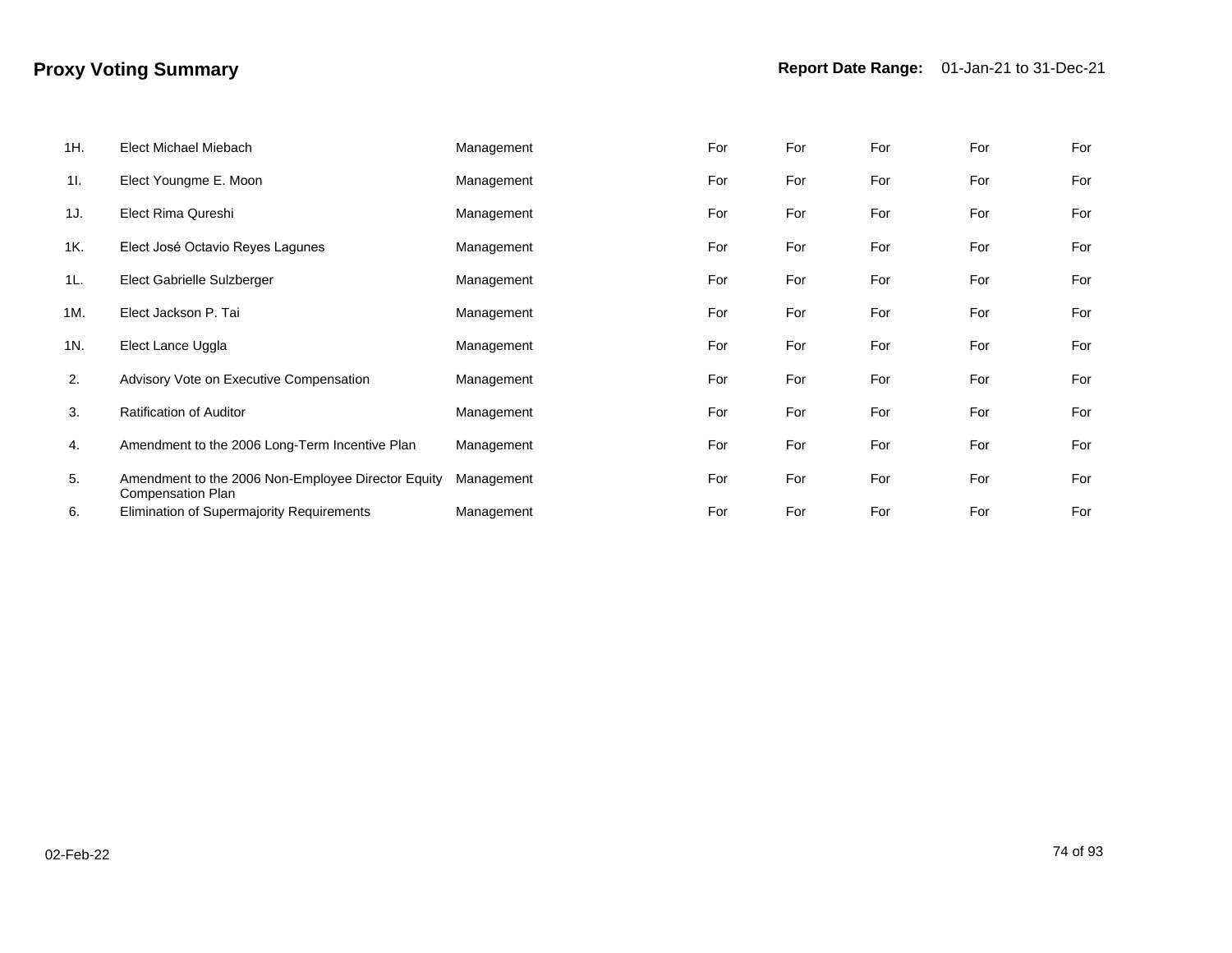| | | | | | | | |
|---|---|---|---|---|---|---|---|
| 1H. | Elect Michael Miebach | Management | For | For | For | For | For |
| 1I. | Elect Youngme E. Moon | Management | For | For | For | For | For |
| 1J. | Elect Rima Qureshi | Management | For | For | For | For | For |
| 1K. | Elect José Octavio Reyes Lagunes | Management | For | For | For | For | For |
| 1L. | Elect Gabrielle Sulzberger | Management | For | For | For | For | For |
| 1M. | Elect Jackson P. Tai | Management | For | For | For | For | For |
| 1N. | Elect Lance Uggla | Management | For | For | For | For | For |
| 2. | Advisory Vote on Executive Compensation | Management | For | For | For | For | For |
| 3. | Ratification of Auditor | Management | For | For | For | For | For |
| 4. | Amendment to the 2006 Long-Term Incentive Plan | Management | For | For | For | For | For |
| 5. | Amendment to the 2006 Non-Employee Director Equity Compensation Plan | Management | For | For | For | For | For |
| 6. | Elimination of Supermajority Requirements | Management | For | For | For | For | For |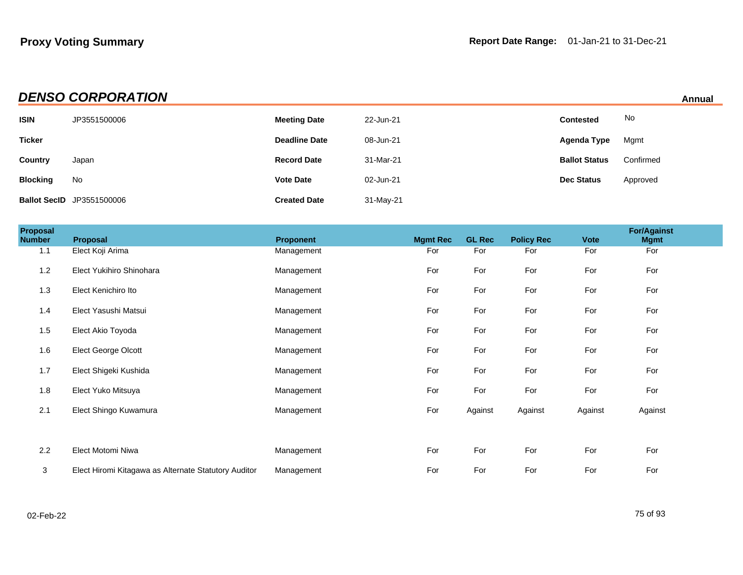## Proxy Voting Summary

**Report Date Range:** 01-Jan-21 to 31-Dec-21

### *DENSO CORPORATION*

**Annual**

| | | | | | |
|---|---|---|---|---|---|
| **ISIN** | JP3551500006 | **Meeting Date** | 22-Jun-21 | **Contested** | No |
| **Ticker** | | **Deadline Date** | 08-Jun-21 | **Agenda Type** | Mgmt |
| **Country** | Japan | **Record Date** | 31-Mar-21 | **Ballot Status** | Confirmed |
| **Blocking** | No | **Vote Date** | 02-Jun-21 | **Dec Status** | Approved |
| **Ballot SecID** | JP3551500006 | **Created Date** | 31-May-21 | | |

| Proposal Number | Proposal | Proponent | Mgmt Rec | GL Rec | Policy Rec | Vote | For/Against Mgmt |
|---|---|---|---|---|---|---|---|
| 1.1 | Elect Koji Arima | Management | For | For | For | For | For |
| 1.2 | Elect Yukihiro Shinohara | Management | For | For | For | For | For |
| 1.3 | Elect Kenichiro Ito | Management | For | For | For | For | For |
| 1.4 | Elect Yasushi Matsui | Management | For | For | For | For | For |
| 1.5 | Elect Akio Toyoda | Management | For | For | For | For | For |
| 1.6 | Elect George Olcott | Management | For | For | For | For | For |
| 1.7 | Elect Shigeki Kushida | Management | For | For | For | For | For |
| 1.8 | Elect Yuko Mitsuya | Management | For | For | For | For | For |
| 2.1 | Elect Shingo Kuwamura | Management | For | Against | Against | Against | Against |
| 2.2 | Elect Motomi Niwa | Management | For | For | For | For | For |
| 3 | Elect Hiromi Kitagawa as Alternate Statutory Auditor | Management | For | For | For | For | For |

02-Feb-22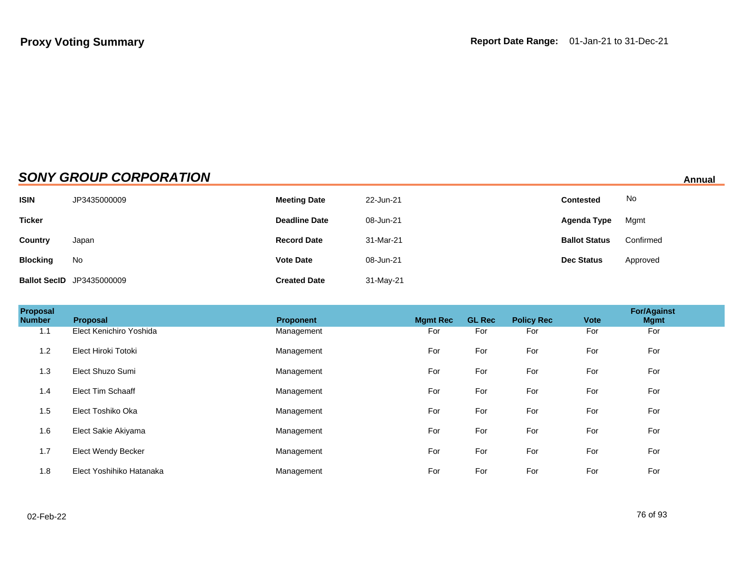**Proxy Voting Summary**

**Report Date Range:** 01-Jan-21 to 31-Dec-21

## *SONY GROUP CORPORATION*

**Annual**

| | | | | | |
|---|---|---|---|---|---|
| **ISIN** | JP3435000009 | **Meeting Date** | 22-Jun-21 | **Contested** | No |
| **Ticker** | | **Deadline Date** | 08-Jun-21 | **Agenda Type** | Mgmt |
| **Country** | Japan | **Record Date** | 31-Mar-21 | **Ballot Status** | Confirmed |
| **Blocking** | No | **Vote Date** | 08-Jun-21 | **Dec Status** | Approved |
| **Ballot SecID** | JP3435000009 | **Created Date** | 31-May-21 | | |

| Proposal Number | Proposal | Proponent | Mgmt Rec | GL Rec | Policy Rec | Vote | For/Against Mgmt |
|---|---|---|---|---|---|---|---|
| 1.1 | Elect Kenichiro Yoshida | Management | For | For | For | For | For |
| 1.2 | Elect Hiroki Totoki | Management | For | For | For | For | For |
| 1.3 | Elect Shuzo Sumi | Management | For | For | For | For | For |
| 1.4 | Elect Tim Schaaff | Management | For | For | For | For | For |
| 1.5 | Elect Toshiko Oka | Management | For | For | For | For | For |
| 1.6 | Elect Sakie Akiyama | Management | For | For | For | For | For |
| 1.7 | Elect Wendy Becker | Management | For | For | For | For | For |
| 1.8 | Elect Yoshihiko Hatanaka | Management | For | For | For | For | For |

02-Feb-22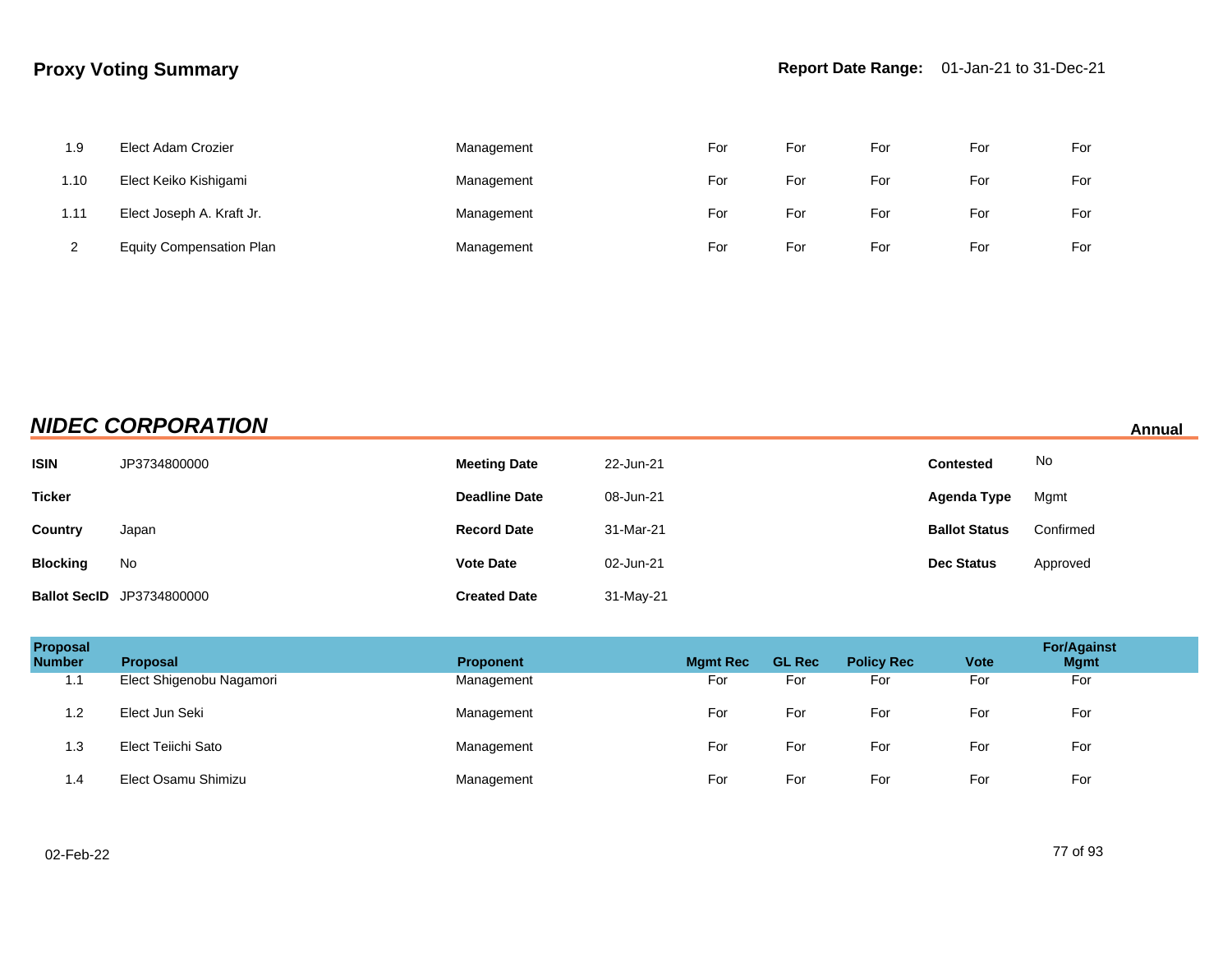## Proxy Voting Summary

**Report Date Range:** 01-Jan-21 to 31-Dec-21

| Proposal Number | Proposal | Proponent | Mgmt Rec | GL Rec | Policy Rec | Vote | For/Against Mgmt |
|---|---|---|---|---|---|---|---|
| 1.9 | Elect Adam Crozier | Management | For | For | For | For | For |
| 1.10 | Elect Keiko Kishigami | Management | For | For | For | For | For |
| 1.11 | Elect Joseph A. Kraft Jr. | Management | For | For | For | For | For |
| 2 | Equity Compensation Plan | Management | For | For | For | For | For |

## *NIDEC CORPORATION*

**Annual**

| | | | | | |
|---|---|---|---|---|---|
| **ISIN** | JP3734800000 | **Meeting Date** | 22-Jun-21 | **Contested** | No |
| **Ticker** | | **Deadline Date** | 08-Jun-21 | **Agenda Type** | Mgmt |
| **Country** | Japan | **Record Date** | 31-Mar-21 | **Ballot Status** | Confirmed |
| **Blocking** | No | **Vote Date** | 02-Jun-21 | **Dec Status** | Approved |
| **Ballot SecID** | JP3734800000 | **Created Date** | 31-May-21 | | |

| Proposal Number | Proposal | Proponent | Mgmt Rec | GL Rec | Policy Rec | Vote | For/Against Mgmt |
|---|---|---|---|---|---|---|---|
| 1.1 | Elect Shigenobu Nagamori | Management | For | For | For | For | For |
| 1.2 | Elect Jun Seki | Management | For | For | For | For | For |
| 1.3 | Elect Teiichi Sato | Management | For | For | For | For | For |
| 1.4 | Elect Osamu Shimizu | Management | For | For | For | For | For |

02-Feb-22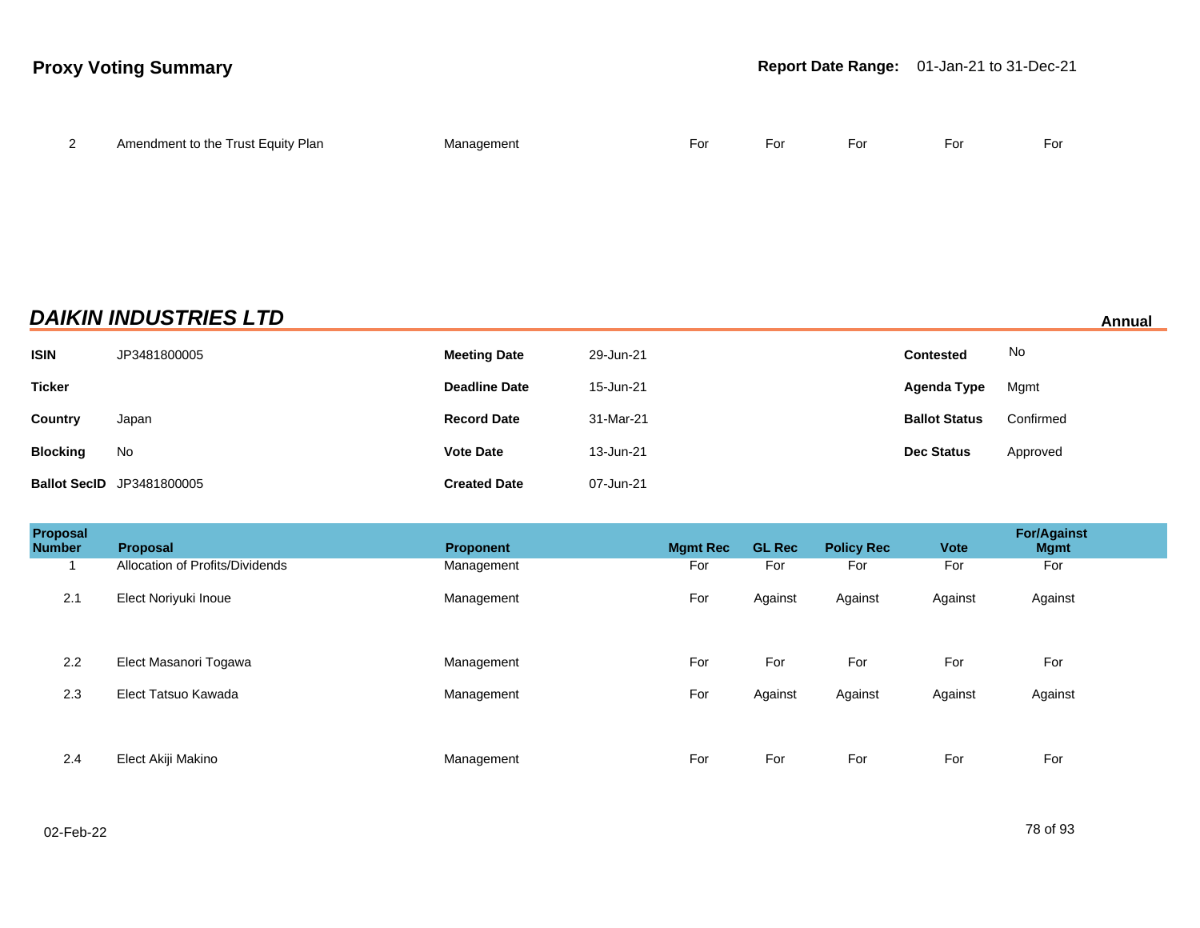| Proposal Number | Proposal | Proponent | Mgmt Rec | GL Rec | Policy Rec | Vote | For/Against Mgmt |
|---|---|---|---|---|---|---|---|
| 2 | Amendment to the Trust Equity Plan | Management | For | For | For | For | For |

## DAIKIN INDUSTRIES LTD

**Annual**

| | | | | | |
|---|---|---|---|---|---|
| **ISIN** | JP3481800005 | **Meeting Date** | 29-Jun-21 | **Contested** | No |
| **Ticker** | | **Deadline Date** | 15-Jun-21 | **Agenda Type** | Mgmt |
| **Country** | Japan | **Record Date** | 31-Mar-21 | **Ballot Status** | Confirmed |
| **Blocking** | No | **Vote Date** | 13-Jun-21 | **Dec Status** | Approved |
| **Ballot SecID** | JP3481800005 | **Created Date** | 07-Jun-21 | | |

| Proposal Number | Proposal | Proponent | Mgmt Rec | GL Rec | Policy Rec | Vote | For/Against Mgmt |
|---|---|---|---|---|---|---|---|
| 1 | Allocation of Profits/Dividends | Management | For | For | For | For | For |
| 2.1 | Elect Noriyuki Inoue | Management | For | Against | Against | Against | Against |
| 2.2 | Elect Masanori Togawa | Management | For | For | For | For | For |
| 2.3 | Elect Tatsuo Kawada | Management | For | Against | Against | Against | Against |
| 2.4 | Elect Akiji Makino | Management | For | For | For | For | For |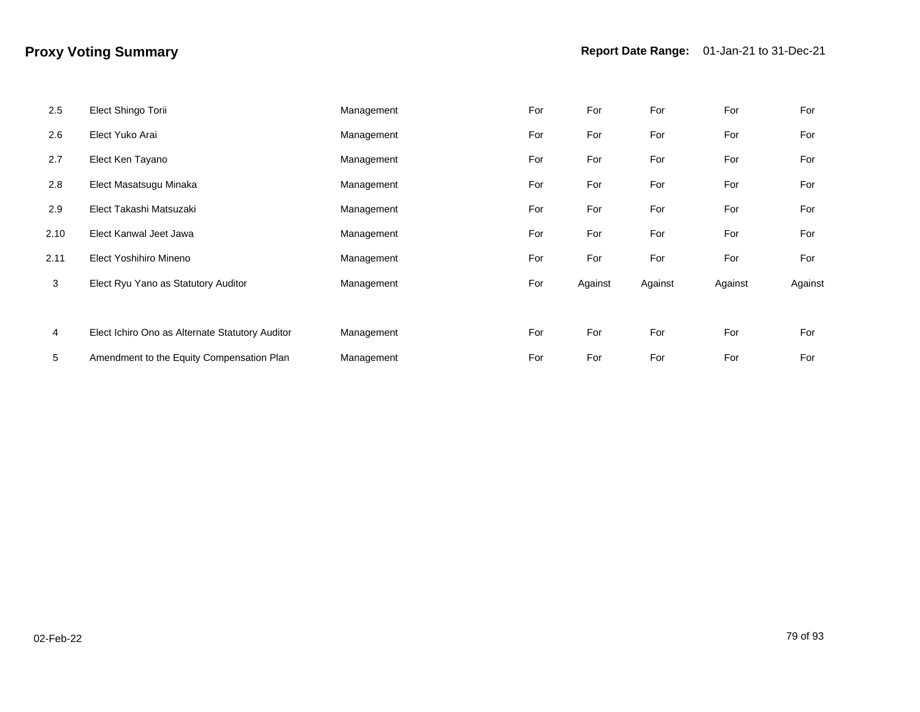# Proxy Voting Summary

**Report Date Range:** 01-Jan-21 to 31-Dec-21

| | | | | | | | |
|---|---|---|---|---|---|---|---|
| 2.5 | Elect Shingo Torii | Management | For | For | For | For | For |
| 2.6 | Elect Yuko Arai | Management | For | For | For | For | For |
| 2.7 | Elect Ken Tayano | Management | For | For | For | For | For |
| 2.8 | Elect Masatsugu Minaka | Management | For | For | For | For | For |
| 2.9 | Elect Takashi Matsuzaki | Management | For | For | For | For | For |
| 2.10 | Elect Kanwal Jeet Jawa | Management | For | For | For | For | For |
| 2.11 | Elect Yoshihiro Mineno | Management | For | For | For | For | For |
| 3 | Elect Ryu Yano as Statutory Auditor | Management | For | Against | Against | Against | Against |
| 4 | Elect Ichiro Ono as Alternate Statutory Auditor | Management | For | For | For | For | For |
| 5 | Amendment to the Equity Compensation Plan | Management | For | For | For | For | For |

02-Feb-22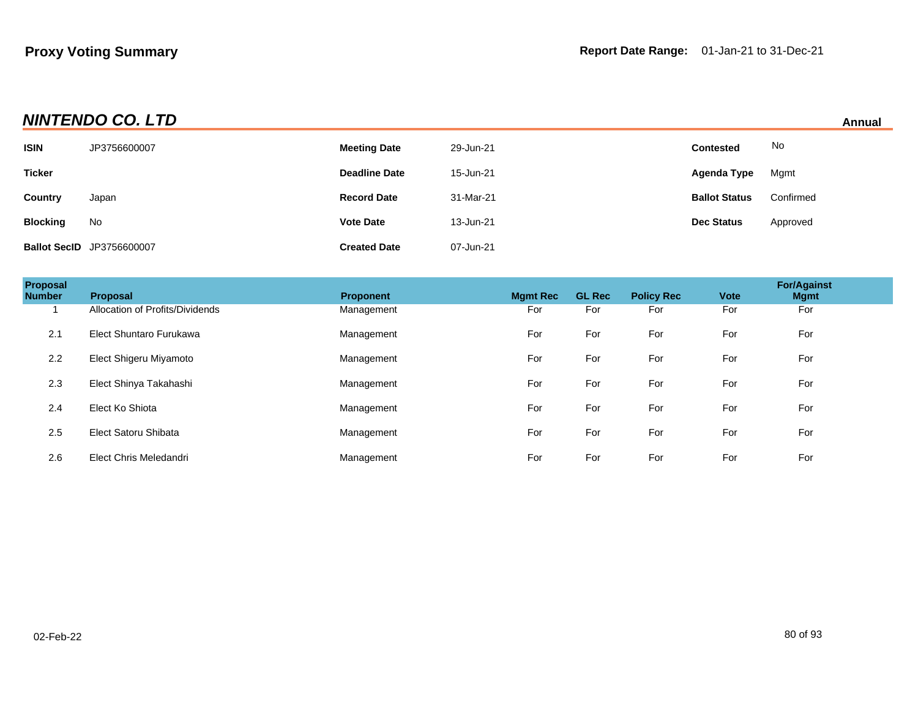**Proxy Voting Summary**

**Report Date Range:** 01-Jan-21 to 31-Dec-21

## *NINTENDO CO. LTD*

**Annual**

| | | | | | |
|---|---|---|---|---|---|
| **ISIN** | JP3756600007 | **Meeting Date** | 29-Jun-21 | **Contested** | No |
| **Ticker** | | **Deadline Date** | 15-Jun-21 | **Agenda Type** | Mgmt |
| **Country** | Japan | **Record Date** | 31-Mar-21 | **Ballot Status** | Confirmed |
| **Blocking** | No | **Vote Date** | 13-Jun-21 | **Dec Status** | Approved |
| **Ballot SecID** | JP3756600007 | **Created Date** | 07-Jun-21 | | |

| Proposal Number | Proposal | Proponent | Mgmt Rec | GL Rec | Policy Rec | Vote | For/Against Mgmt |
|---|---|---|---|---|---|---|---|
| 1 | Allocation of Profits/Dividends | Management | For | For | For | For | For |
| 2.1 | Elect Shuntaro Furukawa | Management | For | For | For | For | For |
| 2.2 | Elect Shigeru Miyamoto | Management | For | For | For | For | For |
| 2.3 | Elect Shinya Takahashi | Management | For | For | For | For | For |
| 2.4 | Elect Ko Shiota | Management | For | For | For | For | For |
| 2.5 | Elect Satoru Shibata | Management | For | For | For | For | For |
| 2.6 | Elect Chris Meledandri | Management | For | For | For | For | For |

02-Feb-22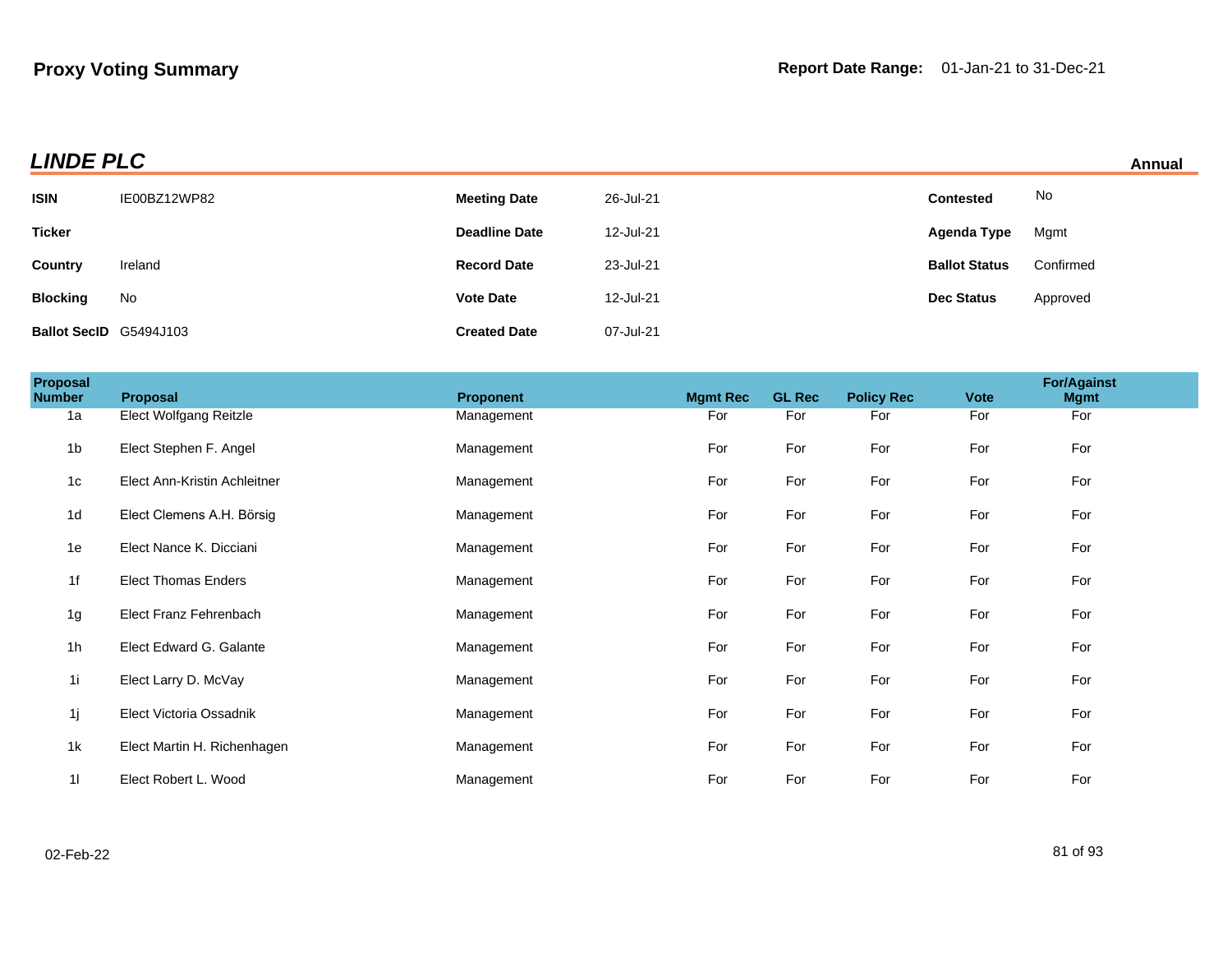## Proxy Voting Summary

**Report Date Range:** 01-Jan-21 to 31-Dec-21

### LINDE PLC

**Annual**

| | | | | | |
|---|---|---|---|---|---|
| **ISIN** | IE00BZ12WP82 | **Meeting Date** | 26-Jul-21 | **Contested** | No |
| **Ticker** | | **Deadline Date** | 12-Jul-21 | **Agenda Type** | Mgmt |
| **Country** | Ireland | **Record Date** | 23-Jul-21 | **Ballot Status** | Confirmed |
| **Blocking** | No | **Vote Date** | 12-Jul-21 | **Dec Status** | Approved |
| **Ballot SecID** | G5494J103 | **Created Date** | 07-Jul-21 | | |

| Proposal Number | Proposal | Proponent | Mgmt Rec | GL Rec | Policy Rec | Vote | For/Against Mgmt |
|---|---|---|---|---|---|---|---|
| 1a | Elect Wolfgang Reitzle | Management | For | For | For | For | For |
| 1b | Elect Stephen F. Angel | Management | For | For | For | For | For |
| 1c | Elect Ann-Kristin Achleitner | Management | For | For | For | For | For |
| 1d | Elect Clemens A.H. Börsig | Management | For | For | For | For | For |
| 1e | Elect Nance K. Dicciani | Management | For | For | For | For | For |
| 1f | Elect Thomas Enders | Management | For | For | For | For | For |
| 1g | Elect Franz Fehrenbach | Management | For | For | For | For | For |
| 1h | Elect Edward G. Galante | Management | For | For | For | For | For |
| 1i | Elect Larry D. McVay | Management | For | For | For | For | For |
| 1j | Elect Victoria Ossadnik | Management | For | For | For | For | For |
| 1k | Elect Martin H. Richenhagen | Management | For | For | For | For | For |
| 1l | Elect Robert L. Wood | Management | For | For | For | For | For |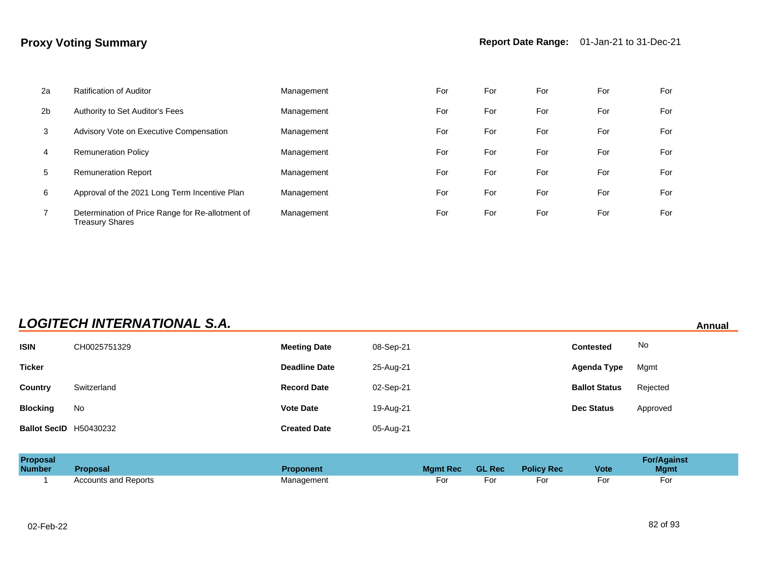| Proposal Number | Proposal | Proponent | Mgmt Rec | GL Rec | Policy Rec | Vote | For/Against Mgmt |
|---|---|---|---|---|---|---|---|
| 2a | Ratification of Auditor | Management | For | For | For | For | For |
| 2b | Authority to Set Auditor's Fees | Management | For | For | For | For | For |
| 3 | Advisory Vote on Executive Compensation | Management | For | For | For | For | For |
| 4 | Remuneration Policy | Management | For | For | For | For | For |
| 5 | Remuneration Report | Management | For | For | For | For | For |
| 6 | Approval of the 2021 Long Term Incentive Plan | Management | For | For | For | For | For |
| 7 | Determination of Price Range for Re-allotment of Treasury Shares | Management | For | For | For | For | For |

## *LOGITECH INTERNATIONAL S.A.*

**Annual**

| | | | | | |
|---|---|---|---|---|---|
| **ISIN** | CH0025751329 | **Meeting Date** | 08-Sep-21 | **Contested** | No |
| **Ticker** | | **Deadline Date** | 25-Aug-21 | **Agenda Type** | Mgmt |
| **Country** | Switzerland | **Record Date** | 02-Sep-21 | **Ballot Status** | Rejected |
| **Blocking** | No | **Vote Date** | 19-Aug-21 | **Dec Status** | Approved |
| **Ballot SecID** | H50430232 | **Created Date** | 05-Aug-21 | | |

| Proposal Number | Proposal | Proponent | Mgmt Rec | GL Rec | Policy Rec | Vote | For/Against Mgmt |
|---|---|---|---|---|---|---|---|
| 1 | Accounts and Reports | Management | For | For | For | For | For |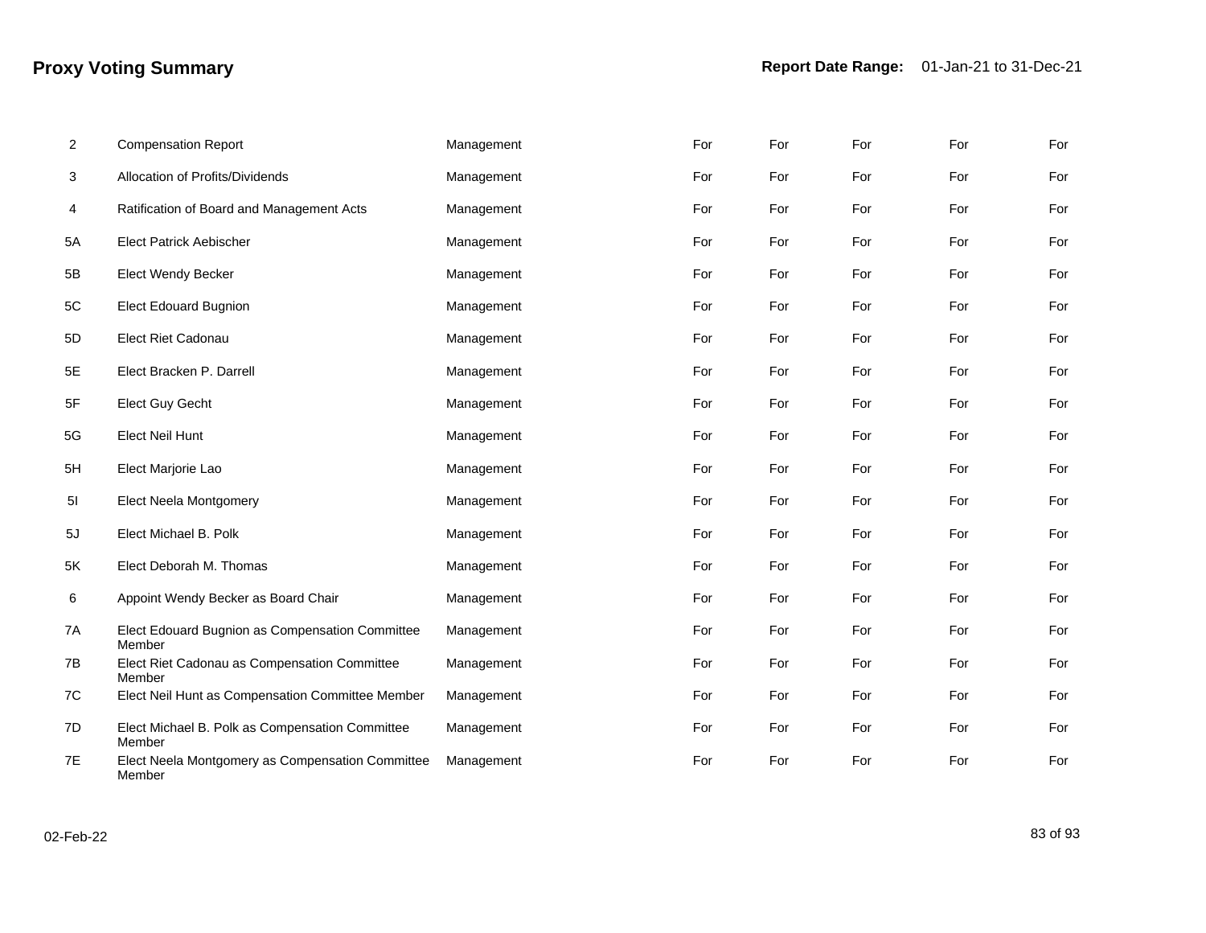# Proxy Voting Summary

**Report Date Range:** 01-Jan-21 to 31-Dec-21

| | | | | | | | |
|---|---|---|---|---|---|---|---|
| 2 | Compensation Report | Management | For | For | For | For | For |
| 3 | Allocation of Profits/Dividends | Management | For | For | For | For | For |
| 4 | Ratification of Board and Management Acts | Management | For | For | For | For | For |
| 5A | Elect Patrick Aebischer | Management | For | For | For | For | For |
| 5B | Elect Wendy Becker | Management | For | For | For | For | For |
| 5C | Elect Edouard Bugnion | Management | For | For | For | For | For |
| 5D | Elect Riet Cadonau | Management | For | For | For | For | For |
| 5E | Elect Bracken P. Darrell | Management | For | For | For | For | For |
| 5F | Elect Guy Gecht | Management | For | For | For | For | For |
| 5G | Elect Neil Hunt | Management | For | For | For | For | For |
| 5H | Elect Marjorie Lao | Management | For | For | For | For | For |
| 5I | Elect Neela Montgomery | Management | For | For | For | For | For |
| 5J | Elect Michael B. Polk | Management | For | For | For | For | For |
| 5K | Elect Deborah M. Thomas | Management | For | For | For | For | For |
| 6 | Appoint Wendy Becker as Board Chair | Management | For | For | For | For | For |
| 7A | Elect Edouard Bugnion as Compensation Committee Member | Management | For | For | For | For | For |
| 7B | Elect Riet Cadonau as Compensation Committee Member | Management | For | For | For | For | For |
| 7C | Elect Neil Hunt as Compensation Committee Member | Management | For | For | For | For | For |
| 7D | Elect Michael B. Polk as Compensation Committee Member | Management | For | For | For | For | For |
| 7E | Elect Neela Montgomery as Compensation Committee Member | Management | For | For | For | For | For |

02-Feb-22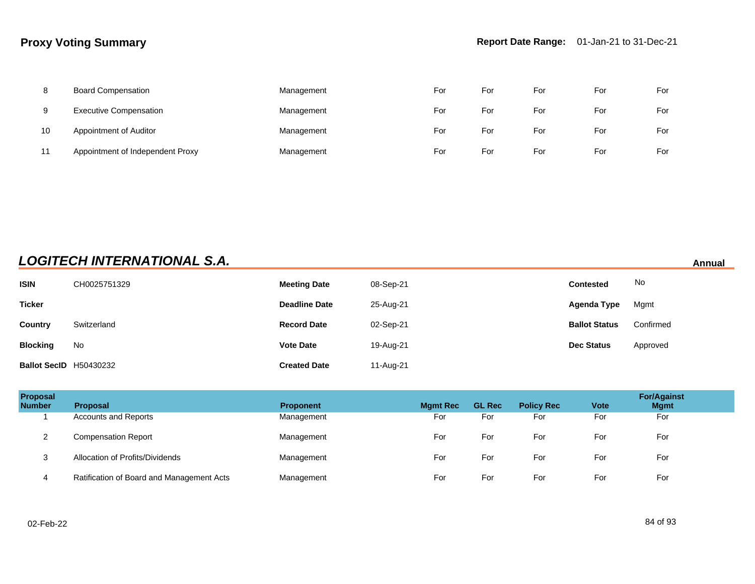## Proxy Voting Summary

**Report Date Range:** 01-Jan-21 to 31-Dec-21

| Proposal Number | Proposal | Proponent | Mgmt Rec | GL Rec | Policy Rec | Vote | For/Against Mgmt |
|---|---|---|---|---|---|---|---|
| 8 | Board Compensation | Management | For | For | For | For | For |
| 9 | Executive Compensation | Management | For | For | For | For | For |
| 10 | Appointment of Auditor | Management | For | For | For | For | For |
| 11 | Appointment of Independent Proxy | Management | For | For | For | For | For |

## *LOGITECH INTERNATIONAL S.A.*

**Annual**

| | | | | | |
|---|---|---|---|---|---|
| **ISIN** | CH0025751329 | **Meeting Date** | 08-Sep-21 | **Contested** | No |
| **Ticker** | | **Deadline Date** | 25-Aug-21 | **Agenda Type** | Mgmt |
| **Country** | Switzerland | **Record Date** | 02-Sep-21 | **Ballot Status** | Confirmed |
| **Blocking** | No | **Vote Date** | 19-Aug-21 | **Dec Status** | Approved |
| **Ballot SecID** | H50430232 | **Created Date** | 11-Aug-21 | | |

| Proposal Number | Proposal | Proponent | Mgmt Rec | GL Rec | Policy Rec | Vote | For/Against Mgmt |
|---|---|---|---|---|---|---|---|
| 1 | Accounts and Reports | Management | For | For | For | For | For |
| 2 | Compensation Report | Management | For | For | For | For | For |
| 3 | Allocation of Profits/Dividends | Management | For | For | For | For | For |
| 4 | Ratification of Board and Management Acts | Management | For | For | For | For | For |

02-Feb-22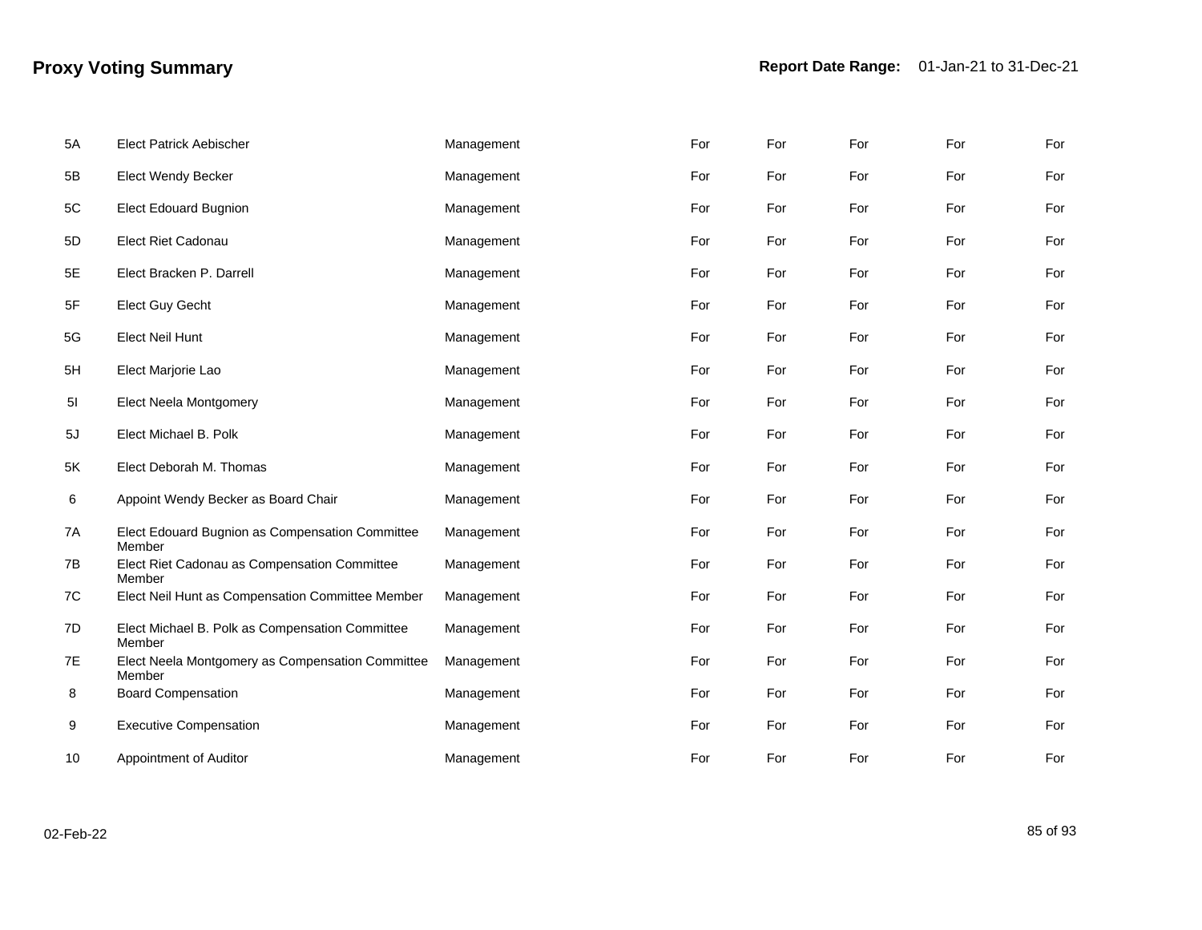# Proxy Voting Summary

**Report Date Range:** 01-Jan-21 to 31-Dec-21

| | | | | | | | |
|---|---|---|---|---|---|---|---|
| 5A | Elect Patrick Aebischer | Management | For | For | For | For | For |
| 5B | Elect Wendy Becker | Management | For | For | For | For | For |
| 5C | Elect Edouard Bugnion | Management | For | For | For | For | For |
| 5D | Elect Riet Cadonau | Management | For | For | For | For | For |
| 5E | Elect Bracken P. Darrell | Management | For | For | For | For | For |
| 5F | Elect Guy Gecht | Management | For | For | For | For | For |
| 5G | Elect Neil Hunt | Management | For | For | For | For | For |
| 5H | Elect Marjorie Lao | Management | For | For | For | For | For |
| 5I | Elect Neela Montgomery | Management | For | For | For | For | For |
| 5J | Elect Michael B. Polk | Management | For | For | For | For | For |
| 5K | Elect Deborah M. Thomas | Management | For | For | For | For | For |
| 6 | Appoint Wendy Becker as Board Chair | Management | For | For | For | For | For |
| 7A | Elect Edouard Bugnion as Compensation Committee Member | Management | For | For | For | For | For |
| 7B | Elect Riet Cadonau as Compensation Committee Member | Management | For | For | For | For | For |
| 7C | Elect Neil Hunt as Compensation Committee Member | Management | For | For | For | For | For |
| 7D | Elect Michael B. Polk as Compensation Committee Member | Management | For | For | For | For | For |
| 7E | Elect Neela Montgomery as Compensation Committee Member | Management | For | For | For | For | For |
| 8 | Board Compensation | Management | For | For | For | For | For |
| 9 | Executive Compensation | Management | For | For | For | For | For |
| 10 | Appointment of Auditor | Management | For | For | For | For | For |

02-Feb-22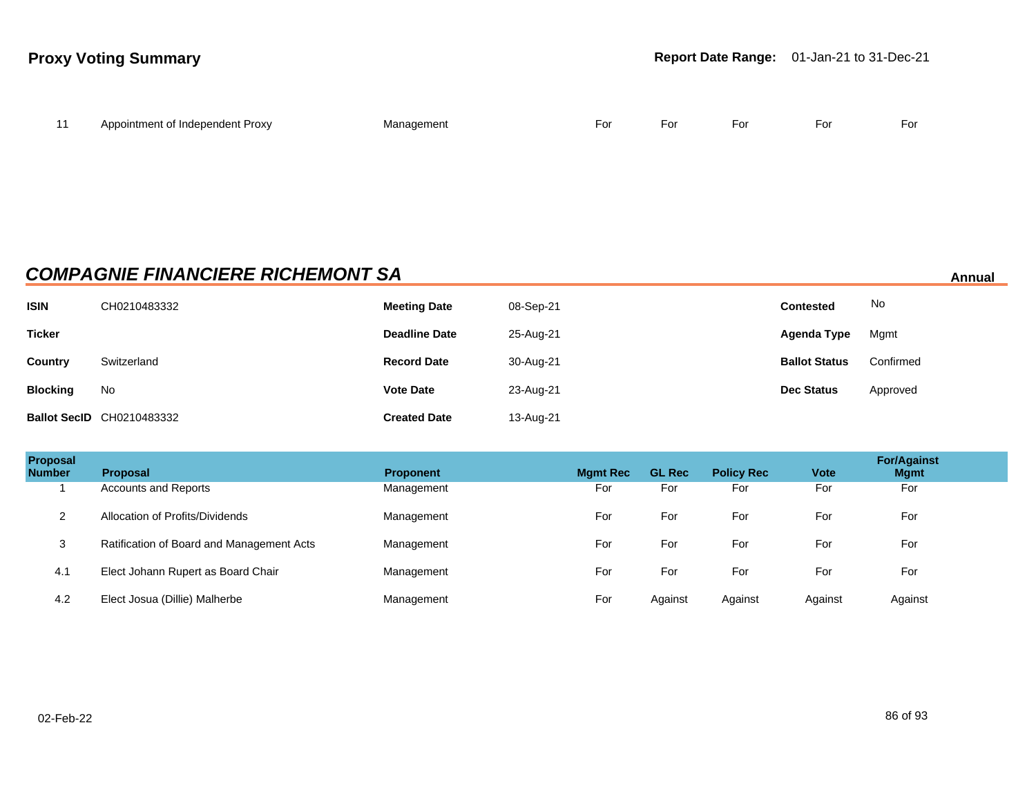| 11 | Appointment of Independent Proxy | Management | For | For | For | For | For |
|---|---|---|---|---|---|---|---|

## *COMPAGNIE FINANCIERE RICHEMONT SA*

**Annual**

| | | | | | |
|---|---|---|---|---|---|
| **ISIN** | CH0210483332 | **Meeting Date** | 08-Sep-21 | **Contested** | No |
| **Ticker** | | **Deadline Date** | 25-Aug-21 | **Agenda Type** | Mgmt |
| **Country** | Switzerland | **Record Date** | 30-Aug-21 | **Ballot Status** | Confirmed |
| **Blocking** | No | **Vote Date** | 23-Aug-21 | **Dec Status** | Approved |
| **Ballot SecID** | CH0210483332 | **Created Date** | 13-Aug-21 | | |

| Proposal Number | Proposal | Proponent | Mgmt Rec | GL Rec | Policy Rec | Vote | For/Against Mgmt |
|---|---|---|---|---|---|---|---|
| 1 | Accounts and Reports | Management | For | For | For | For | For |
| 2 | Allocation of Profits/Dividends | Management | For | For | For | For | For |
| 3 | Ratification of Board and Management Acts | Management | For | For | For | For | For |
| 4.1 | Elect Johann Rupert as Board Chair | Management | For | For | For | For | For |
| 4.2 | Elect Josua (Dillie) Malherbe | Management | For | Against | Against | Against | Against |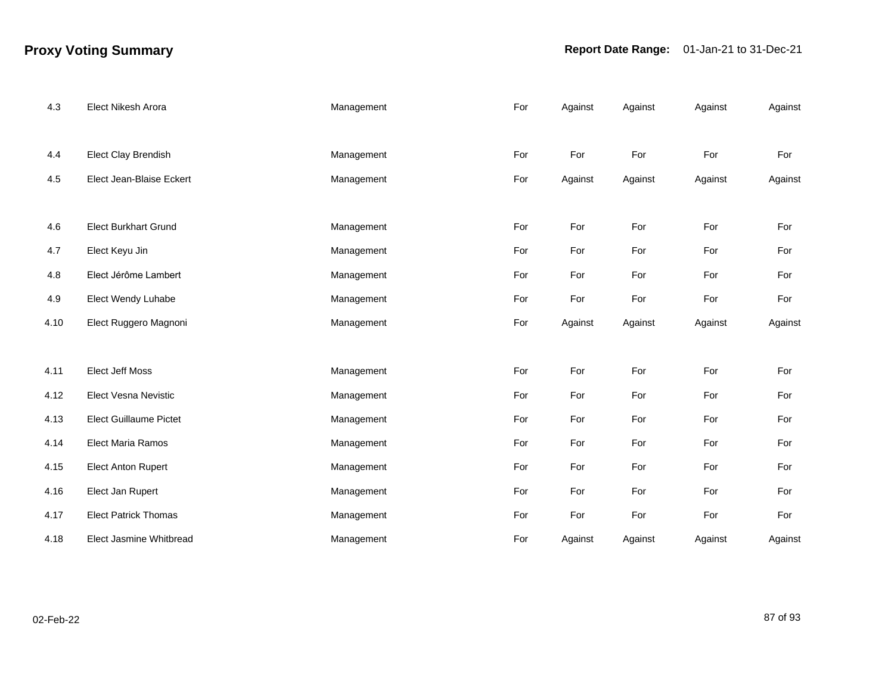## Proxy Voting Summary

**Report Date Range:** 01-Jan-21 to 31-Dec-21

| | | | | | | | |
|---|---|---|---|---|---|---|---|
| 4.3 | Elect Nikesh Arora | Management | For | Against | Against | Against | Against |
| 4.4 | Elect Clay Brendish | Management | For | For | For | For | For |
| 4.5 | Elect Jean-Blaise Eckert | Management | For | Against | Against | Against | Against |
| 4.6 | Elect Burkhart Grund | Management | For | For | For | For | For |
| 4.7 | Elect Keyu Jin | Management | For | For | For | For | For |
| 4.8 | Elect Jérôme Lambert | Management | For | For | For | For | For |
| 4.9 | Elect Wendy Luhabe | Management | For | For | For | For | For |
| 4.10 | Elect Ruggero Magnoni | Management | For | Against | Against | Against | Against |
| 4.11 | Elect Jeff Moss | Management | For | For | For | For | For |
| 4.12 | Elect Vesna Nevistic | Management | For | For | For | For | For |
| 4.13 | Elect Guillaume Pictet | Management | For | For | For | For | For |
| 4.14 | Elect Maria Ramos | Management | For | For | For | For | For |
| 4.15 | Elect Anton Rupert | Management | For | For | For | For | For |
| 4.16 | Elect Jan Rupert | Management | For | For | For | For | For |
| 4.17 | Elect Patrick Thomas | Management | For | For | For | For | For |
| 4.18 | Elect Jasmine Whitbread | Management | For | Against | Against | Against | Against |

02-Feb-22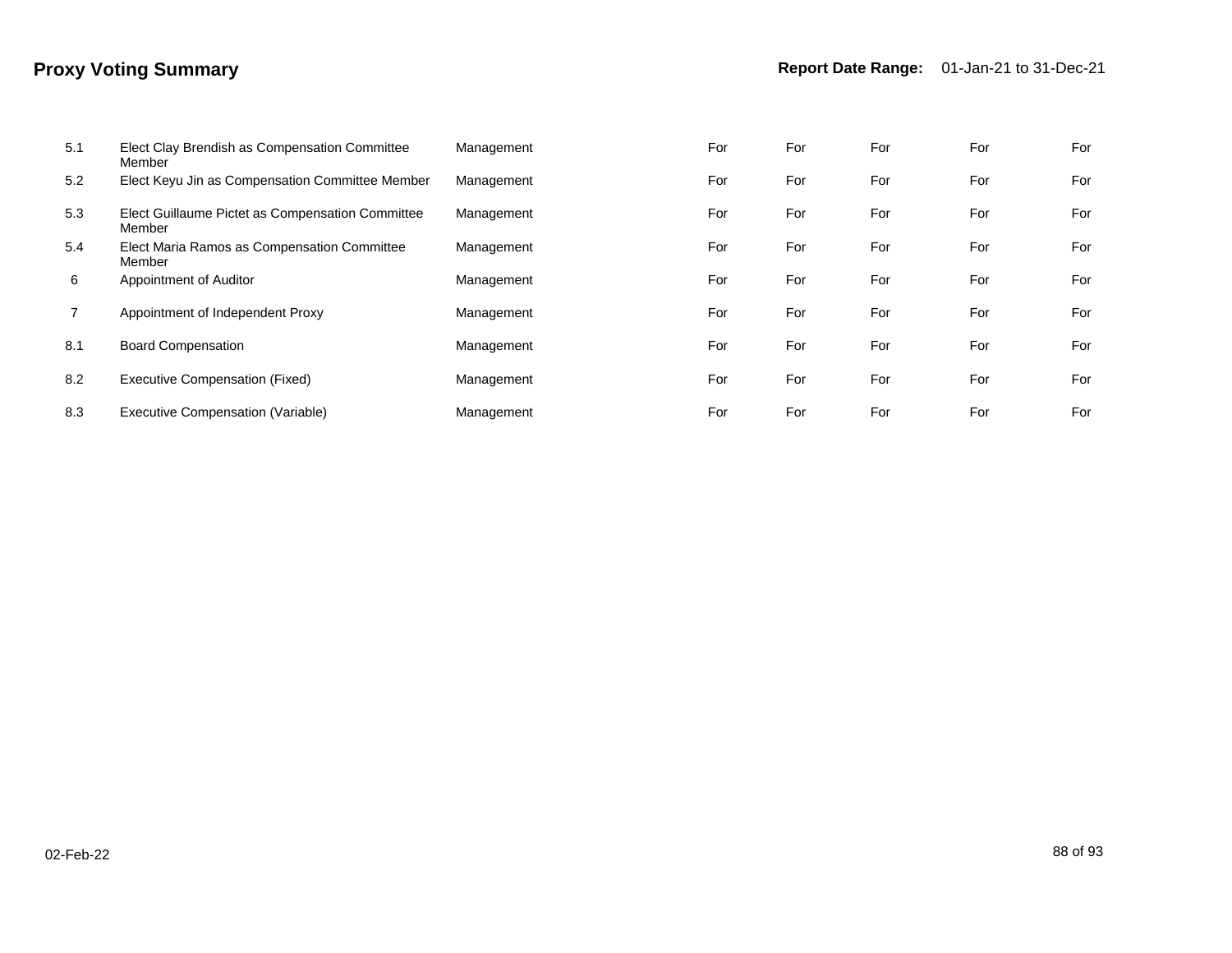## Proxy Voting Summary

**Report Date Range:** 01-Jan-21 to 31-Dec-21

| | | | | | | | |
|---|---|---|---|---|---|---|---|
| 5.1 | Elect Clay Brendish as Compensation Committee Member | Management | For | For | For | For | For |
| 5.2 | Elect Keyu Jin as Compensation Committee Member | Management | For | For | For | For | For |
| 5.3 | Elect Guillaume Pictet as Compensation Committee Member | Management | For | For | For | For | For |
| 5.4 | Elect Maria Ramos as Compensation Committee Member | Management | For | For | For | For | For |
| 6 | Appointment of Auditor | Management | For | For | For | For | For |
| 7 | Appointment of Independent Proxy | Management | For | For | For | For | For |
| 8.1 | Board Compensation | Management | For | For | For | For | For |
| 8.2 | Executive Compensation (Fixed) | Management | For | For | For | For | For |
| 8.3 | Executive Compensation (Variable) | Management | For | For | For | For | For |

02-Feb-22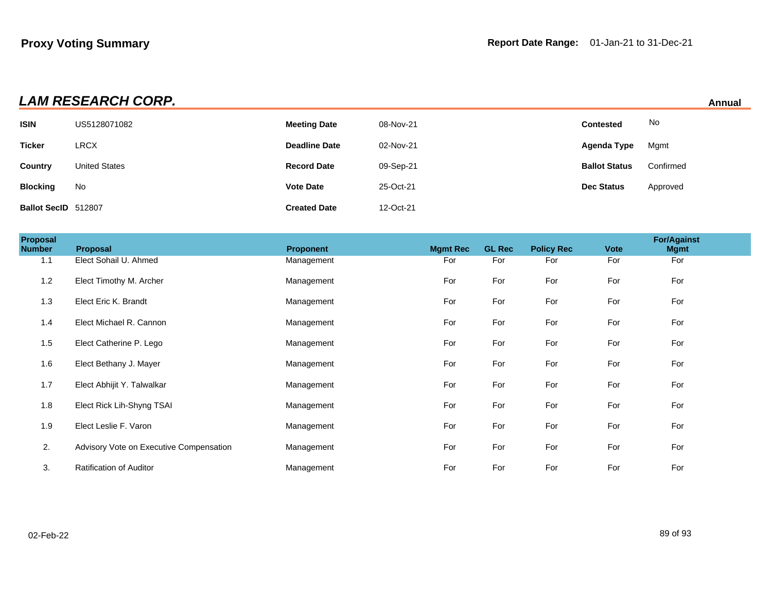**Proxy Voting Summary**

**Report Date Range:** 01-Jan-21 to 31-Dec-21

## *LAM RESEARCH CORP.*

**Annual**

| | | | | | |
|---|---|---|---|---|---|
| **ISIN** | US5128071082 | **Meeting Date** | 08-Nov-21 | **Contested** | No |
| **Ticker** | LRCX | **Deadline Date** | 02-Nov-21 | **Agenda Type** | Mgmt |
| **Country** | United States | **Record Date** | 09-Sep-21 | **Ballot Status** | Confirmed |
| **Blocking** | No | **Vote Date** | 25-Oct-21 | **Dec Status** | Approved |
| **Ballot SecID** | 512807 | **Created Date** | 12-Oct-21 | | |

| Proposal Number | Proposal | Proponent | Mgmt Rec | GL Rec | Policy Rec | Vote | For/Against Mgmt |
|---|---|---|---|---|---|---|---|
| 1.1 | Elect Sohail U. Ahmed | Management | For | For | For | For | For |
| 1.2 | Elect Timothy M. Archer | Management | For | For | For | For | For |
| 1.3 | Elect Eric K. Brandt | Management | For | For | For | For | For |
| 1.4 | Elect Michael R. Cannon | Management | For | For | For | For | For |
| 1.5 | Elect Catherine P. Lego | Management | For | For | For | For | For |
| 1.6 | Elect Bethany J. Mayer | Management | For | For | For | For | For |
| 1.7 | Elect Abhijit Y. Talwalkar | Management | For | For | For | For | For |
| 1.8 | Elect Rick Lih-Shyng TSAI | Management | For | For | For | For | For |
| 1.9 | Elect Leslie F. Varon | Management | For | For | For | For | For |
| 2. | Advisory Vote on Executive Compensation | Management | For | For | For | For | For |
| 3. | Ratification of Auditor | Management | For | For | For | For | For |

02-Feb-22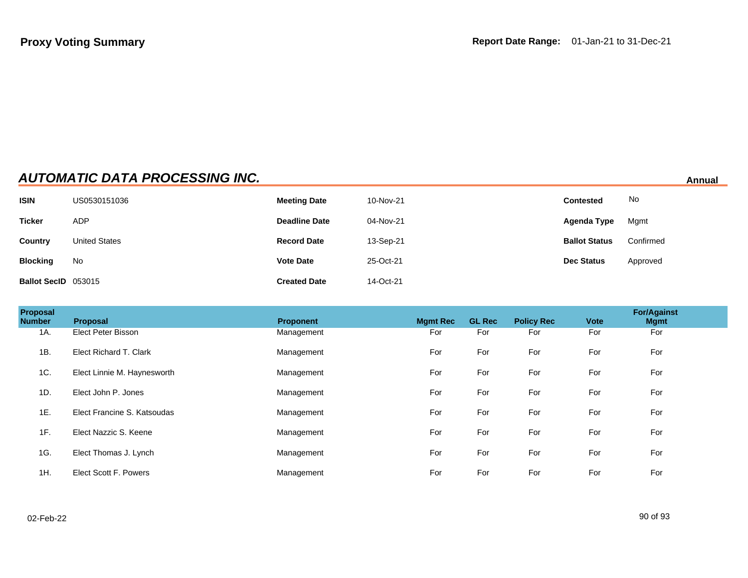**Proxy Voting Summary**

**Report Date Range:** 01-Jan-21 to 31-Dec-21

## *AUTOMATIC DATA PROCESSING INC.*

**Annual**

| | | | | | |
|---|---|---|---|---|---|
| **ISIN** | US0530151036 | **Meeting Date** | 10-Nov-21 | **Contested** | No |
| **Ticker** | ADP | **Deadline Date** | 04-Nov-21 | **Agenda Type** | Mgmt |
| **Country** | United States | **Record Date** | 13-Sep-21 | **Ballot Status** | Confirmed |
| **Blocking** | No | **Vote Date** | 25-Oct-21 | **Dec Status** | Approved |
| **Ballot SecID** | 053015 | **Created Date** | 14-Oct-21 | | |

| Proposal Number | Proposal | Proponent | Mgmt Rec | GL Rec | Policy Rec | Vote | For/Against Mgmt |
|---|---|---|---|---|---|---|---|
| 1A. | Elect Peter Bisson | Management | For | For | For | For | For |
| 1B. | Elect Richard T. Clark | Management | For | For | For | For | For |
| 1C. | Elect Linnie M. Haynesworth | Management | For | For | For | For | For |
| 1D. | Elect John P. Jones | Management | For | For | For | For | For |
| 1E. | Elect Francine S. Katsoudas | Management | For | For | For | For | For |
| 1F. | Elect Nazzic S. Keene | Management | For | For | For | For | For |
| 1G. | Elect Thomas J. Lynch | Management | For | For | For | For | For |
| 1H. | Elect Scott F. Powers | Management | For | For | For | For | For |

02-Feb-22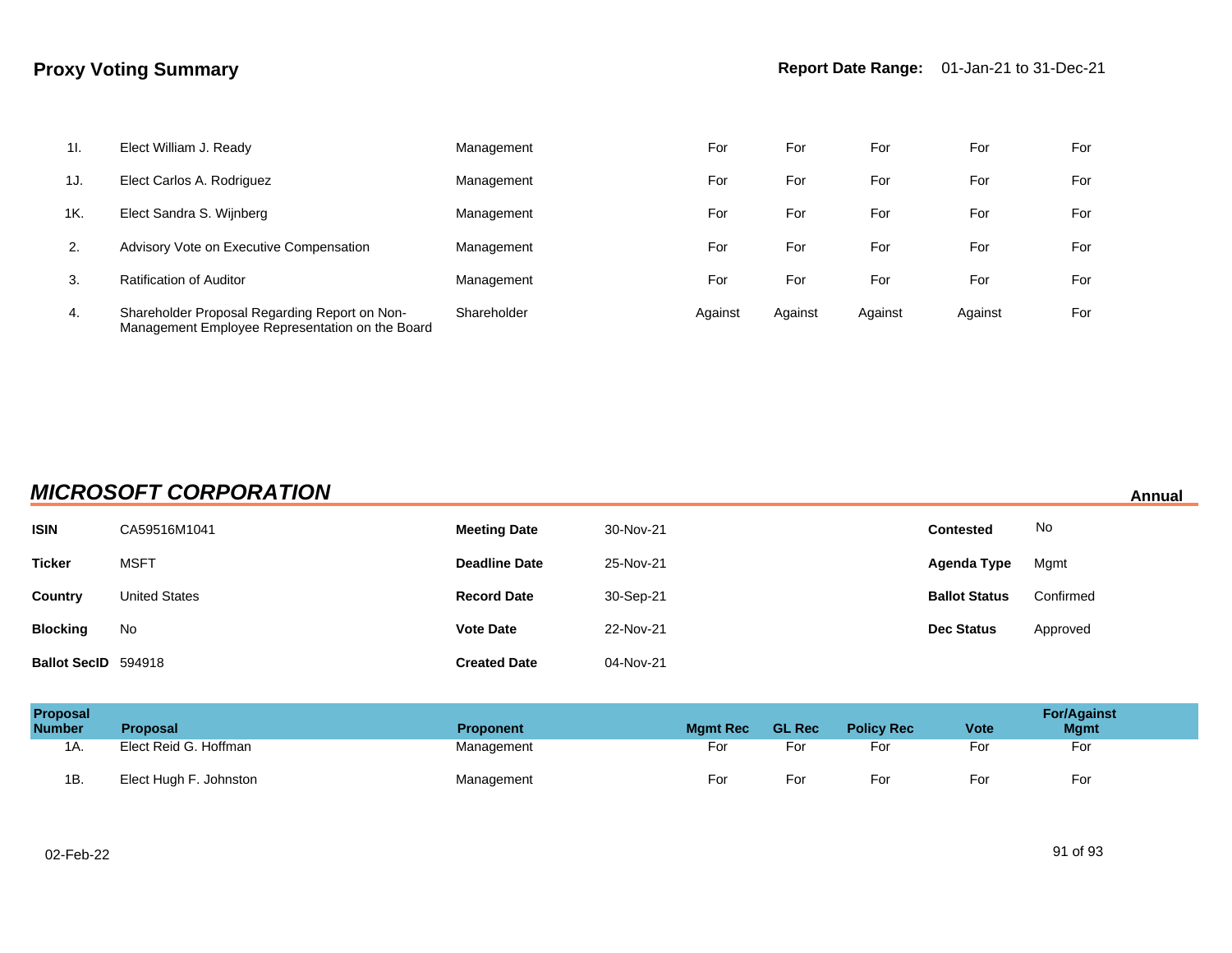| | | | | | | | |
|---|---|---|---|---|---|---|---|
| 1I. | Elect William J. Ready | Management | For | For | For | For | For |
| 1J. | Elect Carlos A. Rodriguez | Management | For | For | For | For | For |
| 1K. | Elect Sandra S. Wijnberg | Management | For | For | For | For | For |
| 2. | Advisory Vote on Executive Compensation | Management | For | For | For | For | For |
| 3. | Ratification of Auditor | Management | For | For | For | For | For |
| 4. | Shareholder Proposal Regarding Report on Non-Management Employee Representation on the Board | Shareholder | Against | Against | Against | Against | For |

## *MICROSOFT CORPORATION*

**Annual**

| | | | | | |
|---|---|---|---|---|---|
| **ISIN** | CA59516M1041 | **Meeting Date** | 30-Nov-21 | **Contested** | No |
| **Ticker** | MSFT | **Deadline Date** | 25-Nov-21 | **Agenda Type** | Mgmt |
| **Country** | United States | **Record Date** | 30-Sep-21 | **Ballot Status** | Confirmed |
| **Blocking** | No | **Vote Date** | 22-Nov-21 | **Dec Status** | Approved |
| **Ballot SecID** | 594918 | **Created Date** | 04-Nov-21 | | |

| Proposal Number | Proposal | Proponent | Mgmt Rec | GL Rec | Policy Rec | Vote | For/Against Mgmt |
|---|---|---|---|---|---|---|---|
| 1A. | Elect Reid G. Hoffman | Management | For | For | For | For | For |
| 1B. | Elect Hugh F. Johnston | Management | For | For | For | For | For |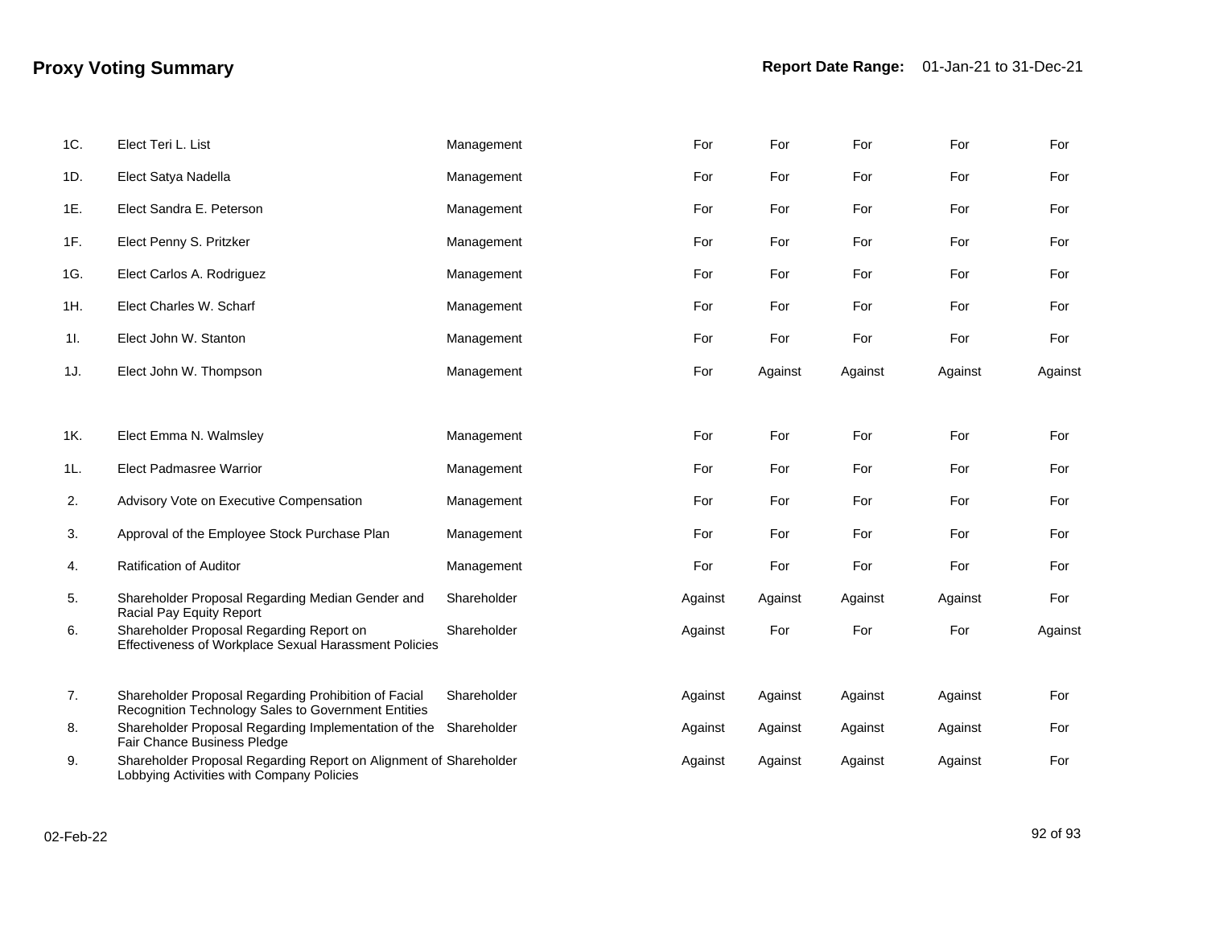# Proxy Voting Summary

**Report Date Range:** 01-Jan-21 to 31-Dec-21

| | | | | | | | |
|---|---|---|---|---|---|---|---|
| 1C. | Elect Teri L. List | Management | For | For | For | For | For |
| 1D. | Elect Satya Nadella | Management | For | For | For | For | For |
| 1E. | Elect Sandra E. Peterson | Management | For | For | For | For | For |
| 1F. | Elect Penny S. Pritzker | Management | For | For | For | For | For |
| 1G. | Elect Carlos A. Rodriguez | Management | For | For | For | For | For |
| 1H. | Elect Charles W. Scharf | Management | For | For | For | For | For |
| 1I. | Elect John W. Stanton | Management | For | For | For | For | For |
| 1J. | Elect John W. Thompson | Management | For | Against | Against | Against | Against |
| 1K. | Elect Emma N. Walmsley | Management | For | For | For | For | For |
| 1L. | Elect Padmasree Warrior | Management | For | For | For | For | For |
| 2. | Advisory Vote on Executive Compensation | Management | For | For | For | For | For |
| 3. | Approval of the Employee Stock Purchase Plan | Management | For | For | For | For | For |
| 4. | Ratification of Auditor | Management | For | For | For | For | For |
| 5. | Shareholder Proposal Regarding Median Gender and Racial Pay Equity Report | Shareholder | Against | Against | Against | Against | For |
| 6. | Shareholder Proposal Regarding Report on Effectiveness of Workplace Sexual Harassment Policies | Shareholder | Against | For | For | For | Against |
| 7. | Shareholder Proposal Regarding Prohibition of Facial Recognition Technology Sales to Government Entities | Shareholder | Against | Against | Against | Against | For |
| 8. | Shareholder Proposal Regarding Implementation of the Fair Chance Business Pledge | Shareholder | Against | Against | Against | Against | For |
| 9. | Shareholder Proposal Regarding Report on Alignment of Lobbying Activities with Company Policies | Shareholder | Against | Against | Against | Against | For |

02-Feb-22